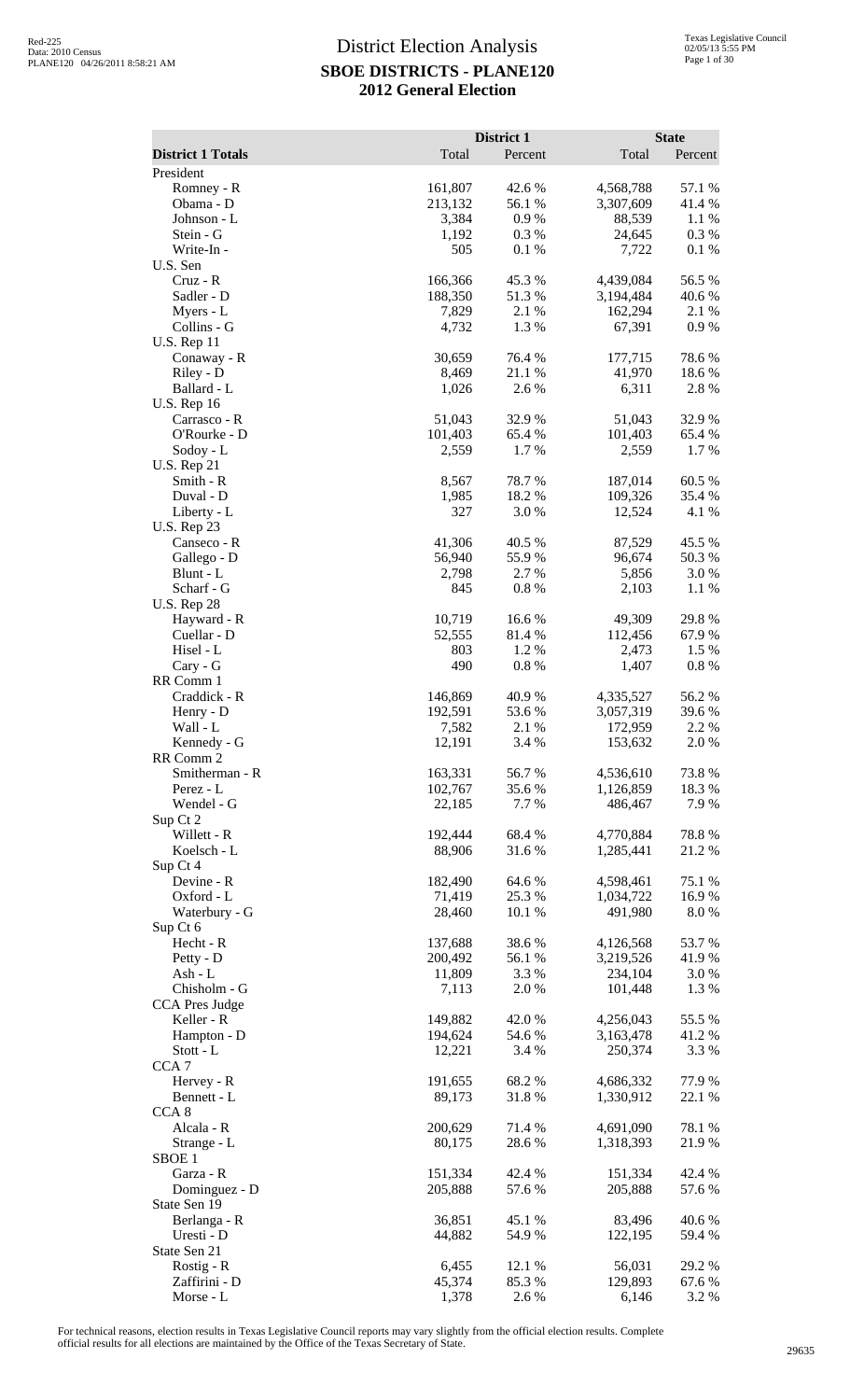# District Election Analysis

## SBOE DISTRICTS - PLANE120

## 2012 General Election

| District 1 Totals | District 1 Total | District 1 Percent | State Total | State Percent |
|---|---|---|---|---|
| President | | | | |
| Romney - R | 161,807 | 42.6 % | 4,568,788 | 57.1 % |
| Obama - D | 213,132 | 56.1 % | 3,307,609 | 41.4 % |
| Johnson - L | 3,384 | 0.9 % | 88,539 | 1.1 % |
| Stein - G | 1,192 | 0.3 % | 24,645 | 0.3 % |
| Write-In - | 505 | 0.1 % | 7,722 | 0.1 % |
| U.S. Sen | | | | |
| Cruz - R | 166,366 | 45.3 % | 4,439,084 | 56.5 % |
| Sadler - D | 188,350 | 51.3 % | 3,194,484 | 40.6 % |
| Myers - L | 7,829 | 2.1 % | 162,294 | 2.1 % |
| Collins - G | 4,732 | 1.3 % | 67,391 | 0.9 % |
| U.S. Rep 11 | | | | |
| Conaway - R | 30,659 | 76.4 % | 177,715 | 78.6 % |
| Riley - D | 8,469 | 21.1 % | 41,970 | 18.6 % |
| Ballard - L | 1,026 | 2.6 % | 6,311 | 2.8 % |
| U.S. Rep 16 | | | | |
| Carrasco - R | 51,043 | 32.9 % | 51,043 | 32.9 % |
| O'Rourke - D | 101,403 | 65.4 % | 101,403 | 65.4 % |
| Sodoy - L | 2,559 | 1.7 % | 2,559 | 1.7 % |
| U.S. Rep 21 | | | | |
| Smith - R | 8,567 | 78.7 % | 187,014 | 60.5 % |
| Duval - D | 1,985 | 18.2 % | 109,326 | 35.4 % |
| Liberty - L | 327 | 3.0 % | 12,524 | 4.1 % |
| U.S. Rep 23 | | | | |
| Canseco - R | 41,306 | 40.5 % | 87,529 | 45.5 % |
| Gallego - D | 56,940 | 55.9 % | 96,674 | 50.3 % |
| Blunt - L | 2,798 | 2.7 % | 5,856 | 3.0 % |
| Scharf - G | 845 | 0.8 % | 2,103 | 1.1 % |
| U.S. Rep 28 | | | | |
| Hayward - R | 10,719 | 16.6 % | 49,309 | 29.8 % |
| Cuellar - D | 52,555 | 81.4 % | 112,456 | 67.9 % |
| Hisel - L | 803 | 1.2 % | 2,473 | 1.5 % |
| Cary - G | 490 | 0.8 % | 1,407 | 0.8 % |
| RR Comm 1 | | | | |
| Craddick - R | 146,869 | 40.9 % | 4,335,527 | 56.2 % |
| Henry - D | 192,591 | 53.6 % | 3,057,319 | 39.6 % |
| Wall - L | 7,582 | 2.1 % | 172,959 | 2.2 % |
| Kennedy - G | 12,191 | 3.4 % | 153,632 | 2.0 % |
| RR Comm 2 | | | | |
| Smitherman - R | 163,331 | 56.7 % | 4,536,610 | 73.8 % |
| Perez - L | 102,767 | 35.6 % | 1,126,859 | 18.3 % |
| Wendel - G | 22,185 | 7.7 % | 486,467 | 7.9 % |
| Sup Ct 2 | | | | |
| Willett - R | 192,444 | 68.4 % | 4,770,884 | 78.8 % |
| Koelsch - L | 88,906 | 31.6 % | 1,285,441 | 21.2 % |
| Sup Ct 4 | | | | |
| Devine - R | 182,490 | 64.6 % | 4,598,461 | 75.1 % |
| Oxford - L | 71,419 | 25.3 % | 1,034,722 | 16.9 % |
| Waterbury - G | 28,460 | 10.1 % | 491,980 | 8.0 % |
| Sup Ct 6 | | | | |
| Hecht - R | 137,688 | 38.6 % | 4,126,568 | 53.7 % |
| Petty - D | 200,492 | 56.1 % | 3,219,526 | 41.9 % |
| Ash - L | 11,809 | 3.3 % | 234,104 | 3.0 % |
| Chisholm - G | 7,113 | 2.0 % | 101,448 | 1.3 % |
| CCA Pres Judge | | | | |
| Keller - R | 149,882 | 42.0 % | 4,256,043 | 55.5 % |
| Hampton - D | 194,624 | 54.6 % | 3,163,478 | 41.2 % |
| Stott - L | 12,221 | 3.4 % | 250,374 | 3.3 % |
| CCA 7 | | | | |
| Hervey - R | 191,655 | 68.2 % | 4,686,332 | 77.9 % |
| Bennett - L | 89,173 | 31.8 % | 1,330,912 | 22.1 % |
| CCA 8 | | | | |
| Alcala - R | 200,629 | 71.4 % | 4,691,090 | 78.1 % |
| Strange - L | 80,175 | 28.6 % | 1,318,393 | 21.9 % |
| SBOE 1 | | | | |
| Garza - R | 151,334 | 42.4 % | 151,334 | 42.4 % |
| Dominguez - D | 205,888 | 57.6 % | 205,888 | 57.6 % |
| State Sen 19 | | | | |
| Berlanga - R | 36,851 | 45.1 % | 83,496 | 40.6 % |
| Uresti - D | 44,882 | 54.9 % | 122,195 | 59.4 % |
| State Sen 21 | | | | |
| Rostig - R | 6,455 | 12.1 % | 56,031 | 29.2 % |
| Zaffirini - D | 45,374 | 85.3 % | 129,893 | 67.6 % |
| Morse - L | 1,378 | 2.6 % | 6,146 | 3.2 % |

For technical reasons, election results in Texas Legislative Council reports may vary slightly from the official election results. Complete official results for all elections are maintained by the Office of the Texas Secretary of State.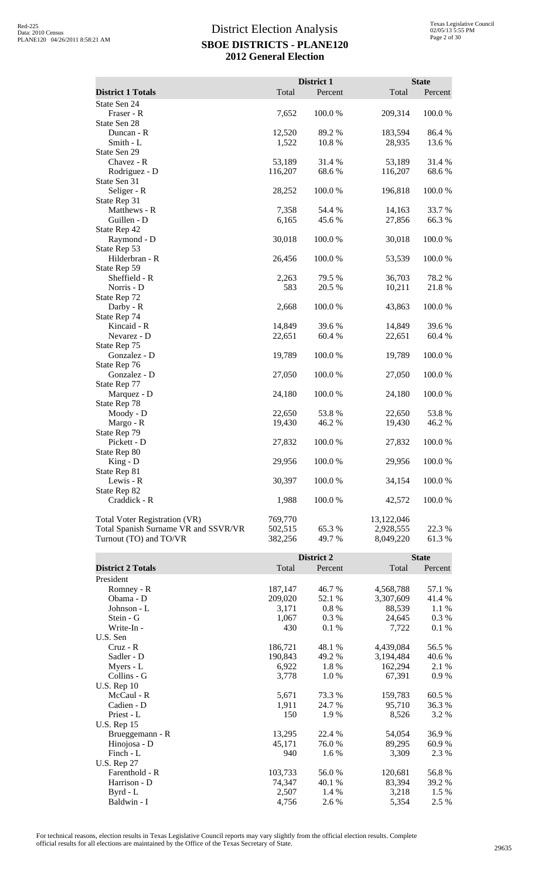# District Election Analysis

## SBOE DISTRICTS - PLANE120

## 2012 General Election

| District 1 Totals | District 1 Total | District 1 Percent | State Total | State Percent |
|---|---|---|---|---|
| State Sen 24 | | | | |
| Fraser - R | 7,652 | 100.0 % | 209,314 | 100.0 % |
| State Sen 28 | | | | |
| Duncan - R | 12,520 | 89.2 % | 183,594 | 86.4 % |
| Smith - L | 1,522 | 10.8 % | 28,935 | 13.6 % |
| State Sen 29 | | | | |
| Chavez - R | 53,189 | 31.4 % | 53,189 | 31.4 % |
| Rodriguez - D | 116,207 | 68.6 % | 116,207 | 68.6 % |
| State Sen 31 | | | | |
| Seliger - R | 28,252 | 100.0 % | 196,818 | 100.0 % |
| State Rep 31 | | | | |
| Matthews - R | 7,358 | 54.4 % | 14,163 | 33.7 % |
| Guillen - D | 6,165 | 45.6 % | 27,856 | 66.3 % |
| State Rep 42 | | | | |
| Raymond - D | 30,018 | 100.0 % | 30,018 | 100.0 % |
| State Rep 53 | | | | |
| Hilderbran - R | 26,456 | 100.0 % | 53,539 | 100.0 % |
| State Rep 59 | | | | |
| Sheffield - R | 2,263 | 79.5 % | 36,703 | 78.2 % |
| Norris - D | 583 | 20.5 % | 10,211 | 21.8 % |
| State Rep 72 | | | | |
| Darby - R | 2,668 | 100.0 % | 43,863 | 100.0 % |
| State Rep 74 | | | | |
| Kincaid - R | 14,849 | 39.6 % | 14,849 | 39.6 % |
| Nevarez - D | 22,651 | 60.4 % | 22,651 | 60.4 % |
| State Rep 75 | | | | |
| Gonzalez - D | 19,789 | 100.0 % | 19,789 | 100.0 % |
| State Rep 76 | | | | |
| Gonzalez - D | 27,050 | 100.0 % | 27,050 | 100.0 % |
| State Rep 77 | | | | |
| Marquez - D | 24,180 | 100.0 % | 24,180 | 100.0 % |
| State Rep 78 | | | | |
| Moody - D | 22,650 | 53.8 % | 22,650 | 53.8 % |
| Margo - R | 19,430 | 46.2 % | 19,430 | 46.2 % |
| State Rep 79 | | | | |
| Pickett - D | 27,832 | 100.0 % | 27,832 | 100.0 % |
| State Rep 80 | | | | |
| King - D | 29,956 | 100.0 % | 29,956 | 100.0 % |
| State Rep 81 | | | | |
| Lewis - R | 30,397 | 100.0 % | 34,154 | 100.0 % |
| State Rep 82 | | | | |
| Craddick - R | 1,988 | 100.0 % | 42,572 | 100.0 % |
| Total Voter Registration (VR) | 769,770 | | 13,122,046 | |
| Total Spanish Surname VR and SSVR/VR | 502,515 | 65.3 % | 2,928,555 | 22.3 % |
| Turnout (TO) and TO/VR | 382,256 | 49.7 % | 8,049,220 | 61.3 % |

| District 2 Totals | District 2 Total | District 2 Percent | State Total | State Percent |
|---|---|---|---|---|
| President | | | | |
| Romney - R | 187,147 | 46.7 % | 4,568,788 | 57.1 % |
| Obama - D | 209,020 | 52.1 % | 3,307,609 | 41.4 % |
| Johnson - L | 3,171 | 0.8 % | 88,539 | 1.1 % |
| Stein - G | 1,067 | 0.3 % | 24,645 | 0.3 % |
| Write-In - | 430 | 0.1 % | 7,722 | 0.1 % |
| U.S. Sen | | | | |
| Cruz - R | 186,721 | 48.1 % | 4,439,084 | 56.5 % |
| Sadler - D | 190,843 | 49.2 % | 3,194,484 | 40.6 % |
| Myers - L | 6,922 | 1.8 % | 162,294 | 2.1 % |
| Collins - G | 3,778 | 1.0 % | 67,391 | 0.9 % |
| U.S. Rep 10 | | | | |
| McCaul - R | 5,671 | 73.3 % | 159,783 | 60.5 % |
| Cadien - D | 1,911 | 24.7 % | 95,710 | 36.3 % |
| Priest - L | 150 | 1.9 % | 8,526 | 3.2 % |
| U.S. Rep 15 | | | | |
| Brueggemann - R | 13,295 | 22.4 % | 54,054 | 36.9 % |
| Hinojosa - D | 45,171 | 76.0 % | 89,295 | 60.9 % |
| Finch - L | 940 | 1.6 % | 3,309 | 2.3 % |
| U.S. Rep 27 | | | | |
| Farenthold - R | 103,733 | 56.0 % | 120,681 | 56.8 % |
| Harrison - D | 74,347 | 40.1 % | 83,394 | 39.2 % |
| Byrd - L | 2,507 | 1.4 % | 3,218 | 1.5 % |
| Baldwin - I | 4,756 | 2.6 % | 5,354 | 2.5 % |

For technical reasons, election results in Texas Legislative Council reports may vary slightly from the official election results. Complete official results for all elections are maintained by the Office of the Texas Secretary of State.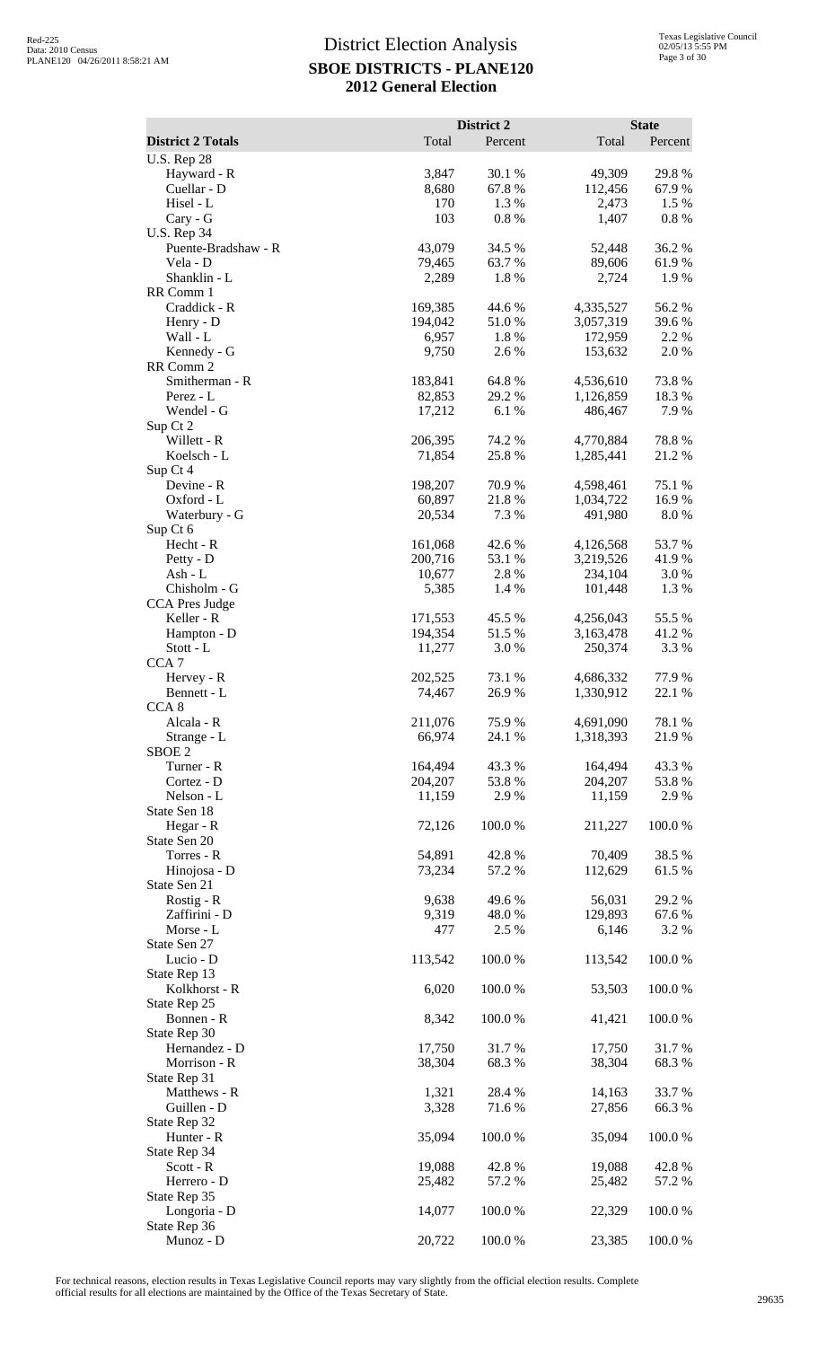# District Election Analysis

## SBOE DISTRICTS - PLANE120

## 2012 General Election

| District 2 Totals | District 2 Total | District 2 Percent | State Total | State Percent |
|---|---|---|---|---|
| U.S. Rep 28 | | | | |
| Hayward - R | 3,847 | 30.1 % | 49,309 | 29.8 % |
| Cuellar - D | 8,680 | 67.8 % | 112,456 | 67.9 % |
| Hisel - L | 170 | 1.3 % | 2,473 | 1.5 % |
| Cary - G | 103 | 0.8 % | 1,407 | 0.8 % |
| U.S. Rep 34 | | | | |
| Puente-Bradshaw - R | 43,079 | 34.5 % | 52,448 | 36.2 % |
| Vela - D | 79,465 | 63.7 % | 89,606 | 61.9 % |
| Shanklin - L | 2,289 | 1.8 % | 2,724 | 1.9 % |
| RR Comm 1 | | | | |
| Craddick - R | 169,385 | 44.6 % | 4,335,527 | 56.2 % |
| Henry - D | 194,042 | 51.0 % | 3,057,319 | 39.6 % |
| Wall - L | 6,957 | 1.8 % | 172,959 | 2.2 % |
| Kennedy - G | 9,750 | 2.6 % | 153,632 | 2.0 % |
| RR Comm 2 | | | | |
| Smitherman - R | 183,841 | 64.8 % | 4,536,610 | 73.8 % |
| Perez - L | 82,853 | 29.2 % | 1,126,859 | 18.3 % |
| Wendel - G | 17,212 | 6.1 % | 486,467 | 7.9 % |
| Sup Ct 2 | | | | |
| Willett - R | 206,395 | 74.2 % | 4,770,884 | 78.8 % |
| Koelsch - L | 71,854 | 25.8 % | 1,285,441 | 21.2 % |
| Sup Ct 4 | | | | |
| Devine - R | 198,207 | 70.9 % | 4,598,461 | 75.1 % |
| Oxford - L | 60,897 | 21.8 % | 1,034,722 | 16.9 % |
| Waterbury - G | 20,534 | 7.3 % | 491,980 | 8.0 % |
| Sup Ct 6 | | | | |
| Hecht - R | 161,068 | 42.6 % | 4,126,568 | 53.7 % |
| Petty - D | 200,716 | 53.1 % | 3,219,526 | 41.9 % |
| Ash - L | 10,677 | 2.8 % | 234,104 | 3.0 % |
| Chisholm - G | 5,385 | 1.4 % | 101,448 | 1.3 % |
| CCA Pres Judge | | | | |
| Keller - R | 171,553 | 45.5 % | 4,256,043 | 55.5 % |
| Hampton - D | 194,354 | 51.5 % | 3,163,478 | 41.2 % |
| Stott - L | 11,277 | 3.0 % | 250,374 | 3.3 % |
| CCA 7 | | | | |
| Hervey - R | 202,525 | 73.1 % | 4,686,332 | 77.9 % |
| Bennett - L | 74,467 | 26.9 % | 1,330,912 | 22.1 % |
| CCA 8 | | | | |
| Alcala - R | 211,076 | 75.9 % | 4,691,090 | 78.1 % |
| Strange - L | 66,974 | 24.1 % | 1,318,393 | 21.9 % |
| SBOE 2 | | | | |
| Turner - R | 164,494 | 43.3 % | 164,494 | 43.3 % |
| Cortez - D | 204,207 | 53.8 % | 204,207 | 53.8 % |
| Nelson - L | 11,159 | 2.9 % | 11,159 | 2.9 % |
| State Sen 18 | | | | |
| Hegar - R | 72,126 | 100.0 % | 211,227 | 100.0 % |
| State Sen 20 | | | | |
| Torres - R | 54,891 | 42.8 % | 70,409 | 38.5 % |
| Hinojosa - D | 73,234 | 57.2 % | 112,629 | 61.5 % |
| State Sen 21 | | | | |
| Rostig - R | 9,638 | 49.6 % | 56,031 | 29.2 % |
| Zaffirini - D | 9,319 | 48.0 % | 129,893 | 67.6 % |
| Morse - L | 477 | 2.5 % | 6,146 | 3.2 % |
| State Sen 27 | | | | |
| Lucio - D | 113,542 | 100.0 % | 113,542 | 100.0 % |
| State Rep 13 | | | | |
| Kolkhorst - R | 6,020 | 100.0 % | 53,503 | 100.0 % |
| State Rep 25 | | | | |
| Bonnen - R | 8,342 | 100.0 % | 41,421 | 100.0 % |
| State Rep 30 | | | | |
| Hernandez - D | 17,750 | 31.7 % | 17,750 | 31.7 % |
| Morrison - R | 38,304 | 68.3 % | 38,304 | 68.3 % |
| State Rep 31 | | | | |
| Matthews - R | 1,321 | 28.4 % | 14,163 | 33.7 % |
| Guillen - D | 3,328 | 71.6 % | 27,856 | 66.3 % |
| State Rep 32 | | | | |
| Hunter - R | 35,094 | 100.0 % | 35,094 | 100.0 % |
| State Rep 34 | | | | |
| Scott - R | 19,088 | 42.8 % | 19,088 | 42.8 % |
| Herrero - D | 25,482 | 57.2 % | 25,482 | 57.2 % |
| State Rep 35 | | | | |
| Longoria - D | 14,077 | 100.0 % | 22,329 | 100.0 % |
| State Rep 36 | | | | |
| Munoz - D | 20,722 | 100.0 % | 23,385 | 100.0 % |

For technical reasons, election results in Texas Legislative Council reports may vary slightly from the official election results. Complete official results for all elections are maintained by the Office of the Texas Secretary of State.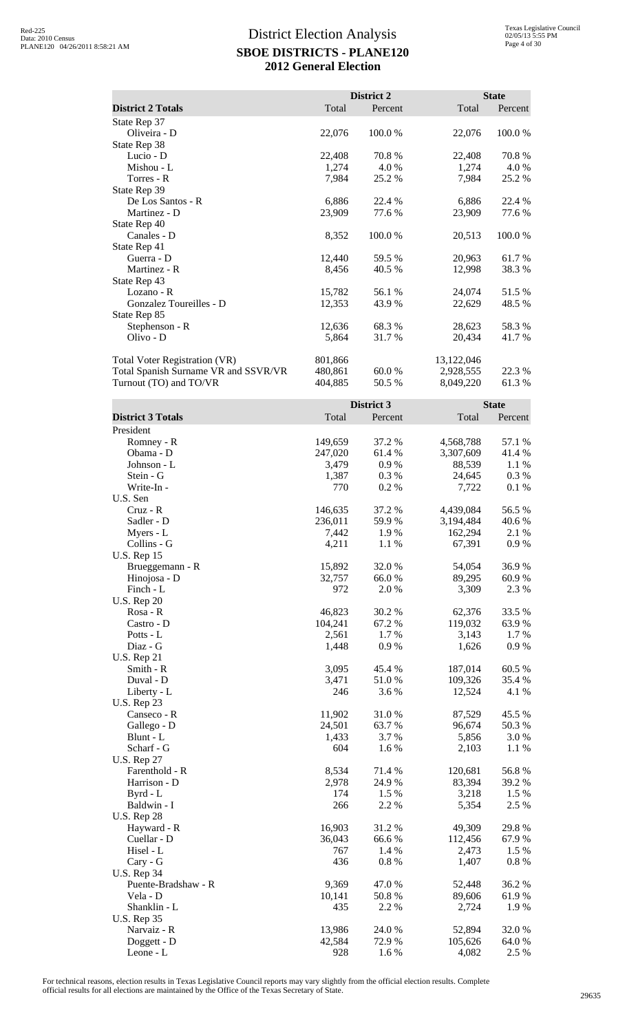# District Election Analysis

## SBOE DISTRICTS - PLANE120

## 2012 General Election

| District 2 Totals | District 2 Total | District 2 Percent | State Total | State Percent |
|---|---|---|---|---|
| State Rep 37 | | | | |
| Oliveira - D | 22,076 | 100.0 % | 22,076 | 100.0 % |
| State Rep 38 | | | | |
| Lucio - D | 22,408 | 70.8 % | 22,408 | 70.8 % |
| Mishou - L | 1,274 | 4.0 % | 1,274 | 4.0 % |
| Torres - R | 7,984 | 25.2 % | 7,984 | 25.2 % |
| State Rep 39 | | | | |
| De Los Santos - R | 6,886 | 22.4 % | 6,886 | 22.4 % |
| Martinez - D | 23,909 | 77.6 % | 23,909 | 77.6 % |
| State Rep 40 | | | | |
| Canales - D | 8,352 | 100.0 % | 20,513 | 100.0 % |
| State Rep 41 | | | | |
| Guerra - D | 12,440 | 59.5 % | 20,963 | 61.7 % |
| Martinez - R | 8,456 | 40.5 % | 12,998 | 38.3 % |
| State Rep 43 | | | | |
| Lozano - R | 15,782 | 56.1 % | 24,074 | 51.5 % |
| Gonzalez Toureilles - D | 12,353 | 43.9 % | 22,629 | 48.5 % |
| State Rep 85 | | | | |
| Stephenson - R | 12,636 | 68.3 % | 28,623 | 58.3 % |
| Olivo - D | 5,864 | 31.7 % | 20,434 | 41.7 % |
| Total Voter Registration (VR) | 801,866 | | 13,122,046 | |
| Total Spanish Surname VR and SSVR/VR | 480,861 | 60.0 % | 2,928,555 | 22.3 % |
| Turnout (TO) and TO/VR | 404,885 | 50.5 % | 8,049,220 | 61.3 % |

| District 3 Totals | District 3 Total | District 3 Percent | State Total | State Percent |
|---|---|---|---|---|
| President | | | | |
| Romney - R | 149,659 | 37.2 % | 4,568,788 | 57.1 % |
| Obama - D | 247,020 | 61.4 % | 3,307,609 | 41.4 % |
| Johnson - L | 3,479 | 0.9 % | 88,539 | 1.1 % |
| Stein - G | 1,387 | 0.3 % | 24,645 | 0.3 % |
| Write-In - | 770 | 0.2 % | 7,722 | 0.1 % |
| U.S. Sen | | | | |
| Cruz - R | 146,635 | 37.2 % | 4,439,084 | 56.5 % |
| Sadler - D | 236,011 | 59.9 % | 3,194,484 | 40.6 % |
| Myers - L | 7,442 | 1.9 % | 162,294 | 2.1 % |
| Collins - G | 4,211 | 1.1 % | 67,391 | 0.9 % |
| U.S. Rep 15 | | | | |
| Brueggemann - R | 15,892 | 32.0 % | 54,054 | 36.9 % |
| Hinojosa - D | 32,757 | 66.0 % | 89,295 | 60.9 % |
| Finch - L | 972 | 2.0 % | 3,309 | 2.3 % |
| U.S. Rep 20 | | | | |
| Rosa - R | 46,823 | 30.2 % | 62,376 | 33.5 % |
| Castro - D | 104,241 | 67.2 % | 119,032 | 63.9 % |
| Potts - L | 2,561 | 1.7 % | 3,143 | 1.7 % |
| Diaz - G | 1,448 | 0.9 % | 1,626 | 0.9 % |
| U.S. Rep 21 | | | | |
| Smith - R | 3,095 | 45.4 % | 187,014 | 60.5 % |
| Duval - D | 3,471 | 51.0 % | 109,326 | 35.4 % |
| Liberty - L | 246 | 3.6 % | 12,524 | 4.1 % |
| U.S. Rep 23 | | | | |
| Canseco - R | 11,902 | 31.0 % | 87,529 | 45.5 % |
| Gallego - D | 24,501 | 63.7 % | 96,674 | 50.3 % |
| Blunt - L | 1,433 | 3.7 % | 5,856 | 3.0 % |
| Scharf - G | 604 | 1.6 % | 2,103 | 1.1 % |
| U.S. Rep 27 | | | | |
| Farenthold - R | 8,534 | 71.4 % | 120,681 | 56.8 % |
| Harrison - D | 2,978 | 24.9 % | 83,394 | 39.2 % |
| Byrd - L | 174 | 1.5 % | 3,218 | 1.5 % |
| Baldwin - I | 266 | 2.2 % | 5,354 | 2.5 % |
| U.S. Rep 28 | | | | |
| Hayward - R | 16,903 | 31.2 % | 49,309 | 29.8 % |
| Cuellar - D | 36,043 | 66.6 % | 112,456 | 67.9 % |
| Hisel - L | 767 | 1.4 % | 2,473 | 1.5 % |
| Cary - G | 436 | 0.8 % | 1,407 | 0.8 % |
| U.S. Rep 34 | | | | |
| Puente-Bradshaw - R | 9,369 | 47.0 % | 52,448 | 36.2 % |
| Vela - D | 10,141 | 50.8 % | 89,606 | 61.9 % |
| Shanklin - L | 435 | 2.2 % | 2,724 | 1.9 % |
| U.S. Rep 35 | | | | |
| Narvaiz - R | 13,986 | 24.0 % | 52,894 | 32.0 % |
| Doggett - D | 42,584 | 72.9 % | 105,626 | 64.0 % |
| Leone - L | 928 | 1.6 % | 4,082 | 2.5 % |

For technical reasons, election results in Texas Legislative Council reports may vary slightly from the official election results. Complete official results for all elections are maintained by the Office of the Texas Secretary of State.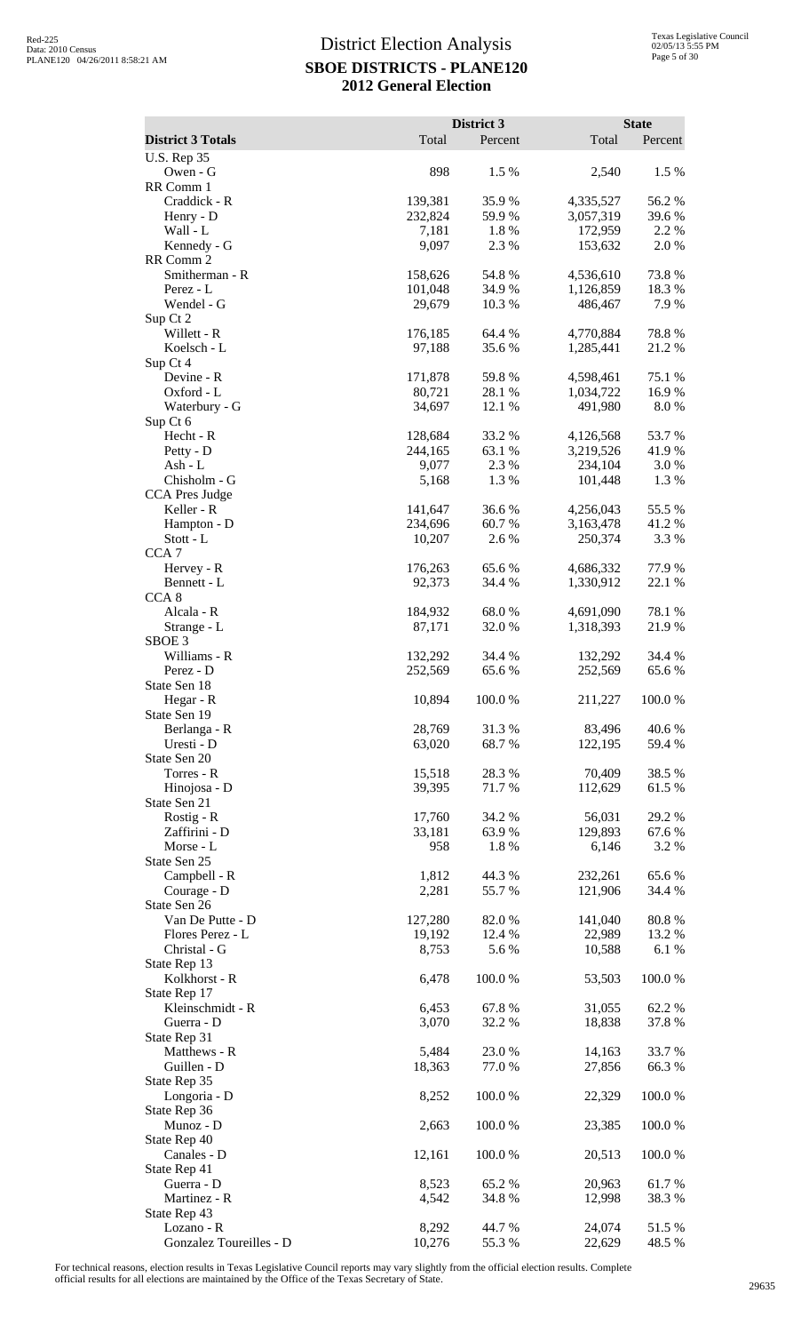# District Election Analysis
## SBOE DISTRICTS - PLANE120
## 2012 General Election

| District 3 Totals | District 3 Total | District 3 Percent | State Total | State Percent |
|---|---|---|---|---|
| U.S. Rep 35 | | | | |
| Owen - G | 898 | 1.5 % | 2,540 | 1.5 % |
| RR Comm 1 | | | | |
| Craddick - R | 139,381 | 35.9 % | 4,335,527 | 56.2 % |
| Henry - D | 232,824 | 59.9 % | 3,057,319 | 39.6 % |
| Wall - L | 7,181 | 1.8 % | 172,959 | 2.2 % |
| Kennedy - G | 9,097 | 2.3 % | 153,632 | 2.0 % |
| RR Comm 2 | | | | |
| Smitherman - R | 158,626 | 54.8 % | 4,536,610 | 73.8 % |
| Perez - L | 101,048 | 34.9 % | 1,126,859 | 18.3 % |
| Wendel - G | 29,679 | 10.3 % | 486,467 | 7.9 % |
| Sup Ct 2 | | | | |
| Willett - R | 176,185 | 64.4 % | 4,770,884 | 78.8 % |
| Koelsch - L | 97,188 | 35.6 % | 1,285,441 | 21.2 % |
| Sup Ct 4 | | | | |
| Devine - R | 171,878 | 59.8 % | 4,598,461 | 75.1 % |
| Oxford - L | 80,721 | 28.1 % | 1,034,722 | 16.9 % |
| Waterbury - G | 34,697 | 12.1 % | 491,980 | 8.0 % |
| Sup Ct 6 | | | | |
| Hecht - R | 128,684 | 33.2 % | 4,126,568 | 53.7 % |
| Petty - D | 244,165 | 63.1 % | 3,219,526 | 41.9 % |
| Ash - L | 9,077 | 2.3 % | 234,104 | 3.0 % |
| Chisholm - G | 5,168 | 1.3 % | 101,448 | 1.3 % |
| CCA Pres Judge | | | | |
| Keller - R | 141,647 | 36.6 % | 4,256,043 | 55.5 % |
| Hampton - D | 234,696 | 60.7 % | 3,163,478 | 41.2 % |
| Stott - L | 10,207 | 2.6 % | 250,374 | 3.3 % |
| CCA 7 | | | | |
| Hervey - R | 176,263 | 65.6 % | 4,686,332 | 77.9 % |
| Bennett - L | 92,373 | 34.4 % | 1,330,912 | 22.1 % |
| CCA 8 | | | | |
| Alcala - R | 184,932 | 68.0 % | 4,691,090 | 78.1 % |
| Strange - L | 87,171 | 32.0 % | 1,318,393 | 21.9 % |
| SBOE 3 | | | | |
| Williams - R | 132,292 | 34.4 % | 132,292 | 34.4 % |
| Perez - D | 252,569 | 65.6 % | 252,569 | 65.6 % |
| State Sen 18 | | | | |
| Hegar - R | 10,894 | 100.0 % | 211,227 | 100.0 % |
| State Sen 19 | | | | |
| Berlanga - R | 28,769 | 31.3 % | 83,496 | 40.6 % |
| Uresti - D | 63,020 | 68.7 % | 122,195 | 59.4 % |
| State Sen 20 | | | | |
| Torres - R | 15,518 | 28.3 % | 70,409 | 38.5 % |
| Hinojosa - D | 39,395 | 71.7 % | 112,629 | 61.5 % |
| State Sen 21 | | | | |
| Rostig - R | 17,760 | 34.2 % | 56,031 | 29.2 % |
| Zaffirini - D | 33,181 | 63.9 % | 129,893 | 67.6 % |
| Morse - L | 958 | 1.8 % | 6,146 | 3.2 % |
| State Sen 25 | | | | |
| Campbell - R | 1,812 | 44.3 % | 232,261 | 65.6 % |
| Courage - D | 2,281 | 55.7 % | 121,906 | 34.4 % |
| State Sen 26 | | | | |
| Van De Putte - D | 127,280 | 82.0 % | 141,040 | 80.8 % |
| Flores Perez - L | 19,192 | 12.4 % | 22,989 | 13.2 % |
| Christal - G | 8,753 | 5.6 % | 10,588 | 6.1 % |
| State Rep 13 | | | | |
| Kolkhorst - R | 6,478 | 100.0 % | 53,503 | 100.0 % |
| State Rep 17 | | | | |
| Kleinschmidt - R | 6,453 | 67.8 % | 31,055 | 62.2 % |
| Guerra - D | 3,070 | 32.2 % | 18,838 | 37.8 % |
| State Rep 31 | | | | |
| Matthews - R | 5,484 | 23.0 % | 14,163 | 33.7 % |
| Guillen - D | 18,363 | 77.0 % | 27,856 | 66.3 % |
| State Rep 35 | | | | |
| Longoria - D | 8,252 | 100.0 % | 22,329 | 100.0 % |
| State Rep 36 | | | | |
| Munoz - D | 2,663 | 100.0 % | 23,385 | 100.0 % |
| State Rep 40 | | | | |
| Canales - D | 12,161 | 100.0 % | 20,513 | 100.0 % |
| State Rep 41 | | | | |
| Guerra - D | 8,523 | 65.2 % | 20,963 | 61.7 % |
| Martinez - R | 4,542 | 34.8 % | 12,998 | 38.3 % |
| State Rep 43 | | | | |
| Lozano - R | 8,292 | 44.7 % | 24,074 | 51.5 % |
| Gonzalez Toureilles - D | 10,276 | 55.3 % | 22,629 | 48.5 % |

For technical reasons, election results in Texas Legislative Council reports may vary slightly from the official election results. Complete official results for all elections are maintained by the Office of the Texas Secretary of State.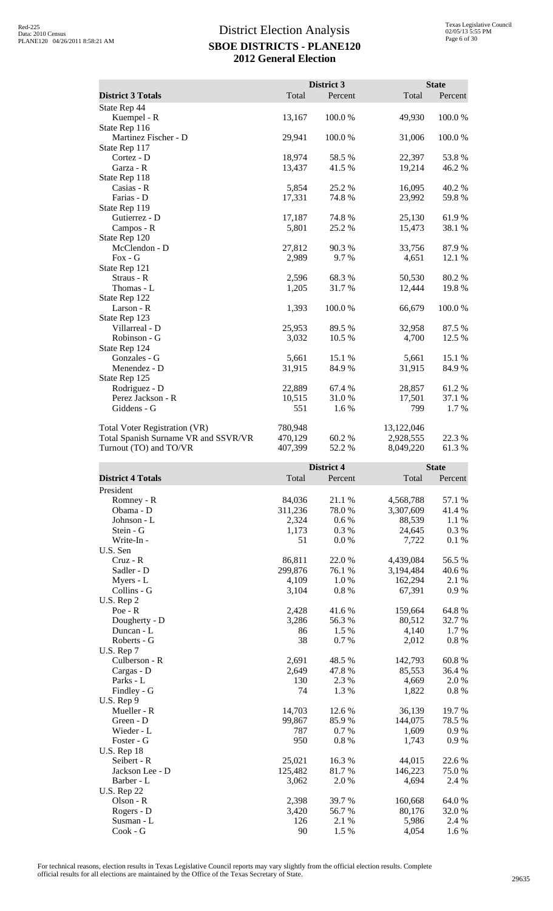# District Election Analysis
## SBOE DISTRICTS - PLANE120
## 2012 General Election

| District 3 Totals | District 3 Total | District 3 Percent | State Total | State Percent |
|---|---|---|---|---|
| State Rep 44 | | | | |
| Kuempel - R | 13,167 | 100.0 % | 49,930 | 100.0 % |
| State Rep 116 | | | | |
| Martinez Fischer - D | 29,941 | 100.0 % | 31,006 | 100.0 % |
| State Rep 117 | | | | |
| Cortez - D | 18,974 | 58.5 % | 22,397 | 53.8 % |
| Garza - R | 13,437 | 41.5 % | 19,214 | 46.2 % |
| State Rep 118 | | | | |
| Casias - R | 5,854 | 25.2 % | 16,095 | 40.2 % |
| Farias - D | 17,331 | 74.8 % | 23,992 | 59.8 % |
| State Rep 119 | | | | |
| Gutierrez - D | 17,187 | 74.8 % | 25,130 | 61.9 % |
| Campos - R | 5,801 | 25.2 % | 15,473 | 38.1 % |
| State Rep 120 | | | | |
| McClendon - D | 27,812 | 90.3 % | 33,756 | 87.9 % |
| Fox - G | 2,989 | 9.7 % | 4,651 | 12.1 % |
| State Rep 121 | | | | |
| Straus - R | 2,596 | 68.3 % | 50,530 | 80.2 % |
| Thomas - L | 1,205 | 31.7 % | 12,444 | 19.8 % |
| State Rep 122 | | | | |
| Larson - R | 1,393 | 100.0 % | 66,679 | 100.0 % |
| State Rep 123 | | | | |
| Villarreal - D | 25,953 | 89.5 % | 32,958 | 87.5 % |
| Robinson - G | 3,032 | 10.5 % | 4,700 | 12.5 % |
| State Rep 124 | | | | |
| Gonzales - G | 5,661 | 15.1 % | 5,661 | 15.1 % |
| Menendez - D | 31,915 | 84.9 % | 31,915 | 84.9 % |
| State Rep 125 | | | | |
| Rodriguez - D | 22,889 | 67.4 % | 28,857 | 61.2 % |
| Perez Jackson - R | 10,515 | 31.0 % | 17,501 | 37.1 % |
| Giddens - G | 551 | 1.6 % | 799 | 1.7 % |
| Total Voter Registration (VR) | 780,948 | | 13,122,046 | |
| Total Spanish Surname VR and SSVR/VR | 470,129 | 60.2 % | 2,928,555 | 22.3 % |
| Turnout (TO) and TO/VR | 407,399 | 52.2 % | 8,049,220 | 61.3 % |

| District 4 Totals | District 4 Total | District 4 Percent | State Total | State Percent |
|---|---|---|---|---|
| President | | | | |
| Romney - R | 84,036 | 21.1 % | 4,568,788 | 57.1 % |
| Obama - D | 311,236 | 78.0 % | 3,307,609 | 41.4 % |
| Johnson - L | 2,324 | 0.6 % | 88,539 | 1.1 % |
| Stein - G | 1,173 | 0.3 % | 24,645 | 0.3 % |
| Write-In - | 51 | 0.0 % | 7,722 | 0.1 % |
| U.S. Sen | | | | |
| Cruz - R | 86,811 | 22.0 % | 4,439,084 | 56.5 % |
| Sadler - D | 299,876 | 76.1 % | 3,194,484 | 40.6 % |
| Myers - L | 4,109 | 1.0 % | 162,294 | 2.1 % |
| Collins - G | 3,104 | 0.8 % | 67,391 | 0.9 % |
| U.S. Rep 2 | | | | |
| Poe - R | 2,428 | 41.6 % | 159,664 | 64.8 % |
| Dougherty - D | 3,286 | 56.3 % | 80,512 | 32.7 % |
| Duncan - L | 86 | 1.5 % | 4,140 | 1.7 % |
| Roberts - G | 38 | 0.7 % | 2,012 | 0.8 % |
| U.S. Rep 7 | | | | |
| Culberson - R | 2,691 | 48.5 % | 142,793 | 60.8 % |
| Cargas - D | 2,649 | 47.8 % | 85,553 | 36.4 % |
| Parks - L | 130 | 2.3 % | 4,669 | 2.0 % |
| Findley - G | 74 | 1.3 % | 1,822 | 0.8 % |
| U.S. Rep 9 | | | | |
| Mueller - R | 14,703 | 12.6 % | 36,139 | 19.7 % |
| Green - D | 99,867 | 85.9 % | 144,075 | 78.5 % |
| Wieder - L | 787 | 0.7 % | 1,609 | 0.9 % |
| Foster - G | 950 | 0.8 % | 1,743 | 0.9 % |
| U.S. Rep 18 | | | | |
| Seibert - R | 25,021 | 16.3 % | 44,015 | 22.6 % |
| Jackson Lee - D | 125,482 | 81.7 % | 146,223 | 75.0 % |
| Barber - L | 3,062 | 2.0 % | 4,694 | 2.4 % |
| U.S. Rep 22 | | | | |
| Olson - R | 2,398 | 39.7 % | 160,668 | 64.0 % |
| Rogers - D | 3,420 | 56.7 % | 80,176 | 32.0 % |
| Susman - L | 126 | 2.1 % | 5,986 | 2.4 % |
| Cook - G | 90 | 1.5 % | 4,054 | 1.6 % |

For technical reasons, election results in Texas Legislative Council reports may vary slightly from the official election results. Complete official results for all elections are maintained by the Office of the Texas Secretary of State.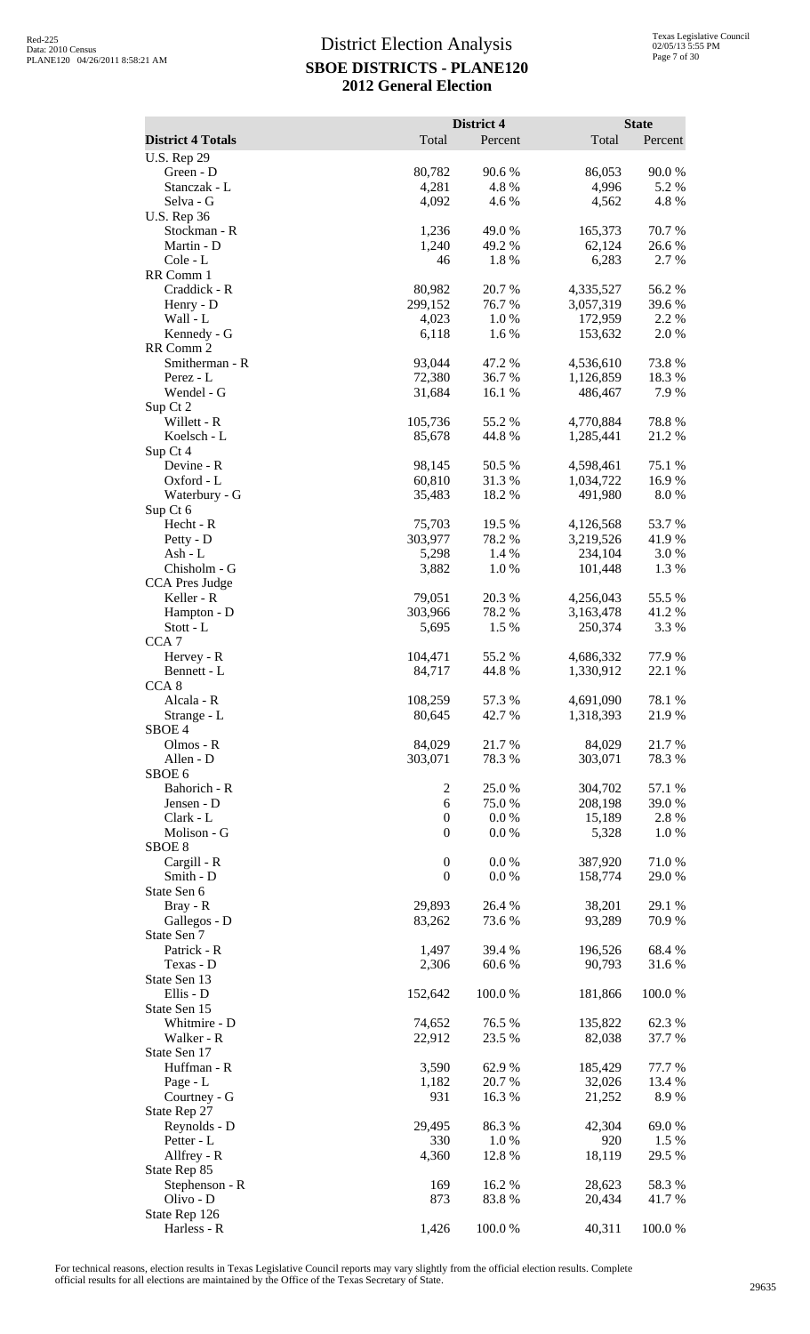# District Election Analysis
## SBOE DISTRICTS - PLANE120
## 2012 General Election

| District 4 Totals | District 4 Total | District 4 Percent | State Total | State Percent |
|---|---|---|---|---|
| U.S. Rep 29 | | | | |
| Green - D | 80,782 | 90.6 % | 86,053 | 90.0 % |
| Stanczak - L | 4,281 | 4.8 % | 4,996 | 5.2 % |
| Selva - G | 4,092 | 4.6 % | 4,562 | 4.8 % |
| U.S. Rep 36 | | | | |
| Stockman - R | 1,236 | 49.0 % | 165,373 | 70.7 % |
| Martin - D | 1,240 | 49.2 % | 62,124 | 26.6 % |
| Cole - L | 46 | 1.8 % | 6,283 | 2.7 % |
| RR Comm 1 | | | | |
| Craddick - R | 80,982 | 20.7 % | 4,335,527 | 56.2 % |
| Henry - D | 299,152 | 76.7 % | 3,057,319 | 39.6 % |
| Wall - L | 4,023 | 1.0 % | 172,959 | 2.2 % |
| Kennedy - G | 6,118 | 1.6 % | 153,632 | 2.0 % |
| RR Comm 2 | | | | |
| Smitherman - R | 93,044 | 47.2 % | 4,536,610 | 73.8 % |
| Perez - L | 72,380 | 36.7 % | 1,126,859 | 18.3 % |
| Wendel - G | 31,684 | 16.1 % | 486,467 | 7.9 % |
| Sup Ct 2 | | | | |
| Willett - R | 105,736 | 55.2 % | 4,770,884 | 78.8 % |
| Koelsch - L | 85,678 | 44.8 % | 1,285,441 | 21.2 % |
| Sup Ct 4 | | | | |
| Devine - R | 98,145 | 50.5 % | 4,598,461 | 75.1 % |
| Oxford - L | 60,810 | 31.3 % | 1,034,722 | 16.9 % |
| Waterbury - G | 35,483 | 18.2 % | 491,980 | 8.0 % |
| Sup Ct 6 | | | | |
| Hecht - R | 75,703 | 19.5 % | 4,126,568 | 53.7 % |
| Petty - D | 303,977 | 78.2 % | 3,219,526 | 41.9 % |
| Ash - L | 5,298 | 1.4 % | 234,104 | 3.0 % |
| Chisholm - G | 3,882 | 1.0 % | 101,448 | 1.3 % |
| CCA Pres Judge | | | | |
| Keller - R | 79,051 | 20.3 % | 4,256,043 | 55.5 % |
| Hampton - D | 303,966 | 78.2 % | 3,163,478 | 41.2 % |
| Stott - L | 5,695 | 1.5 % | 250,374 | 3.3 % |
| CCA 7 | | | | |
| Hervey - R | 104,471 | 55.2 % | 4,686,332 | 77.9 % |
| Bennett - L | 84,717 | 44.8 % | 1,330,912 | 22.1 % |
| CCA 8 | | | | |
| Alcala - R | 108,259 | 57.3 % | 4,691,090 | 78.1 % |
| Strange - L | 80,645 | 42.7 % | 1,318,393 | 21.9 % |
| SBOE 4 | | | | |
| Olmos - R | 84,029 | 21.7 % | 84,029 | 21.7 % |
| Allen - D | 303,071 | 78.3 % | 303,071 | 78.3 % |
| SBOE 6 | | | | |
| Bahorich - R | 2 | 25.0 % | 304,702 | 57.1 % |
| Jensen - D | 6 | 75.0 % | 208,198 | 39.0 % |
| Clark - L | 0 | 0.0 % | 15,189 | 2.8 % |
| Molison - G | 0 | 0.0 % | 5,328 | 1.0 % |
| SBOE 8 | | | | |
| Cargill - R | 0 | 0.0 % | 387,920 | 71.0 % |
| Smith - D | 0 | 0.0 % | 158,774 | 29.0 % |
| State Sen 6 | | | | |
| Bray - R | 29,893 | 26.4 % | 38,201 | 29.1 % |
| Gallegos - D | 83,262 | 73.6 % | 93,289 | 70.9 % |
| State Sen 7 | | | | |
| Patrick - R | 1,497 | 39.4 % | 196,526 | 68.4 % |
| Texas - D | 2,306 | 60.6 % | 90,793 | 31.6 % |
| State Sen 13 | | | | |
| Ellis - D | 152,642 | 100.0 % | 181,866 | 100.0 % |
| State Sen 15 | | | | |
| Whitmire - D | 74,652 | 76.5 % | 135,822 | 62.3 % |
| Walker - R | 22,912 | 23.5 % | 82,038 | 37.7 % |
| State Sen 17 | | | | |
| Huffman - R | 3,590 | 62.9 % | 185,429 | 77.7 % |
| Page - L | 1,182 | 20.7 % | 32,026 | 13.4 % |
| Courtney - G | 931 | 16.3 % | 21,252 | 8.9 % |
| State Rep 27 | | | | |
| Reynolds - D | 29,495 | 86.3 % | 42,304 | 69.0 % |
| Petter - L | 330 | 1.0 % | 920 | 1.5 % |
| Allfrey - R | 4,360 | 12.8 % | 18,119 | 29.5 % |
| State Rep 85 | | | | |
| Stephenson - R | 169 | 16.2 % | 28,623 | 58.3 % |
| Olivo - D | 873 | 83.8 % | 20,434 | 41.7 % |
| State Rep 126 | | | | |
| Harless - R | 1,426 | 100.0 % | 40,311 | 100.0 % |

For technical reasons, election results in Texas Legislative Council reports may vary slightly from the official election results. Complete official results for all elections are maintained by the Office of the Texas Secretary of State.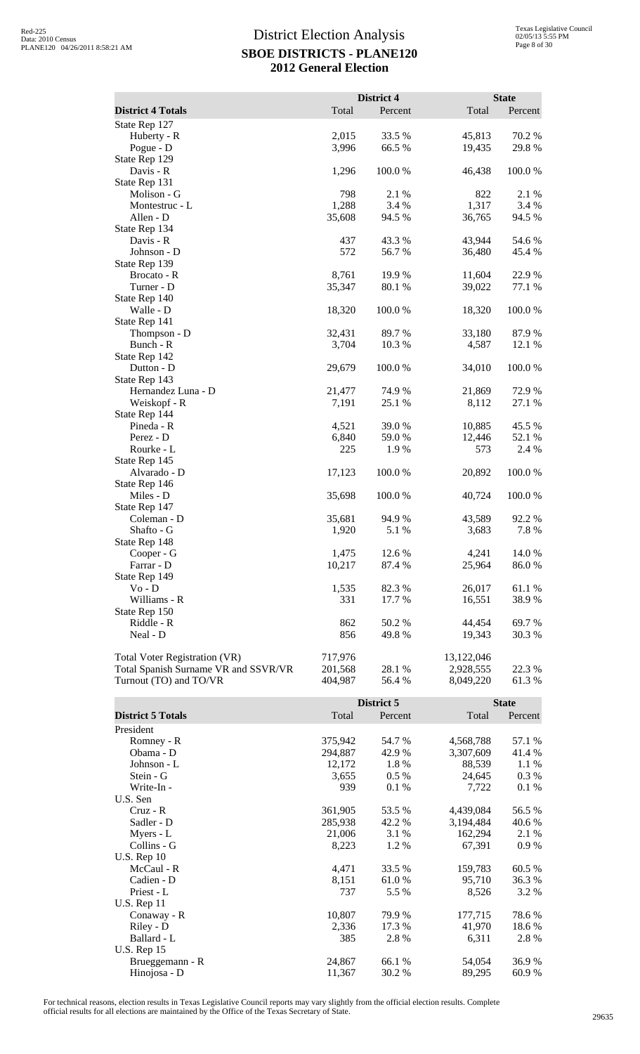# District Election Analysis
## SBOE DISTRICTS - PLANE120
## 2012 General Election

| District 4 Totals | District 4 Total | District 4 Percent | State Total | State Percent |
|---|---|---|---|---|
| State Rep 127 | | | | |
| Huberty - R | 2,015 | 33.5 % | 45,813 | 70.2 % |
| Pogue - D | 3,996 | 66.5 % | 19,435 | 29.8 % |
| State Rep 129 | | | | |
| Davis - R | 1,296 | 100.0 % | 46,438 | 100.0 % |
| State Rep 131 | | | | |
| Molison - G | 798 | 2.1 % | 822 | 2.1 % |
| Montestruc - L | 1,288 | 3.4 % | 1,317 | 3.4 % |
| Allen - D | 35,608 | 94.5 % | 36,765 | 94.5 % |
| State Rep 134 | | | | |
| Davis - R | 437 | 43.3 % | 43,944 | 54.6 % |
| Johnson - D | 572 | 56.7 % | 36,480 | 45.4 % |
| State Rep 139 | | | | |
| Brocato - R | 8,761 | 19.9 % | 11,604 | 22.9 % |
| Turner - D | 35,347 | 80.1 % | 39,022 | 77.1 % |
| State Rep 140 | | | | |
| Walle - D | 18,320 | 100.0 % | 18,320 | 100.0 % |
| State Rep 141 | | | | |
| Thompson - D | 32,431 | 89.7 % | 33,180 | 87.9 % |
| Bunch - R | 3,704 | 10.3 % | 4,587 | 12.1 % |
| State Rep 142 | | | | |
| Dutton - D | 29,679 | 100.0 % | 34,010 | 100.0 % |
| State Rep 143 | | | | |
| Hernandez Luna - D | 21,477 | 74.9 % | 21,869 | 72.9 % |
| Weiskopf - R | 7,191 | 25.1 % | 8,112 | 27.1 % |
| State Rep 144 | | | | |
| Pineda - R | 4,521 | 39.0 % | 10,885 | 45.5 % |
| Perez - D | 6,840 | 59.0 % | 12,446 | 52.1 % |
| Rourke - L | 225 | 1.9 % | 573 | 2.4 % |
| State Rep 145 | | | | |
| Alvarado - D | 17,123 | 100.0 % | 20,892 | 100.0 % |
| State Rep 146 | | | | |
| Miles - D | 35,698 | 100.0 % | 40,724 | 100.0 % |
| State Rep 147 | | | | |
| Coleman - D | 35,681 | 94.9 % | 43,589 | 92.2 % |
| Shafto - G | 1,920 | 5.1 % | 3,683 | 7.8 % |
| State Rep 148 | | | | |
| Cooper - G | 1,475 | 12.6 % | 4,241 | 14.0 % |
| Farrar - D | 10,217 | 87.4 % | 25,964 | 86.0 % |
| State Rep 149 | | | | |
| Vo - D | 1,535 | 82.3 % | 26,017 | 61.1 % |
| Williams - R | 331 | 17.7 % | 16,551 | 38.9 % |
| State Rep 150 | | | | |
| Riddle - R | 862 | 50.2 % | 44,454 | 69.7 % |
| Neal - D | 856 | 49.8 % | 19,343 | 30.3 % |
| Total Voter Registration (VR) | 717,976 | | 13,122,046 | |
| Total Spanish Surname VR and SSVR/VR | 201,568 | 28.1 % | 2,928,555 | 22.3 % |
| Turnout (TO) and TO/VR | 404,987 | 56.4 % | 8,049,220 | 61.3 % |

| District 5 Totals | District 5 Total | District 5 Percent | State Total | State Percent |
|---|---|---|---|---|
| President | | | | |
| Romney - R | 375,942 | 54.7 % | 4,568,788 | 57.1 % |
| Obama - D | 294,887 | 42.9 % | 3,307,609 | 41.4 % |
| Johnson - L | 12,172 | 1.8 % | 88,539 | 1.1 % |
| Stein - G | 3,655 | 0.5 % | 24,645 | 0.3 % |
| Write-In - | 939 | 0.1 % | 7,722 | 0.1 % |
| U.S. Sen | | | | |
| Cruz - R | 361,905 | 53.5 % | 4,439,084 | 56.5 % |
| Sadler - D | 285,938 | 42.2 % | 3,194,484 | 40.6 % |
| Myers - L | 21,006 | 3.1 % | 162,294 | 2.1 % |
| Collins - G | 8,223 | 1.2 % | 67,391 | 0.9 % |
| U.S. Rep 10 | | | | |
| McCaul - R | 4,471 | 33.5 % | 159,783 | 60.5 % |
| Cadien - D | 8,151 | 61.0 % | 95,710 | 36.3 % |
| Priest - L | 737 | 5.5 % | 8,526 | 3.2 % |
| U.S. Rep 11 | | | | |
| Conaway - R | 10,807 | 79.9 % | 177,715 | 78.6 % |
| Riley - D | 2,336 | 17.3 % | 41,970 | 18.6 % |
| Ballard - L | 385 | 2.8 % | 6,311 | 2.8 % |
| U.S. Rep 15 | | | | |
| Brueggemann - R | 24,867 | 66.1 % | 54,054 | 36.9 % |
| Hinojosa - D | 11,367 | 30.2 % | 89,295 | 60.9 % |

For technical reasons, election results in Texas Legislative Council reports may vary slightly from the official election results. Complete official results for all elections are maintained by the Office of the Texas Secretary of State.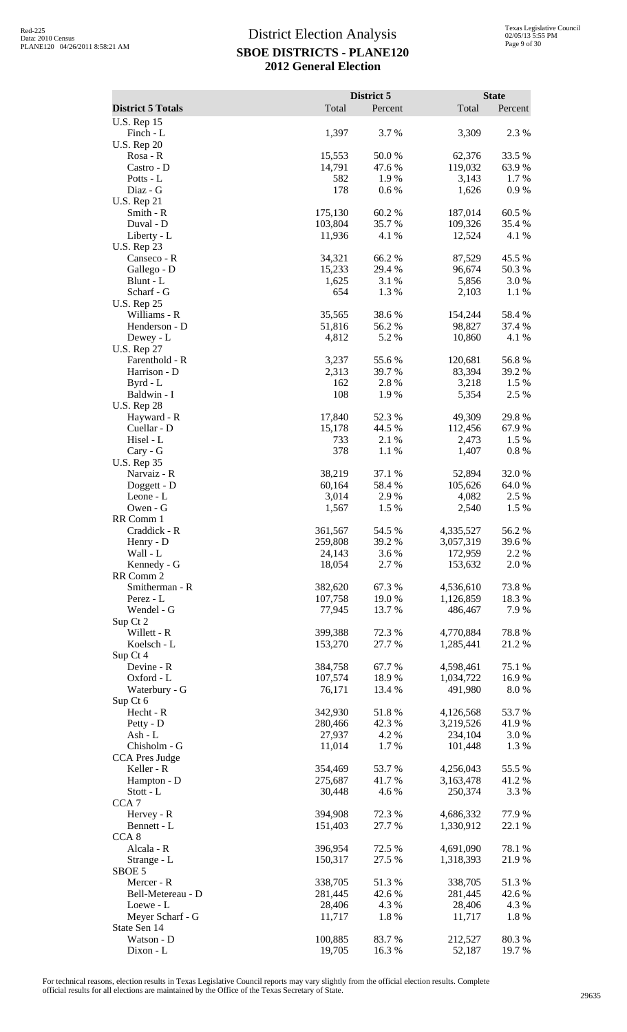# District Election Analysis
## SBOE DISTRICTS - PLANE120
## 2012 General Election

| District 5 Totals | District 5 Total | District 5 Percent | State Total | State Percent |
|---|---|---|---|---|
| U.S. Rep 15 | | | | |
| Finch - L | 1,397 | 3.7 % | 3,309 | 2.3 % |
| U.S. Rep 20 | | | | |
| Rosa - R | 15,553 | 50.0 % | 62,376 | 33.5 % |
| Castro - D | 14,791 | 47.6 % | 119,032 | 63.9 % |
| Potts - L | 582 | 1.9 % | 3,143 | 1.7 % |
| Diaz - G | 178 | 0.6 % | 1,626 | 0.9 % |
| U.S. Rep 21 | | | | |
| Smith - R | 175,130 | 60.2 % | 187,014 | 60.5 % |
| Duval - D | 103,804 | 35.7 % | 109,326 | 35.4 % |
| Liberty - L | 11,936 | 4.1 % | 12,524 | 4.1 % |
| U.S. Rep 23 | | | | |
| Canseco - R | 34,321 | 66.2 % | 87,529 | 45.5 % |
| Gallego - D | 15,233 | 29.4 % | 96,674 | 50.3 % |
| Blunt - L | 1,625 | 3.1 % | 5,856 | 3.0 % |
| Scharf - G | 654 | 1.3 % | 2,103 | 1.1 % |
| U.S. Rep 25 | | | | |
| Williams - R | 35,565 | 38.6 % | 154,244 | 58.4 % |
| Henderson - D | 51,816 | 56.2 % | 98,827 | 37.4 % |
| Dewey - L | 4,812 | 5.2 % | 10,860 | 4.1 % |
| U.S. Rep 27 | | | | |
| Farenthold - R | 3,237 | 55.6 % | 120,681 | 56.8 % |
| Harrison - D | 2,313 | 39.7 % | 83,394 | 39.2 % |
| Byrd - L | 162 | 2.8 % | 3,218 | 1.5 % |
| Baldwin - I | 108 | 1.9 % | 5,354 | 2.5 % |
| U.S. Rep 28 | | | | |
| Hayward - R | 17,840 | 52.3 % | 49,309 | 29.8 % |
| Cuellar - D | 15,178 | 44.5 % | 112,456 | 67.9 % |
| Hisel - L | 733 | 2.1 % | 2,473 | 1.5 % |
| Cary - G | 378 | 1.1 % | 1,407 | 0.8 % |
| U.S. Rep 35 | | | | |
| Narvaiz - R | 38,219 | 37.1 % | 52,894 | 32.0 % |
| Doggett - D | 60,164 | 58.4 % | 105,626 | 64.0 % |
| Leone - L | 3,014 | 2.9 % | 4,082 | 2.5 % |
| Owen - G | 1,567 | 1.5 % | 2,540 | 1.5 % |
| RR Comm 1 | | | | |
| Craddick - R | 361,567 | 54.5 % | 4,335,527 | 56.2 % |
| Henry - D | 259,808 | 39.2 % | 3,057,319 | 39.6 % |
| Wall - L | 24,143 | 3.6 % | 172,959 | 2.2 % |
| Kennedy - G | 18,054 | 2.7 % | 153,632 | 2.0 % |
| RR Comm 2 | | | | |
| Smitherman - R | 382,620 | 67.3 % | 4,536,610 | 73.8 % |
| Perez - L | 107,758 | 19.0 % | 1,126,859 | 18.3 % |
| Wendel - G | 77,945 | 13.7 % | 486,467 | 7.9 % |
| Sup Ct 2 | | | | |
| Willett - R | 399,388 | 72.3 % | 4,770,884 | 78.8 % |
| Koelsch - L | 153,270 | 27.7 % | 1,285,441 | 21.2 % |
| Sup Ct 4 | | | | |
| Devine - R | 384,758 | 67.7 % | 4,598,461 | 75.1 % |
| Oxford - L | 107,574 | 18.9 % | 1,034,722 | 16.9 % |
| Waterbury - G | 76,171 | 13.4 % | 491,980 | 8.0 % |
| Sup Ct 6 | | | | |
| Hecht - R | 342,930 | 51.8 % | 4,126,568 | 53.7 % |
| Petty - D | 280,466 | 42.3 % | 3,219,526 | 41.9 % |
| Ash - L | 27,937 | 4.2 % | 234,104 | 3.0 % |
| Chisholm - G | 11,014 | 1.7 % | 101,448 | 1.3 % |
| CCA Pres Judge | | | | |
| Keller - R | 354,469 | 53.7 % | 4,256,043 | 55.5 % |
| Hampton - D | 275,687 | 41.7 % | 3,163,478 | 41.2 % |
| Stott - L | 30,448 | 4.6 % | 250,374 | 3.3 % |
| CCA 7 | | | | |
| Hervey - R | 394,908 | 72.3 % | 4,686,332 | 77.9 % |
| Bennett - L | 151,403 | 27.7 % | 1,330,912 | 22.1 % |
| CCA 8 | | | | |
| Alcala - R | 396,954 | 72.5 % | 4,691,090 | 78.1 % |
| Strange - L | 150,317 | 27.5 % | 1,318,393 | 21.9 % |
| SBOE 5 | | | | |
| Mercer - R | 338,705 | 51.3 % | 338,705 | 51.3 % |
| Bell-Metereau - D | 281,445 | 42.6 % | 281,445 | 42.6 % |
| Loewe - L | 28,406 | 4.3 % | 28,406 | 4.3 % |
| Meyer Scharf - G | 11,717 | 1.8 % | 11,717 | 1.8 % |
| State Sen 14 | | | | |
| Watson - D | 100,885 | 83.7 % | 212,527 | 80.3 % |
| Dixon - L | 19,705 | 16.3 % | 52,187 | 19.7 % |

For technical reasons, election results in Texas Legislative Council reports may vary slightly from the official election results. Complete official results for all elections are maintained by the Office of the Texas Secretary of State.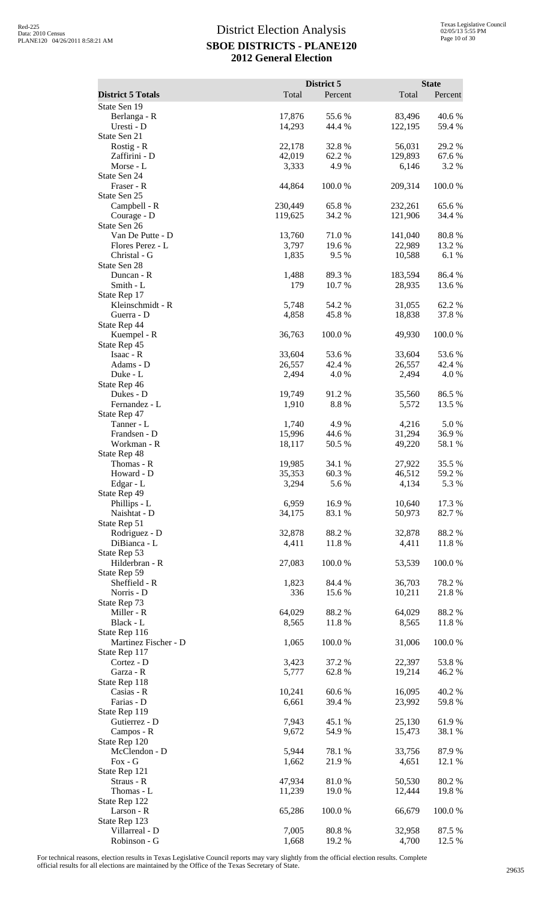# District Election Analysis

## SBOE DISTRICTS - PLANE120

## 2012 General Election

| District 5 Totals | District 5 Total | District 5 Percent | State Total | State Percent |
|---|---|---|---|---|
| State Sen 19 | | | | |
| Berlanga - R | 17,876 | 55.6 % | 83,496 | 40.6 % |
| Uresti - D | 14,293 | 44.4 % | 122,195 | 59.4 % |
| State Sen 21 | | | | |
| Rostig - R | 22,178 | 32.8 % | 56,031 | 29.2 % |
| Zaffirini - D | 42,019 | 62.2 % | 129,893 | 67.6 % |
| Morse - L | 3,333 | 4.9 % | 6,146 | 3.2 % |
| State Sen 24 | | | | |
| Fraser - R | 44,864 | 100.0 % | 209,314 | 100.0 % |
| State Sen 25 | | | | |
| Campbell - R | 230,449 | 65.8 % | 232,261 | 65.6 % |
| Courage - D | 119,625 | 34.2 % | 121,906 | 34.4 % |
| State Sen 26 | | | | |
| Van De Putte - D | 13,760 | 71.0 % | 141,040 | 80.8 % |
| Flores Perez - L | 3,797 | 19.6 % | 22,989 | 13.2 % |
| Christal - G | 1,835 | 9.5 % | 10,588 | 6.1 % |
| State Sen 28 | | | | |
| Duncan - R | 1,488 | 89.3 % | 183,594 | 86.4 % |
| Smith - L | 179 | 10.7 % | 28,935 | 13.6 % |
| State Rep 17 | | | | |
| Kleinschmidt - R | 5,748 | 54.2 % | 31,055 | 62.2 % |
| Guerra - D | 4,858 | 45.8 % | 18,838 | 37.8 % |
| State Rep 44 | | | | |
| Kuempel - R | 36,763 | 100.0 % | 49,930 | 100.0 % |
| State Rep 45 | | | | |
| Isaac - R | 33,604 | 53.6 % | 33,604 | 53.6 % |
| Adams - D | 26,557 | 42.4 % | 26,557 | 42.4 % |
| Duke - L | 2,494 | 4.0 % | 2,494 | 4.0 % |
| State Rep 46 | | | | |
| Dukes - D | 19,749 | 91.2 % | 35,560 | 86.5 % |
| Fernandez - L | 1,910 | 8.8 % | 5,572 | 13.5 % |
| State Rep 47 | | | | |
| Tanner - L | 1,740 | 4.9 % | 4,216 | 5.0 % |
| Frandsen - D | 15,996 | 44.6 % | 31,294 | 36.9 % |
| Workman - R | 18,117 | 50.5 % | 49,220 | 58.1 % |
| State Rep 48 | | | | |
| Thomas - R | 19,985 | 34.1 % | 27,922 | 35.5 % |
| Howard - D | 35,353 | 60.3 % | 46,512 | 59.2 % |
| Edgar - L | 3,294 | 5.6 % | 4,134 | 5.3 % |
| State Rep 49 | | | | |
| Phillips - L | 6,959 | 16.9 % | 10,640 | 17.3 % |
| Naishtat - D | 34,175 | 83.1 % | 50,973 | 82.7 % |
| State Rep 51 | | | | |
| Rodriguez - D | 32,878 | 88.2 % | 32,878 | 88.2 % |
| DiBianca - L | 4,411 | 11.8 % | 4,411 | 11.8 % |
| State Rep 53 | | | | |
| Hilderbran - R | 27,083 | 100.0 % | 53,539 | 100.0 % |
| State Rep 59 | | | | |
| Sheffield - R | 1,823 | 84.4 % | 36,703 | 78.2 % |
| Norris - D | 336 | 15.6 % | 10,211 | 21.8 % |
| State Rep 73 | | | | |
| Miller - R | 64,029 | 88.2 % | 64,029 | 88.2 % |
| Black - L | 8,565 | 11.8 % | 8,565 | 11.8 % |
| State Rep 116 | | | | |
| Martinez Fischer - D | 1,065 | 100.0 % | 31,006 | 100.0 % |
| State Rep 117 | | | | |
| Cortez - D | 3,423 | 37.2 % | 22,397 | 53.8 % |
| Garza - R | 5,777 | 62.8 % | 19,214 | 46.2 % |
| State Rep 118 | | | | |
| Casias - R | 10,241 | 60.6 % | 16,095 | 40.2 % |
| Farias - D | 6,661 | 39.4 % | 23,992 | 59.8 % |
| State Rep 119 | | | | |
| Gutierrez - D | 7,943 | 45.1 % | 25,130 | 61.9 % |
| Campos - R | 9,672 | 54.9 % | 15,473 | 38.1 % |
| State Rep 120 | | | | |
| McClendon - D | 5,944 | 78.1 % | 33,756 | 87.9 % |
| Fox - G | 1,662 | 21.9 % | 4,651 | 12.1 % |
| State Rep 121 | | | | |
| Straus - R | 47,934 | 81.0 % | 50,530 | 80.2 % |
| Thomas - L | 11,239 | 19.0 % | 12,444 | 19.8 % |
| State Rep 122 | | | | |
| Larson - R | 65,286 | 100.0 % | 66,679 | 100.0 % |
| State Rep 123 | | | | |
| Villarreal - D | 7,005 | 80.8 % | 32,958 | 87.5 % |
| Robinson - G | 1,668 | 19.2 % | 4,700 | 12.5 % |

For technical reasons, election results in Texas Legislative Council reports may vary slightly from the official election results. Complete official results for all elections are maintained by the Office of the Texas Secretary of State.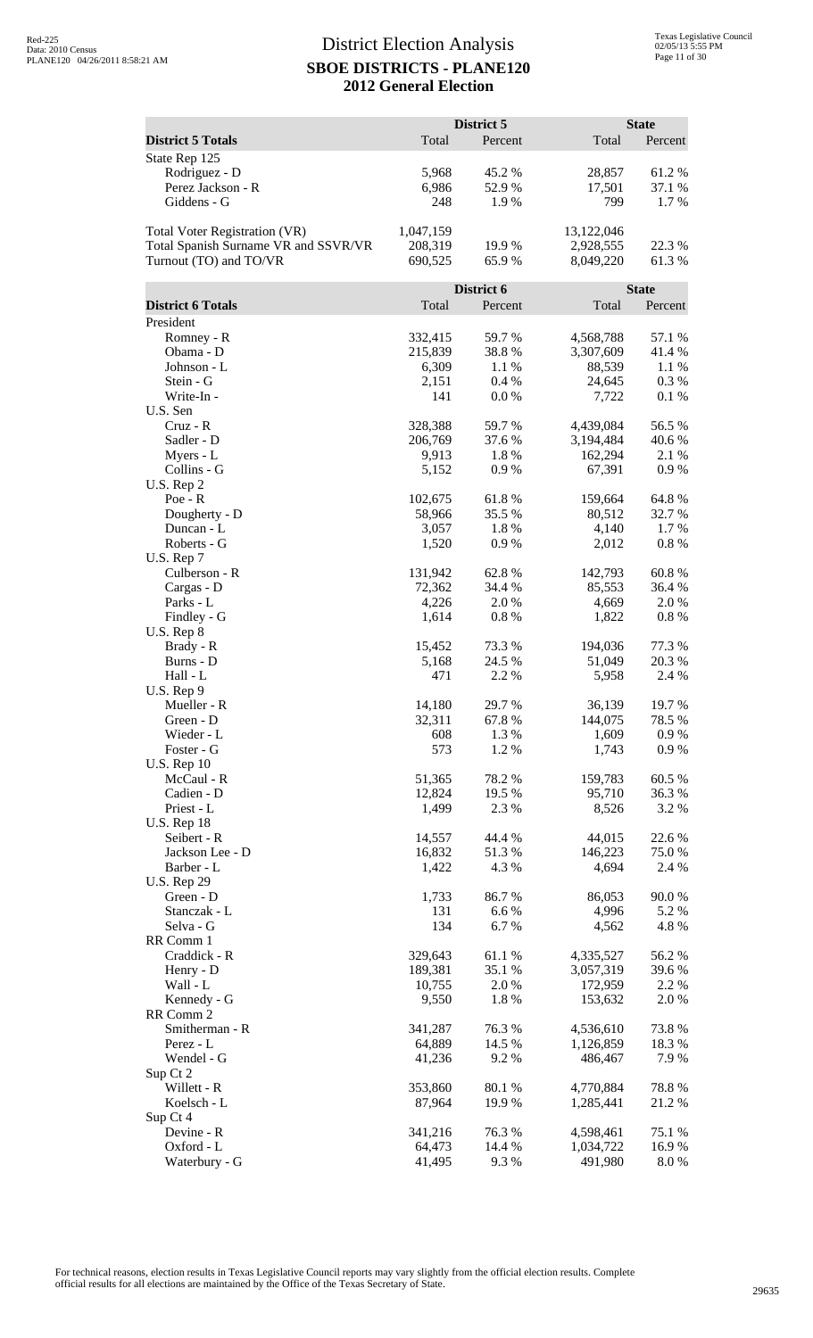# District Election Analysis
## SBOE DISTRICTS - PLANE120
## 2012 General Election

| District 5 Totals | District 5 Total | District 5 Percent | State Total | State Percent |
|---|---|---|---|---|
| State Rep 125 | | | | |
| Rodriguez - D | 5,968 | 45.2 % | 28,857 | 61.2 % |
| Perez Jackson - R | 6,986 | 52.9 % | 17,501 | 37.1 % |
| Giddens - G | 248 | 1.9 % | 799 | 1.7 % |
| | | | | |
| Total Voter Registration (VR) | 1,047,159 | | 13,122,046 | |
| Total Spanish Surname VR and SSVR/VR | 208,319 | 19.9 % | 2,928,555 | 22.3 % |
| Turnout (TO) and TO/VR | 690,525 | 65.9 % | 8,049,220 | 61.3 % |

| District 6 Totals | District 6 Total | District 6 Percent | State Total | State Percent |
|---|---|---|---|---|
| President | | | | |
| Romney - R | 332,415 | 59.7 % | 4,568,788 | 57.1 % |
| Obama - D | 215,839 | 38.8 % | 3,307,609 | 41.4 % |
| Johnson - L | 6,309 | 1.1 % | 88,539 | 1.1 % |
| Stein - G | 2,151 | 0.4 % | 24,645 | 0.3 % |
| Write-In - | 141 | 0.0 % | 7,722 | 0.1 % |
| U.S. Sen | | | | |
| Cruz - R | 328,388 | 59.7 % | 4,439,084 | 56.5 % |
| Sadler - D | 206,769 | 37.6 % | 3,194,484 | 40.6 % |
| Myers - L | 9,913 | 1.8 % | 162,294 | 2.1 % |
| Collins - G | 5,152 | 0.9 % | 67,391 | 0.9 % |
| U.S. Rep 2 | | | | |
| Poe - R | 102,675 | 61.8 % | 159,664 | 64.8 % |
| Dougherty - D | 58,966 | 35.5 % | 80,512 | 32.7 % |
| Duncan - L | 3,057 | 1.8 % | 4,140 | 1.7 % |
| Roberts - G | 1,520 | 0.9 % | 2,012 | 0.8 % |
| U.S. Rep 7 | | | | |
| Culberson - R | 131,942 | 62.8 % | 142,793 | 60.8 % |
| Cargas - D | 72,362 | 34.4 % | 85,553 | 36.4 % |
| Parks - L | 4,226 | 2.0 % | 4,669 | 2.0 % |
| Findley - G | 1,614 | 0.8 % | 1,822 | 0.8 % |
| U.S. Rep 8 | | | | |
| Brady - R | 15,452 | 73.3 % | 194,036 | 77.3 % |
| Burns - D | 5,168 | 24.5 % | 51,049 | 20.3 % |
| Hall - L | 471 | 2.2 % | 5,958 | 2.4 % |
| U.S. Rep 9 | | | | |
| Mueller - R | 14,180 | 29.7 % | 36,139 | 19.7 % |
| Green - D | 32,311 | 67.8 % | 144,075 | 78.5 % |
| Wieder - L | 608 | 1.3 % | 1,609 | 0.9 % |
| Foster - G | 573 | 1.2 % | 1,743 | 0.9 % |
| U.S. Rep 10 | | | | |
| McCaul - R | 51,365 | 78.2 % | 159,783 | 60.5 % |
| Cadien - D | 12,824 | 19.5 % | 95,710 | 36.3 % |
| Priest - L | 1,499 | 2.3 % | 8,526 | 3.2 % |
| U.S. Rep 18 | | | | |
| Seibert - R | 14,557 | 44.4 % | 44,015 | 22.6 % |
| Jackson Lee - D | 16,832 | 51.3 % | 146,223 | 75.0 % |
| Barber - L | 1,422 | 4.3 % | 4,694 | 2.4 % |
| U.S. Rep 29 | | | | |
| Green - D | 1,733 | 86.7 % | 86,053 | 90.0 % |
| Stanczak - L | 131 | 6.6 % | 4,996 | 5.2 % |
| Selva - G | 134 | 6.7 % | 4,562 | 4.8 % |
| RR Comm 1 | | | | |
| Craddick - R | 329,643 | 61.1 % | 4,335,527 | 56.2 % |
| Henry - D | 189,381 | 35.1 % | 3,057,319 | 39.6 % |
| Wall - L | 10,755 | 2.0 % | 172,959 | 2.2 % |
| Kennedy - G | 9,550 | 1.8 % | 153,632 | 2.0 % |
| RR Comm 2 | | | | |
| Smitherman - R | 341,287 | 76.3 % | 4,536,610 | 73.8 % |
| Perez - L | 64,889 | 14.5 % | 1,126,859 | 18.3 % |
| Wendel - G | 41,236 | 9.2 % | 486,467 | 7.9 % |
| Sup Ct 2 | | | | |
| Willett - R | 353,860 | 80.1 % | 4,770,884 | 78.8 % |
| Koelsch - L | 87,964 | 19.9 % | 1,285,441 | 21.2 % |
| Sup Ct 4 | | | | |
| Devine - R | 341,216 | 76.3 % | 4,598,461 | 75.1 % |
| Oxford - L | 64,473 | 14.4 % | 1,034,722 | 16.9 % |
| Waterbury - G | 41,495 | 9.3 % | 491,980 | 8.0 % |

For technical reasons, election results in Texas Legislative Council reports may vary slightly from the official election results. Complete official results for all elections are maintained by the Office of the Texas Secretary of State.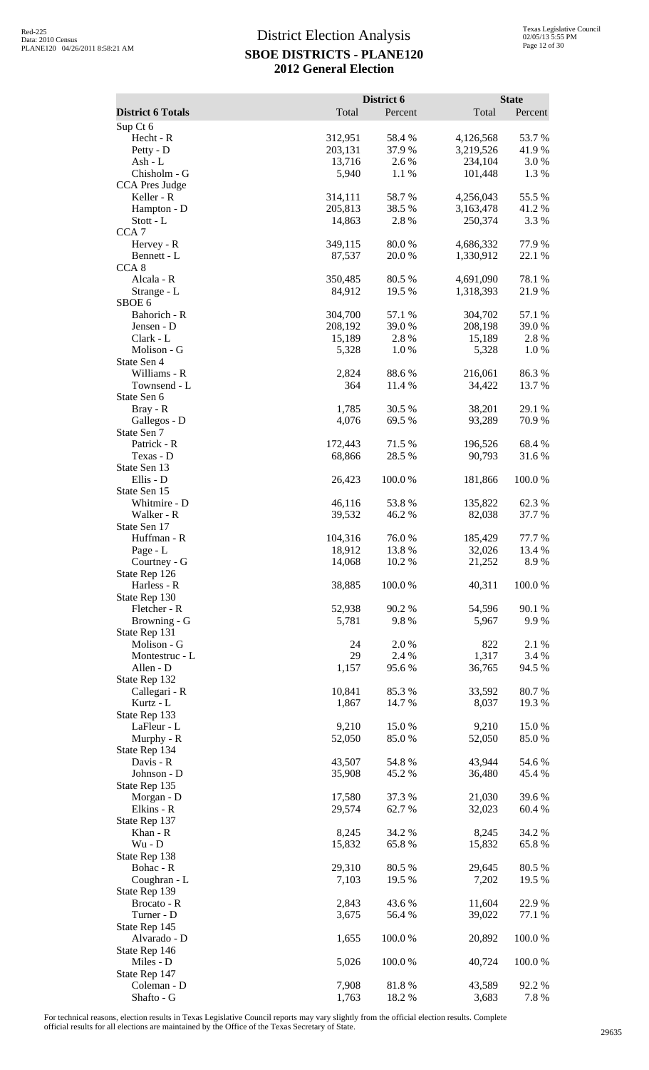# District Election Analysis

## SBOE DISTRICTS - PLANE120

### 2012 General Election

| | District 6 | | State | |
|---|---|---|---|---|
| **District 6 Totals** | Total | Percent | Total | Percent |
| Sup Ct 6 | | | | |
| Hecht - R | 312,951 | 58.4 % | 4,126,568 | 53.7 % |
| Petty - D | 203,131 | 37.9 % | 3,219,526 | 41.9 % |
| Ash - L | 13,716 | 2.6 % | 234,104 | 3.0 % |
| Chisholm - G | 5,940 | 1.1 % | 101,448 | 1.3 % |
| CCA Pres Judge | | | | |
| Keller - R | 314,111 | 58.7 % | 4,256,043 | 55.5 % |
| Hampton - D | 205,813 | 38.5 % | 3,163,478 | 41.2 % |
| Stott - L | 14,863 | 2.8 % | 250,374 | 3.3 % |
| CCA 7 | | | | |
| Hervey - R | 349,115 | 80.0 % | 4,686,332 | 77.9 % |
| Bennett - L | 87,537 | 20.0 % | 1,330,912 | 22.1 % |
| CCA 8 | | | | |
| Alcala - R | 350,485 | 80.5 % | 4,691,090 | 78.1 % |
| Strange - L | 84,912 | 19.5 % | 1,318,393 | 21.9 % |
| SBOE 6 | | | | |
| Bahorich - R | 304,700 | 57.1 % | 304,702 | 57.1 % |
| Jensen - D | 208,192 | 39.0 % | 208,198 | 39.0 % |
| Clark - L | 15,189 | 2.8 % | 15,189 | 2.8 % |
| Molison - G | 5,328 | 1.0 % | 5,328 | 1.0 % |
| State Sen 4 | | | | |
| Williams - R | 2,824 | 88.6 % | 216,061 | 86.3 % |
| Townsend - L | 364 | 11.4 % | 34,422 | 13.7 % |
| State Sen 6 | | | | |
| Bray - R | 1,785 | 30.5 % | 38,201 | 29.1 % |
| Gallegos - D | 4,076 | 69.5 % | 93,289 | 70.9 % |
| State Sen 7 | | | | |
| Patrick - R | 172,443 | 71.5 % | 196,526 | 68.4 % |
| Texas - D | 68,866 | 28.5 % | 90,793 | 31.6 % |
| State Sen 13 | | | | |
| Ellis - D | 26,423 | 100.0 % | 181,866 | 100.0 % |
| State Sen 15 | | | | |
| Whitmire - D | 46,116 | 53.8 % | 135,822 | 62.3 % |
| Walker - R | 39,532 | 46.2 % | 82,038 | 37.7 % |
| State Sen 17 | | | | |
| Huffman - R | 104,316 | 76.0 % | 185,429 | 77.7 % |
| Page - L | 18,912 | 13.8 % | 32,026 | 13.4 % |
| Courtney - G | 14,068 | 10.2 % | 21,252 | 8.9 % |
| State Rep 126 | | | | |
| Harless - R | 38,885 | 100.0 % | 40,311 | 100.0 % |
| State Rep 130 | | | | |
| Fletcher - R | 52,938 | 90.2 % | 54,596 | 90.1 % |
| Browning - G | 5,781 | 9.8 % | 5,967 | 9.9 % |
| State Rep 131 | | | | |
| Molison - G | 24 | 2.0 % | 822 | 2.1 % |
| Montestruc - L | 29 | 2.4 % | 1,317 | 3.4 % |
| Allen - D | 1,157 | 95.6 % | 36,765 | 94.5 % |
| State Rep 132 | | | | |
| Callegari - R | 10,841 | 85.3 % | 33,592 | 80.7 % |
| Kurtz - L | 1,867 | 14.7 % | 8,037 | 19.3 % |
| State Rep 133 | | | | |
| LaFleur - L | 9,210 | 15.0 % | 9,210 | 15.0 % |
| Murphy - R | 52,050 | 85.0 % | 52,050 | 85.0 % |
| State Rep 134 | | | | |
| Davis - R | 43,507 | 54.8 % | 43,944 | 54.6 % |
| Johnson - D | 35,908 | 45.2 % | 36,480 | 45.4 % |
| State Rep 135 | | | | |
| Morgan - D | 17,580 | 37.3 % | 21,030 | 39.6 % |
| Elkins - R | 29,574 | 62.7 % | 32,023 | 60.4 % |
| State Rep 137 | | | | |
| Khan - R | 8,245 | 34.2 % | 8,245 | 34.2 % |
| Wu - D | 15,832 | 65.8 % | 15,832 | 65.8 % |
| State Rep 138 | | | | |
| Bohac - R | 29,310 | 80.5 % | 29,645 | 80.5 % |
| Coughran - L | 7,103 | 19.5 % | 7,202 | 19.5 % |
| State Rep 139 | | | | |
| Brocato - R | 2,843 | 43.6 % | 11,604 | 22.9 % |
| Turner - D | 3,675 | 56.4 % | 39,022 | 77.1 % |
| State Rep 145 | | | | |
| Alvarado - D | 1,655 | 100.0 % | 20,892 | 100.0 % |
| State Rep 146 | | | | |
| Miles - D | 5,026 | 100.0 % | 40,724 | 100.0 % |
| State Rep 147 | | | | |
| Coleman - D | 7,908 | 81.8 % | 43,589 | 92.2 % |
| Shafto - G | 1,763 | 18.2 % | 3,683 | 7.8 % |

For technical reasons, election results in Texas Legislative Council reports may vary slightly from the official election results. Complete official results for all elections are maintained by the Office of the Texas Secretary of State.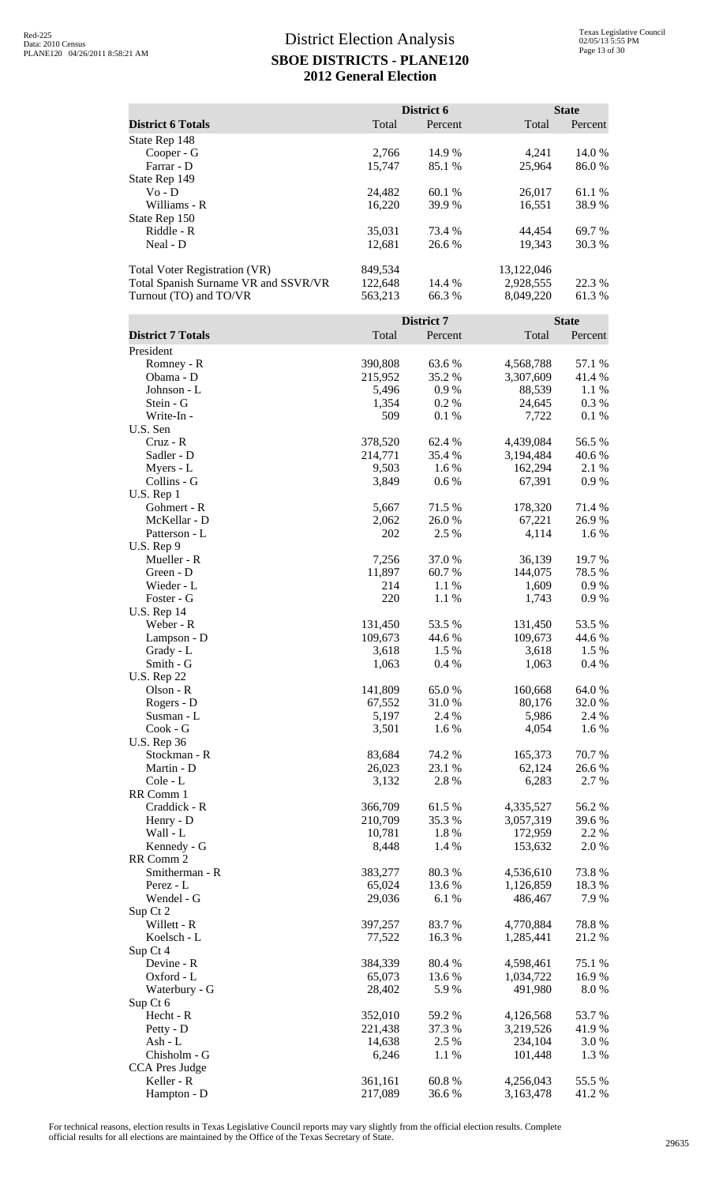# District Election Analysis
## SBOE DISTRICTS - PLANE120
## 2012 General Election

| District 6 Totals | District 6 Total | District 6 Percent | State Total | State Percent |
|---|---|---|---|---|
| State Rep 148 | | | | |
| Cooper - G | 2,766 | 14.9 % | 4,241 | 14.0 % |
| Farrar - D | 15,747 | 85.1 % | 25,964 | 86.0 % |
| State Rep 149 | | | | |
| Vo - D | 24,482 | 60.1 % | 26,017 | 61.1 % |
| Williams - R | 16,220 | 39.9 % | 16,551 | 38.9 % |
| State Rep 150 | | | | |
| Riddle - R | 35,031 | 73.4 % | 44,454 | 69.7 % |
| Neal - D | 12,681 | 26.6 % | 19,343 | 30.3 % |
| Total Voter Registration (VR) | 849,534 | | 13,122,046 | |
| Total Spanish Surname VR and SSVR/VR | 122,648 | 14.4 % | 2,928,555 | 22.3 % |
| Turnout (TO) and TO/VR | 563,213 | 66.3 % | 8,049,220 | 61.3 % |

| District 7 Totals | District 7 Total | District 7 Percent | State Total | State Percent |
|---|---|---|---|---|
| President | | | | |
| Romney - R | 390,808 | 63.6 % | 4,568,788 | 57.1 % |
| Obama - D | 215,952 | 35.2 % | 3,307,609 | 41.4 % |
| Johnson - L | 5,496 | 0.9 % | 88,539 | 1.1 % |
| Stein - G | 1,354 | 0.2 % | 24,645 | 0.3 % |
| Write-In - | 509 | 0.1 % | 7,722 | 0.1 % |
| U.S. Sen | | | | |
| Cruz - R | 378,520 | 62.4 % | 4,439,084 | 56.5 % |
| Sadler - D | 214,771 | 35.4 % | 3,194,484 | 40.6 % |
| Myers - L | 9,503 | 1.6 % | 162,294 | 2.1 % |
| Collins - G | 3,849 | 0.6 % | 67,391 | 0.9 % |
| U.S. Rep 1 | | | | |
| Gohmert - R | 5,667 | 71.5 % | 178,320 | 71.4 % |
| McKellar - D | 2,062 | 26.0 % | 67,221 | 26.9 % |
| Patterson - L | 202 | 2.5 % | 4,114 | 1.6 % |
| U.S. Rep 9 | | | | |
| Mueller - R | 7,256 | 37.0 % | 36,139 | 19.7 % |
| Green - D | 11,897 | 60.7 % | 144,075 | 78.5 % |
| Wieder - L | 214 | 1.1 % | 1,609 | 0.9 % |
| Foster - G | 220 | 1.1 % | 1,743 | 0.9 % |
| U.S. Rep 14 | | | | |
| Weber - R | 131,450 | 53.5 % | 131,450 | 53.5 % |
| Lampson - D | 109,673 | 44.6 % | 109,673 | 44.6 % |
| Grady - L | 3,618 | 1.5 % | 3,618 | 1.5 % |
| Smith - G | 1,063 | 0.4 % | 1,063 | 0.4 % |
| U.S. Rep 22 | | | | |
| Olson - R | 141,809 | 65.0 % | 160,668 | 64.0 % |
| Rogers - D | 67,552 | 31.0 % | 80,176 | 32.0 % |
| Susman - L | 5,197 | 2.4 % | 5,986 | 2.4 % |
| Cook - G | 3,501 | 1.6 % | 4,054 | 1.6 % |
| U.S. Rep 36 | | | | |
| Stockman - R | 83,684 | 74.2 % | 165,373 | 70.7 % |
| Martin - D | 26,023 | 23.1 % | 62,124 | 26.6 % |
| Cole - L | 3,132 | 2.8 % | 6,283 | 2.7 % |
| RR Comm 1 | | | | |
| Craddick - R | 366,709 | 61.5 % | 4,335,527 | 56.2 % |
| Henry - D | 210,709 | 35.3 % | 3,057,319 | 39.6 % |
| Wall - L | 10,781 | 1.8 % | 172,959 | 2.2 % |
| Kennedy - G | 8,448 | 1.4 % | 153,632 | 2.0 % |
| RR Comm 2 | | | | |
| Smitherman - R | 383,277 | 80.3 % | 4,536,610 | 73.8 % |
| Perez - L | 65,024 | 13.6 % | 1,126,859 | 18.3 % |
| Wendel - G | 29,036 | 6.1 % | 486,467 | 7.9 % |
| Sup Ct 2 | | | | |
| Willett - R | 397,257 | 83.7 % | 4,770,884 | 78.8 % |
| Koelsch - L | 77,522 | 16.3 % | 1,285,441 | 21.2 % |
| Sup Ct 4 | | | | |
| Devine - R | 384,339 | 80.4 % | 4,598,461 | 75.1 % |
| Oxford - L | 65,073 | 13.6 % | 1,034,722 | 16.9 % |
| Waterbury - G | 28,402 | 5.9 % | 491,980 | 8.0 % |
| Sup Ct 6 | | | | |
| Hecht - R | 352,010 | 59.2 % | 4,126,568 | 53.7 % |
| Petty - D | 221,438 | 37.3 % | 3,219,526 | 41.9 % |
| Ash - L | 14,638 | 2.5 % | 234,104 | 3.0 % |
| Chisholm - G | 6,246 | 1.1 % | 101,448 | 1.3 % |
| CCA Pres Judge | | | | |
| Keller - R | 361,161 | 60.8 % | 4,256,043 | 55.5 % |
| Hampton - D | 217,089 | 36.6 % | 3,163,478 | 41.2 % |

For technical reasons, election results in Texas Legislative Council reports may vary slightly from the official election results. Complete official results for all elections are maintained by the Office of the Texas Secretary of State.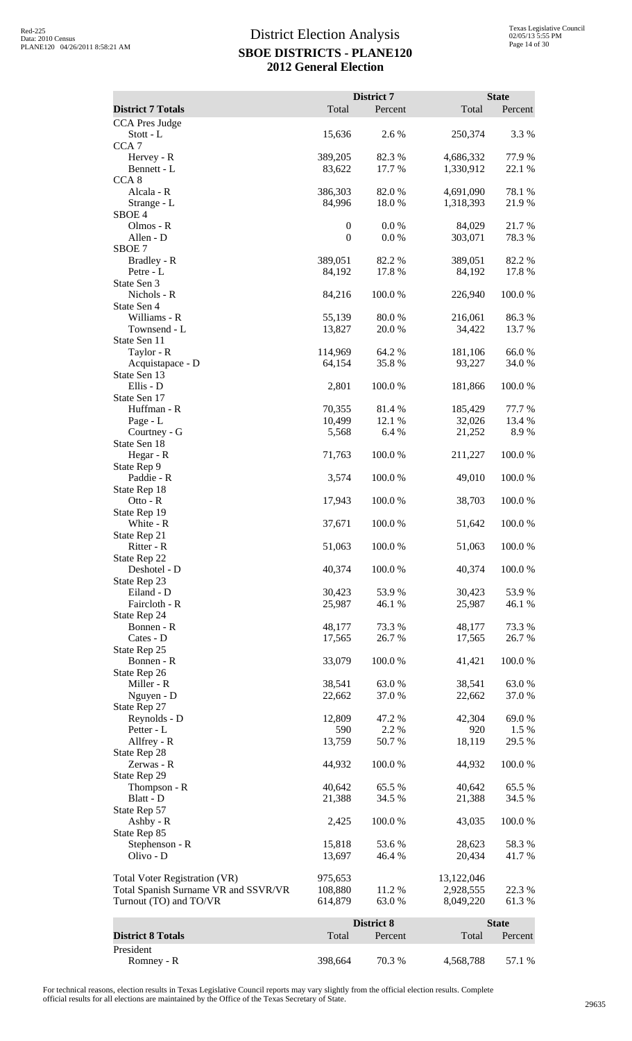# District Election Analysis
## SBOE DISTRICTS - PLANE120
## 2012 General Election

| District 7 Totals | District 7 Total | District 7 Percent | State Total | State Percent |
|---|---|---|---|---|
| CCA Pres Judge | | | | |
| Stott - L | 15,636 | 2.6 % | 250,374 | 3.3 % |
| CCA 7 | | | | |
| Hervey - R | 389,205 | 82.3 % | 4,686,332 | 77.9 % |
| Bennett - L | 83,622 | 17.7 % | 1,330,912 | 22.1 % |
| CCA 8 | | | | |
| Alcala - R | 386,303 | 82.0 % | 4,691,090 | 78.1 % |
| Strange - L | 84,996 | 18.0 % | 1,318,393 | 21.9 % |
| SBOE 4 | | | | |
| Olmos - R | 0 | 0.0 % | 84,029 | 21.7 % |
| Allen - D | 0 | 0.0 % | 303,071 | 78.3 % |
| SBOE 7 | | | | |
| Bradley - R | 389,051 | 82.2 % | 389,051 | 82.2 % |
| Petre - L | 84,192 | 17.8 % | 84,192 | 17.8 % |
| State Sen 3 | | | | |
| Nichols - R | 84,216 | 100.0 % | 226,940 | 100.0 % |
| State Sen 4 | | | | |
| Williams - R | 55,139 | 80.0 % | 216,061 | 86.3 % |
| Townsend - L | 13,827 | 20.0 % | 34,422 | 13.7 % |
| State Sen 11 | | | | |
| Taylor - R | 114,969 | 64.2 % | 181,106 | 66.0 % |
| Acquistapace - D | 64,154 | 35.8 % | 93,227 | 34.0 % |
| State Sen 13 | | | | |
| Ellis - D | 2,801 | 100.0 % | 181,866 | 100.0 % |
| State Sen 17 | | | | |
| Huffman - R | 70,355 | 81.4 % | 185,429 | 77.7 % |
| Page - L | 10,499 | 12.1 % | 32,026 | 13.4 % |
| Courtney - G | 5,568 | 6.4 % | 21,252 | 8.9 % |
| State Sen 18 | | | | |
| Hegar - R | 71,763 | 100.0 % | 211,227 | 100.0 % |
| State Rep 9 | | | | |
| Paddie - R | 3,574 | 100.0 % | 49,010 | 100.0 % |
| State Rep 18 | | | | |
| Otto - R | 17,943 | 100.0 % | 38,703 | 100.0 % |
| State Rep 19 | | | | |
| White - R | 37,671 | 100.0 % | 51,642 | 100.0 % |
| State Rep 21 | | | | |
| Ritter - R | 51,063 | 100.0 % | 51,063 | 100.0 % |
| State Rep 22 | | | | |
| Deshotel - D | 40,374 | 100.0 % | 40,374 | 100.0 % |
| State Rep 23 | | | | |
| Eiland - D | 30,423 | 53.9 % | 30,423 | 53.9 % |
| Faircloth - R | 25,987 | 46.1 % | 25,987 | 46.1 % |
| State Rep 24 | | | | |
| Bonnen - R | 48,177 | 73.3 % | 48,177 | 73.3 % |
| Cates - D | 17,565 | 26.7 % | 17,565 | 26.7 % |
| State Rep 25 | | | | |
| Bonnen - R | 33,079 | 100.0 % | 41,421 | 100.0 % |
| State Rep 26 | | | | |
| Miller - R | 38,541 | 63.0 % | 38,541 | 63.0 % |
| Nguyen - D | 22,662 | 37.0 % | 22,662 | 37.0 % |
| State Rep 27 | | | | |
| Reynolds - D | 12,809 | 47.2 % | 42,304 | 69.0 % |
| Petter - L | 590 | 2.2 % | 920 | 1.5 % |
| Allfrey - R | 13,759 | 50.7 % | 18,119 | 29.5 % |
| State Rep 28 | | | | |
| Zerwas - R | 44,932 | 100.0 % | 44,932 | 100.0 % |
| State Rep 29 | | | | |
| Thompson - R | 40,642 | 65.5 % | 40,642 | 65.5 % |
| Blatt - D | 21,388 | 34.5 % | 21,388 | 34.5 % |
| State Rep 57 | | | | |
| Ashby - R | 2,425 | 100.0 % | 43,035 | 100.0 % |
| State Rep 85 | | | | |
| Stephenson - R | 15,818 | 53.6 % | 28,623 | 58.3 % |
| Olivo - D | 13,697 | 46.4 % | 20,434 | 41.7 % |
| Total Voter Registration (VR) | 975,653 | | 13,122,046 | |
| Total Spanish Surname VR and SSVR/VR | 108,880 | 11.2 % | 2,928,555 | 22.3 % |
| Turnout (TO) and TO/VR | 614,879 | 63.0 % | 8,049,220 | 61.3 % |

| District 8 Totals | District 8 Total | District 8 Percent | State Total | State Percent |
|---|---|---|---|---|
| President | | | | |
| Romney - R | 398,664 | 70.3 % | 4,568,788 | 57.1 % |

For technical reasons, election results in Texas Legislative Council reports may vary slightly from the official election results. Complete official results for all elections are maintained by the Office of the Texas Secretary of State.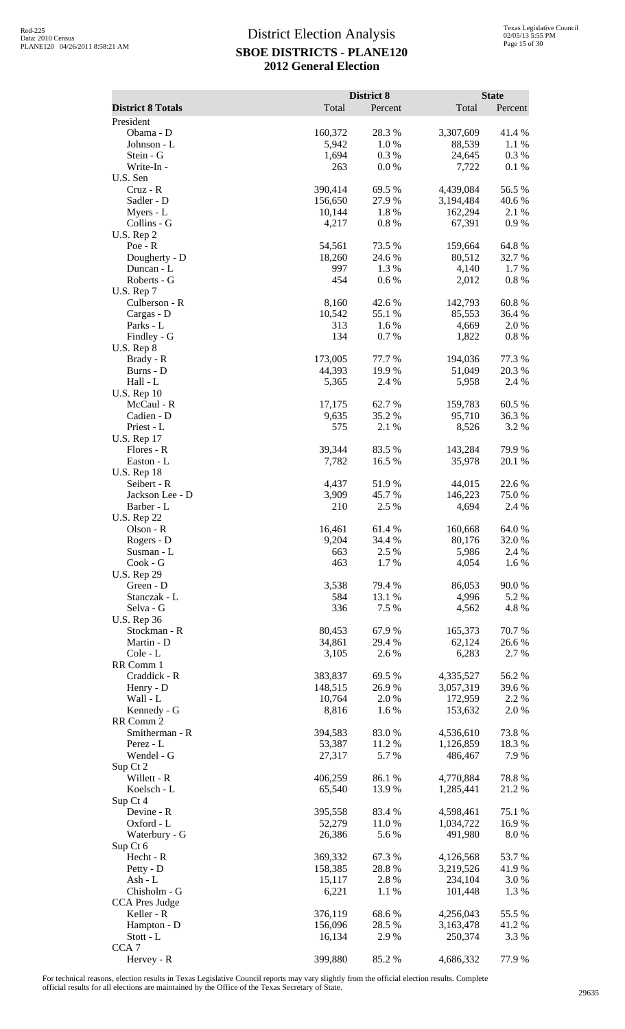# District Election Analysis

## SBOE DISTRICTS - PLANE120

### 2012 General Election

| District 8 Totals | District 8 Total | District 8 Percent | State Total | State Percent |
|---|---|---|---|---|
| President | | | | |
| Obama - D | 160,372 | 28.3 % | 3,307,609 | 41.4 % |
| Johnson - L | 5,942 | 1.0 % | 88,539 | 1.1 % |
| Stein - G | 1,694 | 0.3 % | 24,645 | 0.3 % |
| Write-In - | 263 | 0.0 % | 7,722 | 0.1 % |
| U.S. Sen | | | | |
| Cruz - R | 390,414 | 69.5 % | 4,439,084 | 56.5 % |
| Sadler - D | 156,650 | 27.9 % | 3,194,484 | 40.6 % |
| Myers - L | 10,144 | 1.8 % | 162,294 | 2.1 % |
| Collins - G | 4,217 | 0.8 % | 67,391 | 0.9 % |
| U.S. Rep 2 | | | | |
| Poe - R | 54,561 | 73.5 % | 159,664 | 64.8 % |
| Dougherty - D | 18,260 | 24.6 % | 80,512 | 32.7 % |
| Duncan - L | 997 | 1.3 % | 4,140 | 1.7 % |
| Roberts - G | 454 | 0.6 % | 2,012 | 0.8 % |
| U.S. Rep 7 | | | | |
| Culberson - R | 8,160 | 42.6 % | 142,793 | 60.8 % |
| Cargas - D | 10,542 | 55.1 % | 85,553 | 36.4 % |
| Parks - L | 313 | 1.6 % | 4,669 | 2.0 % |
| Findley - G | 134 | 0.7 % | 1,822 | 0.8 % |
| U.S. Rep 8 | | | | |
| Brady - R | 173,005 | 77.7 % | 194,036 | 77.3 % |
| Burns - D | 44,393 | 19.9 % | 51,049 | 20.3 % |
| Hall - L | 5,365 | 2.4 % | 5,958 | 2.4 % |
| U.S. Rep 10 | | | | |
| McCaul - R | 17,175 | 62.7 % | 159,783 | 60.5 % |
| Cadien - D | 9,635 | 35.2 % | 95,710 | 36.3 % |
| Priest - L | 575 | 2.1 % | 8,526 | 3.2 % |
| U.S. Rep 17 | | | | |
| Flores - R | 39,344 | 83.5 % | 143,284 | 79.9 % |
| Easton - L | 7,782 | 16.5 % | 35,978 | 20.1 % |
| U.S. Rep 18 | | | | |
| Seibert - R | 4,437 | 51.9 % | 44,015 | 22.6 % |
| Jackson Lee - D | 3,909 | 45.7 % | 146,223 | 75.0 % |
| Barber - L | 210 | 2.5 % | 4,694 | 2.4 % |
| U.S. Rep 22 | | | | |
| Olson - R | 16,461 | 61.4 % | 160,668 | 64.0 % |
| Rogers - D | 9,204 | 34.4 % | 80,176 | 32.0 % |
| Susman - L | 663 | 2.5 % | 5,986 | 2.4 % |
| Cook - G | 463 | 1.7 % | 4,054 | 1.6 % |
| U.S. Rep 29 | | | | |
| Green - D | 3,538 | 79.4 % | 86,053 | 90.0 % |
| Stanczak - L | 584 | 13.1 % | 4,996 | 5.2 % |
| Selva - G | 336 | 7.5 % | 4,562 | 4.8 % |
| U.S. Rep 36 | | | | |
| Stockman - R | 80,453 | 67.9 % | 165,373 | 70.7 % |
| Martin - D | 34,861 | 29.4 % | 62,124 | 26.6 % |
| Cole - L | 3,105 | 2.6 % | 6,283 | 2.7 % |
| RR Comm 1 | | | | |
| Craddick - R | 383,837 | 69.5 % | 4,335,527 | 56.2 % |
| Henry - D | 148,515 | 26.9 % | 3,057,319 | 39.6 % |
| Wall - L | 10,764 | 2.0 % | 172,959 | 2.2 % |
| Kennedy - G | 8,816 | 1.6 % | 153,632 | 2.0 % |
| RR Comm 2 | | | | |
| Smitherman - R | 394,583 | 83.0 % | 4,536,610 | 73.8 % |
| Perez - L | 53,387 | 11.2 % | 1,126,859 | 18.3 % |
| Wendel - G | 27,317 | 5.7 % | 486,467 | 7.9 % |
| Sup Ct 2 | | | | |
| Willett - R | 406,259 | 86.1 % | 4,770,884 | 78.8 % |
| Koelsch - L | 65,540 | 13.9 % | 1,285,441 | 21.2 % |
| Sup Ct 4 | | | | |
| Devine - R | 395,558 | 83.4 % | 4,598,461 | 75.1 % |
| Oxford - L | 52,279 | 11.0 % | 1,034,722 | 16.9 % |
| Waterbury - G | 26,386 | 5.6 % | 491,980 | 8.0 % |
| Sup Ct 6 | | | | |
| Hecht - R | 369,332 | 67.3 % | 4,126,568 | 53.7 % |
| Petty - D | 158,385 | 28.8 % | 3,219,526 | 41.9 % |
| Ash - L | 15,117 | 2.8 % | 234,104 | 3.0 % |
| Chisholm - G | 6,221 | 1.1 % | 101,448 | 1.3 % |
| CCA Pres Judge | | | | |
| Keller - R | 376,119 | 68.6 % | 4,256,043 | 55.5 % |
| Hampton - D | 156,096 | 28.5 % | 3,163,478 | 41.2 % |
| Stott - L | 16,134 | 2.9 % | 250,374 | 3.3 % |
| CCA 7 | | | | |
| Hervey - R | 399,880 | 85.2 % | 4,686,332 | 77.9 % |

For technical reasons, election results in Texas Legislative Council reports may vary slightly from the official election results. Complete official results for all elections are maintained by the Office of the Texas Secretary of State.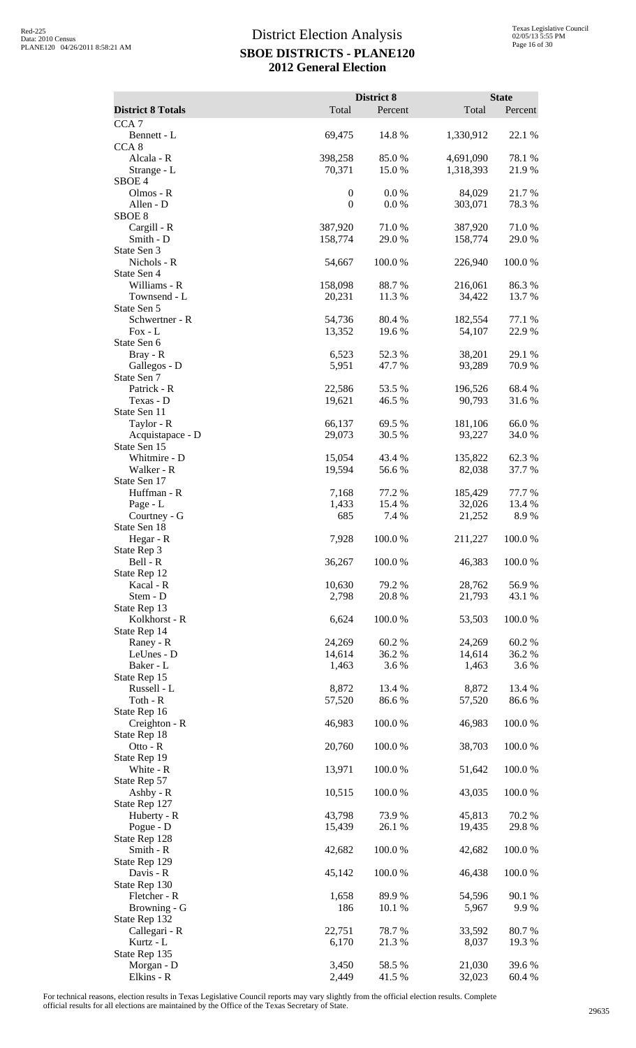# District Election Analysis

## SBOE DISTRICTS - PLANE120

## 2012 General Election

| District 8 Totals | District 8 Total | District 8 Percent | State Total | State Percent |
|---|---|---|---|---|
| CCA 7 | | | | |
| Bennett - L | 69,475 | 14.8 % | 1,330,912 | 22.1 % |
| CCA 8 | | | | |
| Alcala - R | 398,258 | 85.0 % | 4,691,090 | 78.1 % |
| Strange - L | 70,371 | 15.0 % | 1,318,393 | 21.9 % |
| SBOE 4 | | | | |
| Olmos - R | 0 | 0.0 % | 84,029 | 21.7 % |
| Allen - D | 0 | 0.0 % | 303,071 | 78.3 % |
| SBOE 8 | | | | |
| Cargill - R | 387,920 | 71.0 % | 387,920 | 71.0 % |
| Smith - D | 158,774 | 29.0 % | 158,774 | 29.0 % |
| State Sen 3 | | | | |
| Nichols - R | 54,667 | 100.0 % | 226,940 | 100.0 % |
| State Sen 4 | | | | |
| Williams - R | 158,098 | 88.7 % | 216,061 | 86.3 % |
| Townsend - L | 20,231 | 11.3 % | 34,422 | 13.7 % |
| State Sen 5 | | | | |
| Schwertner - R | 54,736 | 80.4 % | 182,554 | 77.1 % |
| Fox - L | 13,352 | 19.6 % | 54,107 | 22.9 % |
| State Sen 6 | | | | |
| Bray - R | 6,523 | 52.3 % | 38,201 | 29.1 % |
| Gallegos - D | 5,951 | 47.7 % | 93,289 | 70.9 % |
| State Sen 7 | | | | |
| Patrick - R | 22,586 | 53.5 % | 196,526 | 68.4 % |
| Texas - D | 19,621 | 46.5 % | 90,793 | 31.6 % |
| State Sen 11 | | | | |
| Taylor - R | 66,137 | 69.5 % | 181,106 | 66.0 % |
| Acquistapace - D | 29,073 | 30.5 % | 93,227 | 34.0 % |
| State Sen 15 | | | | |
| Whitmire - D | 15,054 | 43.4 % | 135,822 | 62.3 % |
| Walker - R | 19,594 | 56.6 % | 82,038 | 37.7 % |
| State Sen 17 | | | | |
| Huffman - R | 7,168 | 77.2 % | 185,429 | 77.7 % |
| Page - L | 1,433 | 15.4 % | 32,026 | 13.4 % |
| Courtney - G | 685 | 7.4 % | 21,252 | 8.9 % |
| State Sen 18 | | | | |
| Hegar - R | 7,928 | 100.0 % | 211,227 | 100.0 % |
| State Rep 3 | | | | |
| Bell - R | 36,267 | 100.0 % | 46,383 | 100.0 % |
| State Rep 12 | | | | |
| Kacal - R | 10,630 | 79.2 % | 28,762 | 56.9 % |
| Stem - D | 2,798 | 20.8 % | 21,793 | 43.1 % |
| State Rep 13 | | | | |
| Kolkhorst - R | 6,624 | 100.0 % | 53,503 | 100.0 % |
| State Rep 14 | | | | |
| Raney - R | 24,269 | 60.2 % | 24,269 | 60.2 % |
| LeUnes - D | 14,614 | 36.2 % | 14,614 | 36.2 % |
| Baker - L | 1,463 | 3.6 % | 1,463 | 3.6 % |
| State Rep 15 | | | | |
| Russell - L | 8,872 | 13.4 % | 8,872 | 13.4 % |
| Toth - R | 57,520 | 86.6 % | 57,520 | 86.6 % |
| State Rep 16 | | | | |
| Creighton - R | 46,983 | 100.0 % | 46,983 | 100.0 % |
| State Rep 18 | | | | |
| Otto - R | 20,760 | 100.0 % | 38,703 | 100.0 % |
| State Rep 19 | | | | |
| White - R | 13,971 | 100.0 % | 51,642 | 100.0 % |
| State Rep 57 | | | | |
| Ashby - R | 10,515 | 100.0 % | 43,035 | 100.0 % |
| State Rep 127 | | | | |
| Huberty - R | 43,798 | 73.9 % | 45,813 | 70.2 % |
| Pogue - D | 15,439 | 26.1 % | 19,435 | 29.8 % |
| State Rep 128 | | | | |
| Smith - R | 42,682 | 100.0 % | 42,682 | 100.0 % |
| State Rep 129 | | | | |
| Davis - R | 45,142 | 100.0 % | 46,438 | 100.0 % |
| State Rep 130 | | | | |
| Fletcher - R | 1,658 | 89.9 % | 54,596 | 90.1 % |
| Browning - G | 186 | 10.1 % | 5,967 | 9.9 % |
| State Rep 132 | | | | |
| Callegari - R | 22,751 | 78.7 % | 33,592 | 80.7 % |
| Kurtz - L | 6,170 | 21.3 % | 8,037 | 19.3 % |
| State Rep 135 | | | | |
| Morgan - D | 3,450 | 58.5 % | 21,030 | 39.6 % |
| Elkins - R | 2,449 | 41.5 % | 32,023 | 60.4 % |

For technical reasons, election results in Texas Legislative Council reports may vary slightly from the official election results. Complete official results for all elections are maintained by the Office of the Texas Secretary of State.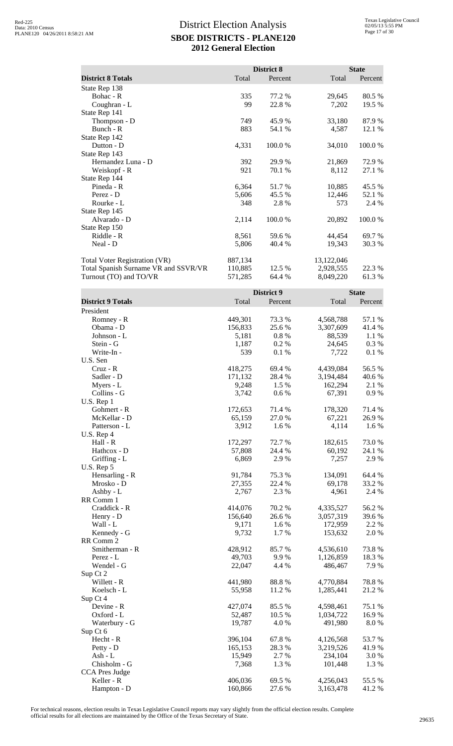# District Election Analysis
## SBOE DISTRICTS - PLANE120
## 2012 General Election

| District 8 Totals | District 8 Total | District 8 Percent | State Total | State Percent |
|---|---|---|---|---|
| State Rep 138 | | | | |
| Bohac - R | 335 | 77.2 % | 29,645 | 80.5 % |
| Coughran - L | 99 | 22.8 % | 7,202 | 19.5 % |
| State Rep 141 | | | | |
| Thompson - D | 749 | 45.9 % | 33,180 | 87.9 % |
| Bunch - R | 883 | 54.1 % | 4,587 | 12.1 % |
| State Rep 142 | | | | |
| Dutton - D | 4,331 | 100.0 % | 34,010 | 100.0 % |
| State Rep 143 | | | | |
| Hernandez Luna - D | 392 | 29.9 % | 21,869 | 72.9 % |
| Weiskopf - R | 921 | 70.1 % | 8,112 | 27.1 % |
| State Rep 144 | | | | |
| Pineda - R | 6,364 | 51.7 % | 10,885 | 45.5 % |
| Perez - D | 5,606 | 45.5 % | 12,446 | 52.1 % |
| Rourke - L | 348 | 2.8 % | 573 | 2.4 % |
| State Rep 145 | | | | |
| Alvarado - D | 2,114 | 100.0 % | 20,892 | 100.0 % |
| State Rep 150 | | | | |
| Riddle - R | 8,561 | 59.6 % | 44,454 | 69.7 % |
| Neal - D | 5,806 | 40.4 % | 19,343 | 30.3 % |
| Total Voter Registration (VR) | 887,134 | | 13,122,046 | |
| Total Spanish Surname VR and SSVR/VR | 110,885 | 12.5 % | 2,928,555 | 22.3 % |
| Turnout (TO) and TO/VR | 571,285 | 64.4 % | 8,049,220 | 61.3 % |

| District 9 Totals | District 9 Total | District 9 Percent | State Total | State Percent |
|---|---|---|---|---|
| President | | | | |
| Romney - R | 449,301 | 73.3 % | 4,568,788 | 57.1 % |
| Obama - D | 156,833 | 25.6 % | 3,307,609 | 41.4 % |
| Johnson - L | 5,181 | 0.8 % | 88,539 | 1.1 % |
| Stein - G | 1,187 | 0.2 % | 24,645 | 0.3 % |
| Write-In - | 539 | 0.1 % | 7,722 | 0.1 % |
| U.S. Sen | | | | |
| Cruz - R | 418,275 | 69.4 % | 4,439,084 | 56.5 % |
| Sadler - D | 171,132 | 28.4 % | 3,194,484 | 40.6 % |
| Myers - L | 9,248 | 1.5 % | 162,294 | 2.1 % |
| Collins - G | 3,742 | 0.6 % | 67,391 | 0.9 % |
| U.S. Rep 1 | | | | |
| Gohmert - R | 172,653 | 71.4 % | 178,320 | 71.4 % |
| McKellar - D | 65,159 | 27.0 % | 67,221 | 26.9 % |
| Patterson - L | 3,912 | 1.6 % | 4,114 | 1.6 % |
| U.S. Rep 4 | | | | |
| Hall - R | 172,297 | 72.7 % | 182,615 | 73.0 % |
| Hathcox - D | 57,808 | 24.4 % | 60,192 | 24.1 % |
| Griffing - L | 6,869 | 2.9 % | 7,257 | 2.9 % |
| U.S. Rep 5 | | | | |
| Hensarling - R | 91,784 | 75.3 % | 134,091 | 64.4 % |
| Mrosko - D | 27,355 | 22.4 % | 69,178 | 33.2 % |
| Ashby - L | 2,767 | 2.3 % | 4,961 | 2.4 % |
| RR Comm 1 | | | | |
| Craddick - R | 414,076 | 70.2 % | 4,335,527 | 56.2 % |
| Henry - D | 156,640 | 26.6 % | 3,057,319 | 39.6 % |
| Wall - L | 9,171 | 1.6 % | 172,959 | 2.2 % |
| Kennedy - G | 9,732 | 1.7 % | 153,632 | 2.0 % |
| RR Comm 2 | | | | |
| Smitherman - R | 428,912 | 85.7 % | 4,536,610 | 73.8 % |
| Perez - L | 49,703 | 9.9 % | 1,126,859 | 18.3 % |
| Wendel - G | 22,047 | 4.4 % | 486,467 | 7.9 % |
| Sup Ct 2 | | | | |
| Willett - R | 441,980 | 88.8 % | 4,770,884 | 78.8 % |
| Koelsch - L | 55,958 | 11.2 % | 1,285,441 | 21.2 % |
| Sup Ct 4 | | | | |
| Devine - R | 427,074 | 85.5 % | 4,598,461 | 75.1 % |
| Oxford - L | 52,487 | 10.5 % | 1,034,722 | 16.9 % |
| Waterbury - G | 19,787 | 4.0 % | 491,980 | 8.0 % |
| Sup Ct 6 | | | | |
| Hecht - R | 396,104 | 67.8 % | 4,126,568 | 53.7 % |
| Petty - D | 165,153 | 28.3 % | 3,219,526 | 41.9 % |
| Ash - L | 15,949 | 2.7 % | 234,104 | 3.0 % |
| Chisholm - G | 7,368 | 1.3 % | 101,448 | 1.3 % |
| CCA Pres Judge | | | | |
| Keller - R | 406,036 | 69.5 % | 4,256,043 | 55.5 % |
| Hampton - D | 160,866 | 27.6 % | 3,163,478 | 41.2 % |

For technical reasons, election results in Texas Legislative Council reports may vary slightly from the official election results. Complete official results for all elections are maintained by the Office of the Texas Secretary of State.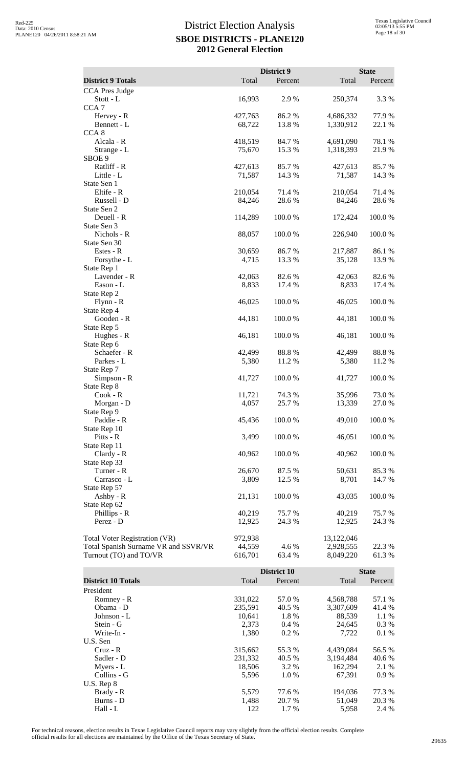# District Election Analysis

## SBOE DISTRICTS - PLANE120

## 2012 General Election

| District 9 Totals | District 9 Total | District 9 Percent | State Total | State Percent |
|---|---|---|---|---|
| CCA Pres Judge | | | | |
| Stott - L | 16,993 | 2.9 % | 250,374 | 3.3 % |
| CCA 7 | | | | |
| Hervey - R | 427,763 | 86.2 % | 4,686,332 | 77.9 % |
| Bennett - L | 68,722 | 13.8 % | 1,330,912 | 22.1 % |
| CCA 8 | | | | |
| Alcala - R | 418,519 | 84.7 % | 4,691,090 | 78.1 % |
| Strange - L | 75,670 | 15.3 % | 1,318,393 | 21.9 % |
| SBOE 9 | | | | |
| Ratliff - R | 427,613 | 85.7 % | 427,613 | 85.7 % |
| Little - L | 71,587 | 14.3 % | 71,587 | 14.3 % |
| State Sen 1 | | | | |
| Eltife - R | 210,054 | 71.4 % | 210,054 | 71.4 % |
| Russell - D | 84,246 | 28.6 % | 84,246 | 28.6 % |
| State Sen 2 | | | | |
| Deuell - R | 114,289 | 100.0 % | 172,424 | 100.0 % |
| State Sen 3 | | | | |
| Nichols - R | 88,057 | 100.0 % | 226,940 | 100.0 % |
| State Sen 30 | | | | |
| Estes - R | 30,659 | 86.7 % | 217,887 | 86.1 % |
| Forsythe - L | 4,715 | 13.3 % | 35,128 | 13.9 % |
| State Rep 1 | | | | |
| Lavender - R | 42,063 | 82.6 % | 42,063 | 82.6 % |
| Eason - L | 8,833 | 17.4 % | 8,833 | 17.4 % |
| State Rep 2 | | | | |
| Flynn - R | 46,025 | 100.0 % | 46,025 | 100.0 % |
| State Rep 4 | | | | |
| Gooden - R | 44,181 | 100.0 % | 44,181 | 100.0 % |
| State Rep 5 | | | | |
| Hughes - R | 46,181 | 100.0 % | 46,181 | 100.0 % |
| State Rep 6 | | | | |
| Schaefer - R | 42,499 | 88.8 % | 42,499 | 88.8 % |
| Parkes - L | 5,380 | 11.2 % | 5,380 | 11.2 % |
| State Rep 7 | | | | |
| Simpson - R | 41,727 | 100.0 % | 41,727 | 100.0 % |
| State Rep 8 | | | | |
| Cook - R | 11,721 | 74.3 % | 35,996 | 73.0 % |
| Morgan - D | 4,057 | 25.7 % | 13,339 | 27.0 % |
| State Rep 9 | | | | |
| Paddie - R | 45,436 | 100.0 % | 49,010 | 100.0 % |
| State Rep 10 | | | | |
| Pitts - R | 3,499 | 100.0 % | 46,051 | 100.0 % |
| State Rep 11 | | | | |
| Clardy - R | 40,962 | 100.0 % | 40,962 | 100.0 % |
| State Rep 33 | | | | |
| Turner - R | 26,670 | 87.5 % | 50,631 | 85.3 % |
| Carrasco - L | 3,809 | 12.5 % | 8,701 | 14.7 % |
| State Rep 57 | | | | |
| Ashby - R | 21,131 | 100.0 % | 43,035 | 100.0 % |
| State Rep 62 | | | | |
| Phillips - R | 40,219 | 75.7 % | 40,219 | 75.7 % |
| Perez - D | 12,925 | 24.3 % | 12,925 | 24.3 % |
| Total Voter Registration (VR) | 972,938 | | 13,122,046 | |
| Total Spanish Surname VR and SSVR/VR | 44,559 | 4.6 % | 2,928,555 | 22.3 % |
| Turnout (TO) and TO/VR | 616,701 | 63.4 % | 8,049,220 | 61.3 % |

| District 10 Totals | District 10 Total | District 10 Percent | State Total | State Percent |
|---|---|---|---|---|
| President | | | | |
| Romney - R | 331,022 | 57.0 % | 4,568,788 | 57.1 % |
| Obama - D | 235,591 | 40.5 % | 3,307,609 | 41.4 % |
| Johnson - L | 10,641 | 1.8 % | 88,539 | 1.1 % |
| Stein - G | 2,373 | 0.4 % | 24,645 | 0.3 % |
| Write-In - | 1,380 | 0.2 % | 7,722 | 0.1 % |
| U.S. Sen | | | | |
| Cruz - R | 315,662 | 55.3 % | 4,439,084 | 56.5 % |
| Sadler - D | 231,332 | 40.5 % | 3,194,484 | 40.6 % |
| Myers - L | 18,506 | 3.2 % | 162,294 | 2.1 % |
| Collins - G | 5,596 | 1.0 % | 67,391 | 0.9 % |
| U.S. Rep 8 | | | | |
| Brady - R | 5,579 | 77.6 % | 194,036 | 77.3 % |
| Burns - D | 1,488 | 20.7 % | 51,049 | 20.3 % |
| Hall - L | 122 | 1.7 % | 5,958 | 2.4 % |

For technical reasons, election results in Texas Legislative Council reports may vary slightly from the official election results. Complete official results for all elections are maintained by the Office of the Texas Secretary of State.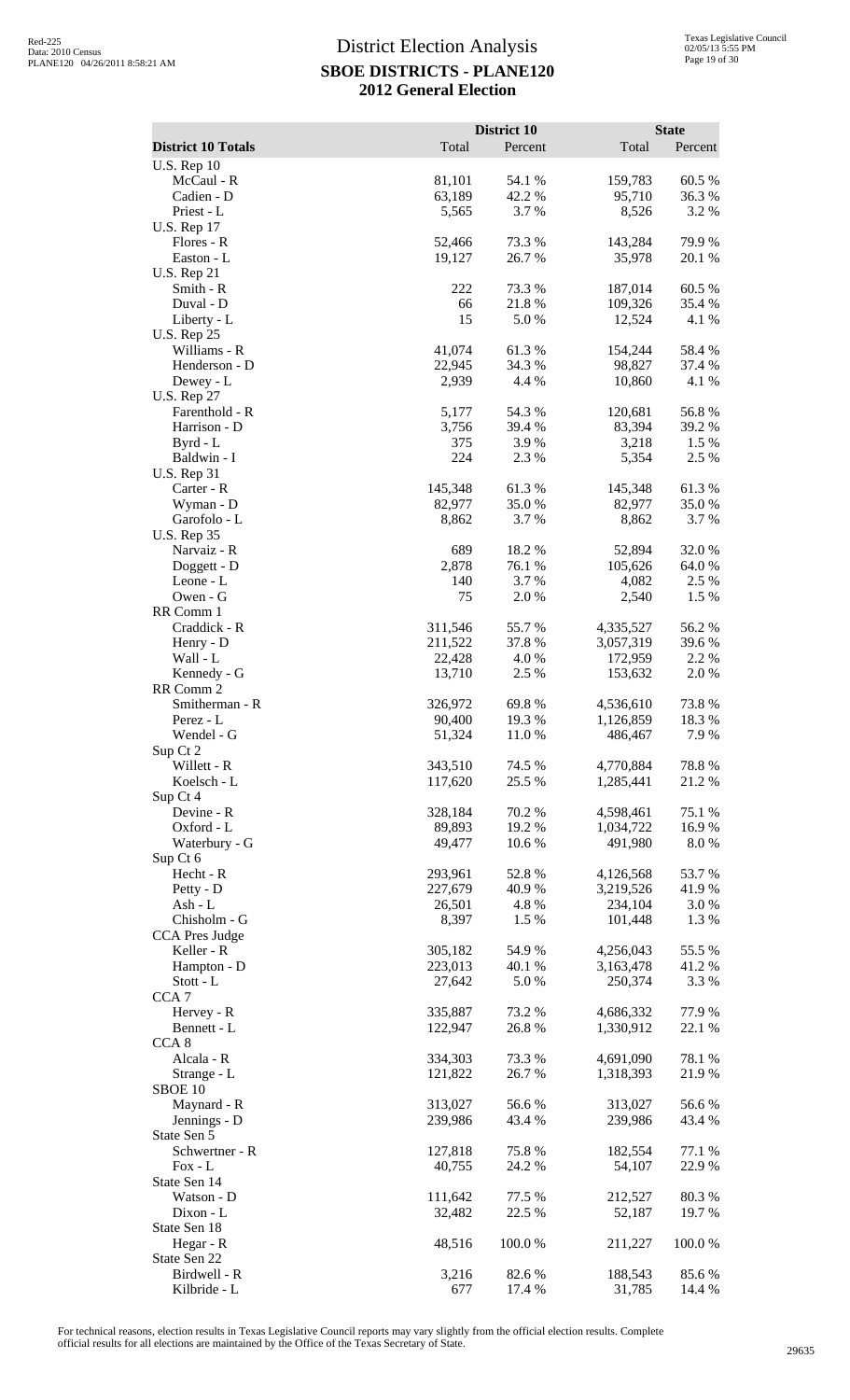# District Election Analysis

## SBOE DISTRICTS - PLANE120

## 2012 General Election

| District 10 Totals | District 10 Total | District 10 Percent | State Total | State Percent |
|---|---|---|---|---|
| U.S. Rep 10 | | | | |
| McCaul - R | 81,101 | 54.1 % | 159,783 | 60.5 % |
| Cadien - D | 63,189 | 42.2 % | 95,710 | 36.3 % |
| Priest - L | 5,565 | 3.7 % | 8,526 | 3.2 % |
| U.S. Rep 17 | | | | |
| Flores - R | 52,466 | 73.3 % | 143,284 | 79.9 % |
| Easton - L | 19,127 | 26.7 % | 35,978 | 20.1 % |
| U.S. Rep 21 | | | | |
| Smith - R | 222 | 73.3 % | 187,014 | 60.5 % |
| Duval - D | 66 | 21.8 % | 109,326 | 35.4 % |
| Liberty - L | 15 | 5.0 % | 12,524 | 4.1 % |
| U.S. Rep 25 | | | | |
| Williams - R | 41,074 | 61.3 % | 154,244 | 58.4 % |
| Henderson - D | 22,945 | 34.3 % | 98,827 | 37.4 % |
| Dewey - L | 2,939 | 4.4 % | 10,860 | 4.1 % |
| U.S. Rep 27 | | | | |
| Farenthold - R | 5,177 | 54.3 % | 120,681 | 56.8 % |
| Harrison - D | 3,756 | 39.4 % | 83,394 | 39.2 % |
| Byrd - L | 375 | 3.9 % | 3,218 | 1.5 % |
| Baldwin - I | 224 | 2.3 % | 5,354 | 2.5 % |
| U.S. Rep 31 | | | | |
| Carter - R | 145,348 | 61.3 % | 145,348 | 61.3 % |
| Wyman - D | 82,977 | 35.0 % | 82,977 | 35.0 % |
| Garofolo - L | 8,862 | 3.7 % | 8,862 | 3.7 % |
| U.S. Rep 35 | | | | |
| Narvaiz - R | 689 | 18.2 % | 52,894 | 32.0 % |
| Doggett - D | 2,878 | 76.1 % | 105,626 | 64.0 % |
| Leone - L | 140 | 3.7 % | 4,082 | 2.5 % |
| Owen - G | 75 | 2.0 % | 2,540 | 1.5 % |
| RR Comm 1 | | | | |
| Craddick - R | 311,546 | 55.7 % | 4,335,527 | 56.2 % |
| Henry - D | 211,522 | 37.8 % | 3,057,319 | 39.6 % |
| Wall - L | 22,428 | 4.0 % | 172,959 | 2.2 % |
| Kennedy - G | 13,710 | 2.5 % | 153,632 | 2.0 % |
| RR Comm 2 | | | | |
| Smitherman - R | 326,972 | 69.8 % | 4,536,610 | 73.8 % |
| Perez - L | 90,400 | 19.3 % | 1,126,859 | 18.3 % |
| Wendel - G | 51,324 | 11.0 % | 486,467 | 7.9 % |
| Sup Ct 2 | | | | |
| Willett - R | 343,510 | 74.5 % | 4,770,884 | 78.8 % |
| Koelsch - L | 117,620 | 25.5 % | 1,285,441 | 21.2 % |
| Sup Ct 4 | | | | |
| Devine - R | 328,184 | 70.2 % | 4,598,461 | 75.1 % |
| Oxford - L | 89,893 | 19.2 % | 1,034,722 | 16.9 % |
| Waterbury - G | 49,477 | 10.6 % | 491,980 | 8.0 % |
| Sup Ct 6 | | | | |
| Hecht - R | 293,961 | 52.8 % | 4,126,568 | 53.7 % |
| Petty - D | 227,679 | 40.9 % | 3,219,526 | 41.9 % |
| Ash - L | 26,501 | 4.8 % | 234,104 | 3.0 % |
| Chisholm - G | 8,397 | 1.5 % | 101,448 | 1.3 % |
| CCA Pres Judge | | | | |
| Keller - R | 305,182 | 54.9 % | 4,256,043 | 55.5 % |
| Hampton - D | 223,013 | 40.1 % | 3,163,478 | 41.2 % |
| Stott - L | 27,642 | 5.0 % | 250,374 | 3.3 % |
| CCA 7 | | | | |
| Hervey - R | 335,887 | 73.2 % | 4,686,332 | 77.9 % |
| Bennett - L | 122,947 | 26.8 % | 1,330,912 | 22.1 % |
| CCA 8 | | | | |
| Alcala - R | 334,303 | 73.3 % | 4,691,090 | 78.1 % |
| Strange - L | 121,822 | 26.7 % | 1,318,393 | 21.9 % |
| SBOE 10 | | | | |
| Maynard - R | 313,027 | 56.6 % | 313,027 | 56.6 % |
| Jennings - D | 239,986 | 43.4 % | 239,986 | 43.4 % |
| State Sen 5 | | | | |
| Schwertner - R | 127,818 | 75.8 % | 182,554 | 77.1 % |
| Fox - L | 40,755 | 24.2 % | 54,107 | 22.9 % |
| State Sen 14 | | | | |
| Watson - D | 111,642 | 77.5 % | 212,527 | 80.3 % |
| Dixon - L | 32,482 | 22.5 % | 52,187 | 19.7 % |
| State Sen 18 | | | | |
| Hegar - R | 48,516 | 100.0 % | 211,227 | 100.0 % |
| State Sen 22 | | | | |
| Birdwell - R | 3,216 | 82.6 % | 188,543 | 85.6 % |
| Kilbride - L | 677 | 17.4 % | 31,785 | 14.4 % |

For technical reasons, election results in Texas Legislative Council reports may vary slightly from the official election results. Complete official results for all elections are maintained by the Office of the Texas Secretary of State.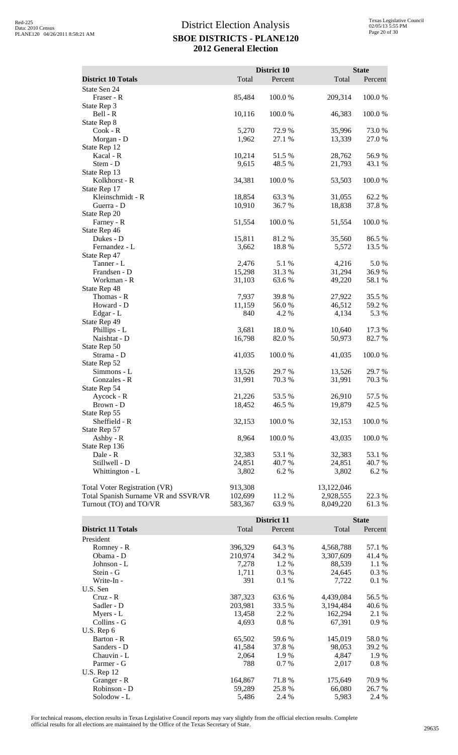# District Election Analysis
## SBOE DISTRICTS - PLANE120
## 2012 General Election

| District 10 Totals | District 10 Total | District 10 Percent | State Total | State Percent |
|---|---|---|---|---|
| State Sen 24 | | | | |
| Fraser - R | 85,484 | 100.0 % | 209,314 | 100.0 % |
| State Rep 3 | | | | |
| Bell - R | 10,116 | 100.0 % | 46,383 | 100.0 % |
| State Rep 8 | | | | |
| Cook - R | 5,270 | 72.9 % | 35,996 | 73.0 % |
| Morgan - D | 1,962 | 27.1 % | 13,339 | 27.0 % |
| State Rep 12 | | | | |
| Kacal - R | 10,214 | 51.5 % | 28,762 | 56.9 % |
| Stem - D | 9,615 | 48.5 % | 21,793 | 43.1 % |
| State Rep 13 | | | | |
| Kolkhorst - R | 34,381 | 100.0 % | 53,503 | 100.0 % |
| State Rep 17 | | | | |
| Kleinschmidt - R | 18,854 | 63.3 % | 31,055 | 62.2 % |
| Guerra - D | 10,910 | 36.7 % | 18,838 | 37.8 % |
| State Rep 20 | | | | |
| Farney - R | 51,554 | 100.0 % | 51,554 | 100.0 % |
| State Rep 46 | | | | |
| Dukes - D | 15,811 | 81.2 % | 35,560 | 86.5 % |
| Fernandez - L | 3,662 | 18.8 % | 5,572 | 13.5 % |
| State Rep 47 | | | | |
| Tanner - L | 2,476 | 5.1 % | 4,216 | 5.0 % |
| Frandsen - D | 15,298 | 31.3 % | 31,294 | 36.9 % |
| Workman - R | 31,103 | 63.6 % | 49,220 | 58.1 % |
| State Rep 48 | | | | |
| Thomas - R | 7,937 | 39.8 % | 27,922 | 35.5 % |
| Howard - D | 11,159 | 56.0 % | 46,512 | 59.2 % |
| Edgar - L | 840 | 4.2 % | 4,134 | 5.3 % |
| State Rep 49 | | | | |
| Phillips - L | 3,681 | 18.0 % | 10,640 | 17.3 % |
| Naishtat - D | 16,798 | 82.0 % | 50,973 | 82.7 % |
| State Rep 50 | | | | |
| Strama - D | 41,035 | 100.0 % | 41,035 | 100.0 % |
| State Rep 52 | | | | |
| Simmons - L | 13,526 | 29.7 % | 13,526 | 29.7 % |
| Gonzales - R | 31,991 | 70.3 % | 31,991 | 70.3 % |
| State Rep 54 | | | | |
| Aycock - R | 21,226 | 53.5 % | 26,910 | 57.5 % |
| Brown - D | 18,452 | 46.5 % | 19,879 | 42.5 % |
| State Rep 55 | | | | |
| Sheffield - R | 32,153 | 100.0 % | 32,153 | 100.0 % |
| State Rep 57 | | | | |
| Ashby - R | 8,964 | 100.0 % | 43,035 | 100.0 % |
| State Rep 136 | | | | |
| Dale - R | 32,383 | 53.1 % | 32,383 | 53.1 % |
| Stillwell - D | 24,851 | 40.7 % | 24,851 | 40.7 % |
| Whittington - L | 3,802 | 6.2 % | 3,802 | 6.2 % |
| Total Voter Registration (VR) | 913,308 | | 13,122,046 | |
| Total Spanish Surname VR and SSVR/VR | 102,699 | 11.2 % | 2,928,555 | 22.3 % |
| Turnout (TO) and TO/VR | 583,367 | 63.9 % | 8,049,220 | 61.3 % |

| District 11 Totals | District 11 Total | District 11 Percent | State Total | State Percent |
|---|---|---|---|---|
| President | | | | |
| Romney - R | 396,329 | 64.3 % | 4,568,788 | 57.1 % |
| Obama - D | 210,974 | 34.2 % | 3,307,609 | 41.4 % |
| Johnson - L | 7,278 | 1.2 % | 88,539 | 1.1 % |
| Stein - G | 1,711 | 0.3 % | 24,645 | 0.3 % |
| Write-In - | 391 | 0.1 % | 7,722 | 0.1 % |
| U.S. Sen | | | | |
| Cruz - R | 387,323 | 63.6 % | 4,439,084 | 56.5 % |
| Sadler - D | 203,981 | 33.5 % | 3,194,484 | 40.6 % |
| Myers - L | 13,458 | 2.2 % | 162,294 | 2.1 % |
| Collins - G | 4,693 | 0.8 % | 67,391 | 0.9 % |
| U.S. Rep 6 | | | | |
| Barton - R | 65,502 | 59.6 % | 145,019 | 58.0 % |
| Sanders - D | 41,584 | 37.8 % | 98,053 | 39.2 % |
| Chauvin - L | 2,064 | 1.9 % | 4,847 | 1.9 % |
| Parmer - G | 788 | 0.7 % | 2,017 | 0.8 % |
| U.S. Rep 12 | | | | |
| Granger - R | 164,867 | 71.8 % | 175,649 | 70.9 % |
| Robinson - D | 59,289 | 25.8 % | 66,080 | 26.7 % |
| Solodow - L | 5,486 | 2.4 % | 5,983 | 2.4 % |

For technical reasons, election results in Texas Legislative Council reports may vary slightly from the official election results. Complete official results for all elections are maintained by the Office of the Texas Secretary of State.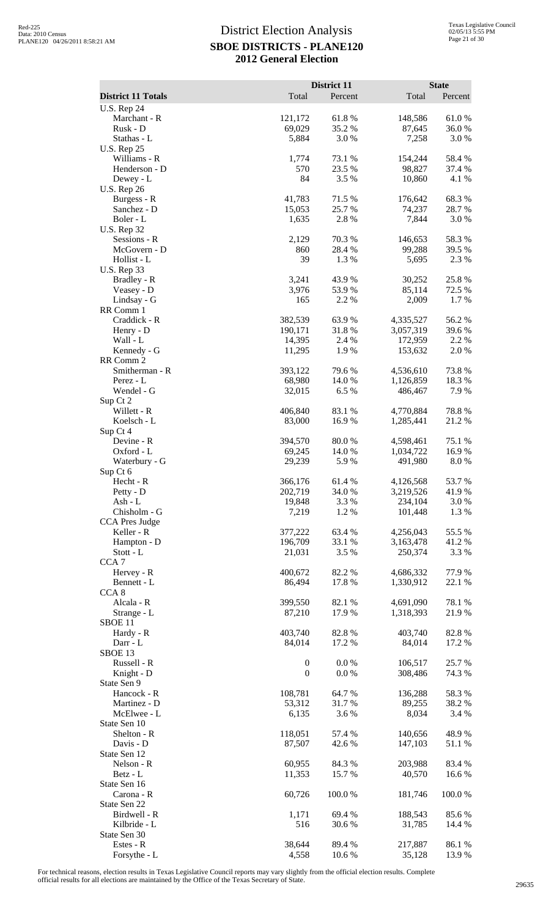# District Election Analysis

## SBOE DISTRICTS - PLANE120

## 2012 General Election

| District 11 Totals | District 11 Total | District 11 Percent | State Total | State Percent |
|---|---|---|---|---|
| U.S. Rep 24 | | | | |
| Marchant - R | 121,172 | 61.8 % | 148,586 | 61.0 % |
| Rusk - D | 69,029 | 35.2 % | 87,645 | 36.0 % |
| Stathas - L | 5,884 | 3.0 % | 7,258 | 3.0 % |
| U.S. Rep 25 | | | | |
| Williams - R | 1,774 | 73.1 % | 154,244 | 58.4 % |
| Henderson - D | 570 | 23.5 % | 98,827 | 37.4 % |
| Dewey - L | 84 | 3.5 % | 10,860 | 4.1 % |
| U.S. Rep 26 | | | | |
| Burgess - R | 41,783 | 71.5 % | 176,642 | 68.3 % |
| Sanchez - D | 15,053 | 25.7 % | 74,237 | 28.7 % |
| Boler - L | 1,635 | 2.8 % | 7,844 | 3.0 % |
| U.S. Rep 32 | | | | |
| Sessions - R | 2,129 | 70.3 % | 146,653 | 58.3 % |
| McGovern - D | 860 | 28.4 % | 99,288 | 39.5 % |
| Hollist - L | 39 | 1.3 % | 5,695 | 2.3 % |
| U.S. Rep 33 | | | | |
| Bradley - R | 3,241 | 43.9 % | 30,252 | 25.8 % |
| Veasey - D | 3,976 | 53.9 % | 85,114 | 72.5 % |
| Lindsay - G | 165 | 2.2 % | 2,009 | 1.7 % |
| RR Comm 1 | | | | |
| Craddick - R | 382,539 | 63.9 % | 4,335,527 | 56.2 % |
| Henry - D | 190,171 | 31.8 % | 3,057,319 | 39.6 % |
| Wall - L | 14,395 | 2.4 % | 172,959 | 2.2 % |
| Kennedy - G | 11,295 | 1.9 % | 153,632 | 2.0 % |
| RR Comm 2 | | | | |
| Smitherman - R | 393,122 | 79.6 % | 4,536,610 | 73.8 % |
| Perez - L | 68,980 | 14.0 % | 1,126,859 | 18.3 % |
| Wendel - G | 32,015 | 6.5 % | 486,467 | 7.9 % |
| Sup Ct 2 | | | | |
| Willett - R | 406,840 | 83.1 % | 4,770,884 | 78.8 % |
| Koelsch - L | 83,000 | 16.9 % | 1,285,441 | 21.2 % |
| Sup Ct 4 | | | | |
| Devine - R | 394,570 | 80.0 % | 4,598,461 | 75.1 % |
| Oxford - L | 69,245 | 14.0 % | 1,034,722 | 16.9 % |
| Waterbury - G | 29,239 | 5.9 % | 491,980 | 8.0 % |
| Sup Ct 6 | | | | |
| Hecht - R | 366,176 | 61.4 % | 4,126,568 | 53.7 % |
| Petty - D | 202,719 | 34.0 % | 3,219,526 | 41.9 % |
| Ash - L | 19,848 | 3.3 % | 234,104 | 3.0 % |
| Chisholm - G | 7,219 | 1.2 % | 101,448 | 1.3 % |
| CCA Pres Judge | | | | |
| Keller - R | 377,222 | 63.4 % | 4,256,043 | 55.5 % |
| Hampton - D | 196,709 | 33.1 % | 3,163,478 | 41.2 % |
| Stott - L | 21,031 | 3.5 % | 250,374 | 3.3 % |
| CCA 7 | | | | |
| Hervey - R | 400,672 | 82.2 % | 4,686,332 | 77.9 % |
| Bennett - L | 86,494 | 17.8 % | 1,330,912 | 22.1 % |
| CCA 8 | | | | |
| Alcala - R | 399,550 | 82.1 % | 4,691,090 | 78.1 % |
| Strange - L | 87,210 | 17.9 % | 1,318,393 | 21.9 % |
| SBOE 11 | | | | |
| Hardy - R | 403,740 | 82.8 % | 403,740 | 82.8 % |
| Darr - L | 84,014 | 17.2 % | 84,014 | 17.2 % |
| SBOE 13 | | | | |
| Russell - R | 0 | 0.0 % | 106,517 | 25.7 % |
| Knight - D | 0 | 0.0 % | 308,486 | 74.3 % |
| State Sen 9 | | | | |
| Hancock - R | 108,781 | 64.7 % | 136,288 | 58.3 % |
| Martinez - D | 53,312 | 31.7 % | 89,255 | 38.2 % |
| McElwee - L | 6,135 | 3.6 % | 8,034 | 3.4 % |
| State Sen 10 | | | | |
| Shelton - R | 118,051 | 57.4 % | 140,656 | 48.9 % |
| Davis - D | 87,507 | 42.6 % | 147,103 | 51.1 % |
| State Sen 12 | | | | |
| Nelson - R | 60,955 | 84.3 % | 203,988 | 83.4 % |
| Betz - L | 11,353 | 15.7 % | 40,570 | 16.6 % |
| State Sen 16 | | | | |
| Carona - R | 60,726 | 100.0 % | 181,746 | 100.0 % |
| State Sen 22 | | | | |
| Birdwell - R | 1,171 | 69.4 % | 188,543 | 85.6 % |
| Kilbride - L | 516 | 30.6 % | 31,785 | 14.4 % |
| State Sen 30 | | | | |
| Estes - R | 38,644 | 89.4 % | 217,887 | 86.1 % |
| Forsythe - L | 4,558 | 10.6 % | 35,128 | 13.9 % |

For technical reasons, election results in Texas Legislative Council reports may vary slightly from the official election results. Complete official results for all elections are maintained by the Office of the Texas Secretary of State.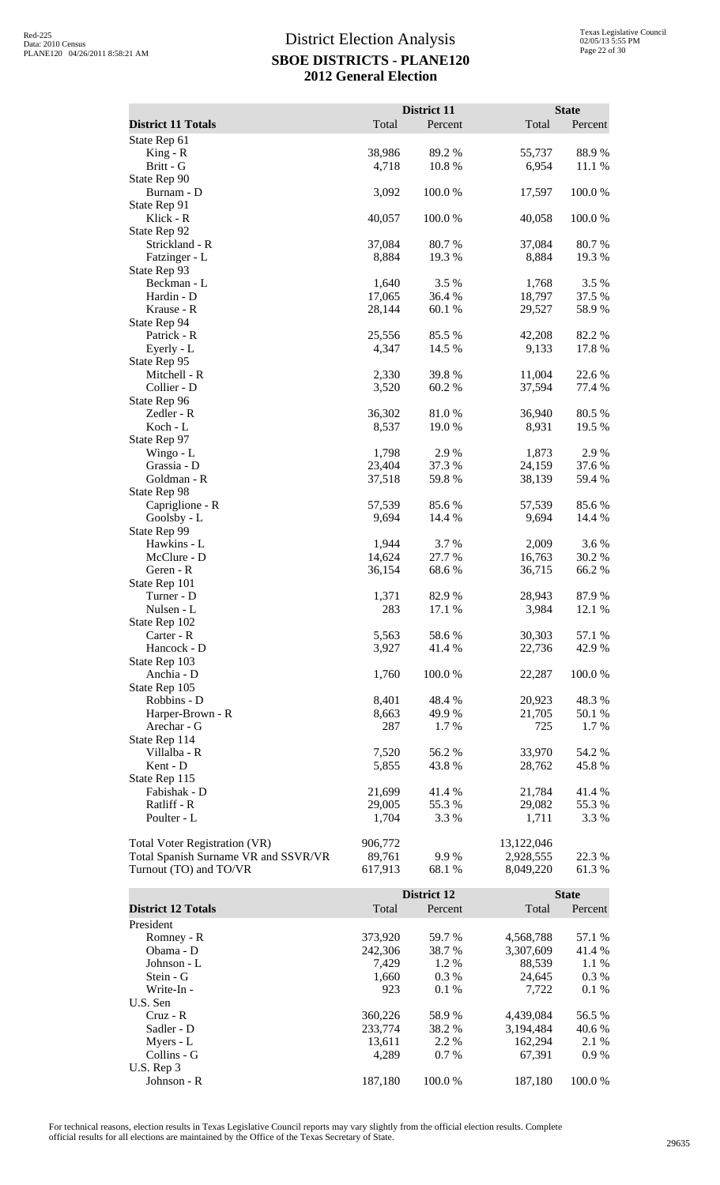# District Election Analysis
## SBOE DISTRICTS - PLANE120
## 2012 General Election

| District 11 Totals | District 11 Total | District 11 Percent | State Total | State Percent |
|---|---|---|---|---|
| State Rep 61 | | | | |
| King - R | 38,986 | 89.2 % | 55,737 | 88.9 % |
| Britt - G | 4,718 | 10.8 % | 6,954 | 11.1 % |
| State Rep 90 | | | | |
| Burnam - D | 3,092 | 100.0 % | 17,597 | 100.0 % |
| State Rep 91 | | | | |
| Klick - R | 40,057 | 100.0 % | 40,058 | 100.0 % |
| State Rep 92 | | | | |
| Strickland - R | 37,084 | 80.7 % | 37,084 | 80.7 % |
| Fatzinger - L | 8,884 | 19.3 % | 8,884 | 19.3 % |
| State Rep 93 | | | | |
| Beckman - L | 1,640 | 3.5 % | 1,768 | 3.5 % |
| Hardin - D | 17,065 | 36.4 % | 18,797 | 37.5 % |
| Krause - R | 28,144 | 60.1 % | 29,527 | 58.9 % |
| State Rep 94 | | | | |
| Patrick - R | 25,556 | 85.5 % | 42,208 | 82.2 % |
| Eyerly - L | 4,347 | 14.5 % | 9,133 | 17.8 % |
| State Rep 95 | | | | |
| Mitchell - R | 2,330 | 39.8 % | 11,004 | 22.6 % |
| Collier - D | 3,520 | 60.2 % | 37,594 | 77.4 % |
| State Rep 96 | | | | |
| Zedler - R | 36,302 | 81.0 % | 36,940 | 80.5 % |
| Koch - L | 8,537 | 19.0 % | 8,931 | 19.5 % |
| State Rep 97 | | | | |
| Wingo - L | 1,798 | 2.9 % | 1,873 | 2.9 % |
| Grassia - D | 23,404 | 37.3 % | 24,159 | 37.6 % |
| Goldman - R | 37,518 | 59.8 % | 38,139 | 59.4 % |
| State Rep 98 | | | | |
| Capriglione - R | 57,539 | 85.6 % | 57,539 | 85.6 % |
| Goolsby - L | 9,694 | 14.4 % | 9,694 | 14.4 % |
| State Rep 99 | | | | |
| Hawkins - L | 1,944 | 3.7 % | 2,009 | 3.6 % |
| McClure - D | 14,624 | 27.7 % | 16,763 | 30.2 % |
| Geren - R | 36,154 | 68.6 % | 36,715 | 66.2 % |
| State Rep 101 | | | | |
| Turner - D | 1,371 | 82.9 % | 28,943 | 87.9 % |
| Nulsen - L | 283 | 17.1 % | 3,984 | 12.1 % |
| State Rep 102 | | | | |
| Carter - R | 5,563 | 58.6 % | 30,303 | 57.1 % |
| Hancock - D | 3,927 | 41.4 % | 22,736 | 42.9 % |
| State Rep 103 | | | | |
| Anchia - D | 1,760 | 100.0 % | 22,287 | 100.0 % |
| State Rep 105 | | | | |
| Robbins - D | 8,401 | 48.4 % | 20,923 | 48.3 % |
| Harper-Brown - R | 8,663 | 49.9 % | 21,705 | 50.1 % |
| Arechar - G | 287 | 1.7 % | 725 | 1.7 % |
| State Rep 114 | | | | |
| Villalba - R | 7,520 | 56.2 % | 33,970 | 54.2 % |
| Kent - D | 5,855 | 43.8 % | 28,762 | 45.8 % |
| State Rep 115 | | | | |
| Fabishak - D | 21,699 | 41.4 % | 21,784 | 41.4 % |
| Ratliff - R | 29,005 | 55.3 % | 29,082 | 55.3 % |
| Poulter - L | 1,704 | 3.3 % | 1,711 | 3.3 % |
| Total Voter Registration (VR) | 906,772 | | 13,122,046 | |
| Total Spanish Surname VR and SSVR/VR | 89,761 | 9.9 % | 2,928,555 | 22.3 % |
| Turnout (TO) and TO/VR | 617,913 | 68.1 % | 8,049,220 | 61.3 % |

| District 12 Totals | District 12 Total | District 12 Percent | State Total | State Percent |
|---|---|---|---|---|
| President | | | | |
| Romney - R | 373,920 | 59.7 % | 4,568,788 | 57.1 % |
| Obama - D | 242,306 | 38.7 % | 3,307,609 | 41.4 % |
| Johnson - L | 7,429 | 1.2 % | 88,539 | 1.1 % |
| Stein - G | 1,660 | 0.3 % | 24,645 | 0.3 % |
| Write-In - | 923 | 0.1 % | 7,722 | 0.1 % |
| U.S. Sen | | | | |
| Cruz - R | 360,226 | 58.9 % | 4,439,084 | 56.5 % |
| Sadler - D | 233,774 | 38.2 % | 3,194,484 | 40.6 % |
| Myers - L | 13,611 | 2.2 % | 162,294 | 2.1 % |
| Collins - G | 4,289 | 0.7 % | 67,391 | 0.9 % |
| U.S. Rep 3 | | | | |
| Johnson - R | 187,180 | 100.0 % | 187,180 | 100.0 % |

For technical reasons, election results in Texas Legislative Council reports may vary slightly from the official election results. Complete official results for all elections are maintained by the Office of the Texas Secretary of State.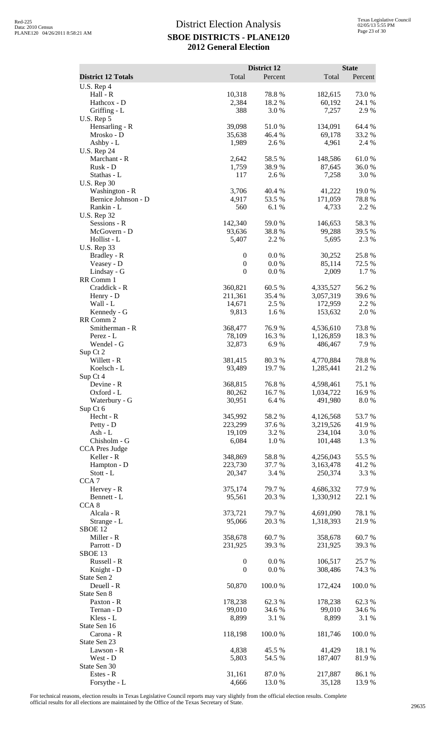# District Election Analysis

## SBOE DISTRICTS - PLANE120

## 2012 General Election

| District 12 Totals | District 12 Total | District 12 Percent | State Total | State Percent |
|---|---|---|---|---|
| U.S. Rep 4 | | | | |
| Hall - R | 10,318 | 78.8 % | 182,615 | 73.0 % |
| Hathcox - D | 2,384 | 18.2 % | 60,192 | 24.1 % |
| Griffing - L | 388 | 3.0 % | 7,257 | 2.9 % |
| U.S. Rep 5 | | | | |
| Hensarling - R | 39,098 | 51.0 % | 134,091 | 64.4 % |
| Mrosko - D | 35,638 | 46.4 % | 69,178 | 33.2 % |
| Ashby - L | 1,989 | 2.6 % | 4,961 | 2.4 % |
| U.S. Rep 24 | | | | |
| Marchant - R | 2,642 | 58.5 % | 148,586 | 61.0 % |
| Rusk - D | 1,759 | 38.9 % | 87,645 | 36.0 % |
| Stathas - L | 117 | 2.6 % | 7,258 | 3.0 % |
| U.S. Rep 30 | | | | |
| Washington - R | 3,706 | 40.4 % | 41,222 | 19.0 % |
| Bernice Johnson - D | 4,917 | 53.5 % | 171,059 | 78.8 % |
| Rankin - L | 560 | 6.1 % | 4,733 | 2.2 % |
| U.S. Rep 32 | | | | |
| Sessions - R | 142,340 | 59.0 % | 146,653 | 58.3 % |
| McGovern - D | 93,636 | 38.8 % | 99,288 | 39.5 % |
| Hollist - L | 5,407 | 2.2 % | 5,695 | 2.3 % |
| U.S. Rep 33 | | | | |
| Bradley - R | 0 | 0.0 % | 30,252 | 25.8 % |
| Veasey - D | 0 | 0.0 % | 85,114 | 72.5 % |
| Lindsay - G | 0 | 0.0 % | 2,009 | 1.7 % |
| RR Comm 1 | | | | |
| Craddick - R | 360,821 | 60.5 % | 4,335,527 | 56.2 % |
| Henry - D | 211,361 | 35.4 % | 3,057,319 | 39.6 % |
| Wall - L | 14,671 | 2.5 % | 172,959 | 2.2 % |
| Kennedy - G | 9,813 | 1.6 % | 153,632 | 2.0 % |
| RR Comm 2 | | | | |
| Smitherman - R | 368,477 | 76.9 % | 4,536,610 | 73.8 % |
| Perez - L | 78,109 | 16.3 % | 1,126,859 | 18.3 % |
| Wendel - G | 32,873 | 6.9 % | 486,467 | 7.9 % |
| Sup Ct 2 | | | | |
| Willett - R | 381,415 | 80.3 % | 4,770,884 | 78.8 % |
| Koelsch - L | 93,489 | 19.7 % | 1,285,441 | 21.2 % |
| Sup Ct 4 | | | | |
| Devine - R | 368,815 | 76.8 % | 4,598,461 | 75.1 % |
| Oxford - L | 80,262 | 16.7 % | 1,034,722 | 16.9 % |
| Waterbury - G | 30,951 | 6.4 % | 491,980 | 8.0 % |
| Sup Ct 6 | | | | |
| Hecht - R | 345,992 | 58.2 % | 4,126,568 | 53.7 % |
| Petty - D | 223,299 | 37.6 % | 3,219,526 | 41.9 % |
| Ash - L | 19,109 | 3.2 % | 234,104 | 3.0 % |
| Chisholm - G | 6,084 | 1.0 % | 101,448 | 1.3 % |
| CCA Pres Judge | | | | |
| Keller - R | 348,869 | 58.8 % | 4,256,043 | 55.5 % |
| Hampton - D | 223,730 | 37.7 % | 3,163,478 | 41.2 % |
| Stott - L | 20,347 | 3.4 % | 250,374 | 3.3 % |
| CCA 7 | | | | |
| Hervey - R | 375,174 | 79.7 % | 4,686,332 | 77.9 % |
| Bennett - L | 95,561 | 20.3 % | 1,330,912 | 22.1 % |
| CCA 8 | | | | |
| Alcala - R | 373,721 | 79.7 % | 4,691,090 | 78.1 % |
| Strange - L | 95,066 | 20.3 % | 1,318,393 | 21.9 % |
| SBOE 12 | | | | |
| Miller - R | 358,678 | 60.7 % | 358,678 | 60.7 % |
| Parrott - D | 231,925 | 39.3 % | 231,925 | 39.3 % |
| SBOE 13 | | | | |
| Russell - R | 0 | 0.0 % | 106,517 | 25.7 % |
| Knight - D | 0 | 0.0 % | 308,486 | 74.3 % |
| State Sen 2 | | | | |
| Deuell - R | 50,870 | 100.0 % | 172,424 | 100.0 % |
| State Sen 8 | | | | |
| Paxton - R | 178,238 | 62.3 % | 178,238 | 62.3 % |
| Ternan - D | 99,010 | 34.6 % | 99,010 | 34.6 % |
| Kless - L | 8,899 | 3.1 % | 8,899 | 3.1 % |
| State Sen 16 | | | | |
| Carona - R | 118,198 | 100.0 % | 181,746 | 100.0 % |
| State Sen 23 | | | | |
| Lawson - R | 4,838 | 45.5 % | 41,429 | 18.1 % |
| West - D | 5,803 | 54.5 % | 187,407 | 81.9 % |
| State Sen 30 | | | | |
| Estes - R | 31,161 | 87.0 % | 217,887 | 86.1 % |
| Forsythe - L | 4,666 | 13.0 % | 35,128 | 13.9 % |

For technical reasons, election results in Texas Legislative Council reports may vary slightly from the official election results. Complete official results for all elections are maintained by the Office of the Texas Secretary of State.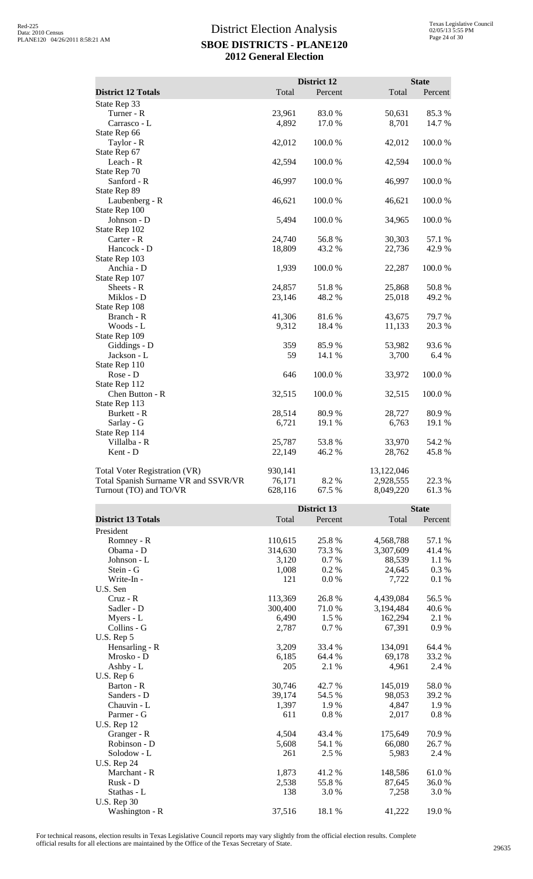# District Election Analysis
## SBOE DISTRICTS - PLANE120
## 2012 General Election

| District 12 Totals | District 12 Total | District 12 Percent | State Total | State Percent |
|---|---|---|---|---|
| State Rep 33 | | | | |
| Turner - R | 23,961 | 83.0 % | 50,631 | 85.3 % |
| Carrasco - L | 4,892 | 17.0 % | 8,701 | 14.7 % |
| State Rep 66 | | | | |
| Taylor - R | 42,012 | 100.0 % | 42,012 | 100.0 % |
| State Rep 67 | | | | |
| Leach - R | 42,594 | 100.0 % | 42,594 | 100.0 % |
| State Rep 70 | | | | |
| Sanford - R | 46,997 | 100.0 % | 46,997 | 100.0 % |
| State Rep 89 | | | | |
| Laubenberg - R | 46,621 | 100.0 % | 46,621 | 100.0 % |
| State Rep 100 | | | | |
| Johnson - D | 5,494 | 100.0 % | 34,965 | 100.0 % |
| State Rep 102 | | | | |
| Carter - R | 24,740 | 56.8 % | 30,303 | 57.1 % |
| Hancock - D | 18,809 | 43.2 % | 22,736 | 42.9 % |
| State Rep 103 | | | | |
| Anchia - D | 1,939 | 100.0 % | 22,287 | 100.0 % |
| State Rep 107 | | | | |
| Sheets - R | 24,857 | 51.8 % | 25,868 | 50.8 % |
| Miklos - D | 23,146 | 48.2 % | 25,018 | 49.2 % |
| State Rep 108 | | | | |
| Branch - R | 41,306 | 81.6 % | 43,675 | 79.7 % |
| Woods - L | 9,312 | 18.4 % | 11,133 | 20.3 % |
| State Rep 109 | | | | |
| Giddings - D | 359 | 85.9 % | 53,982 | 93.6 % |
| Jackson - L | 59 | 14.1 % | 3,700 | 6.4 % |
| State Rep 110 | | | | |
| Rose - D | 646 | 100.0 % | 33,972 | 100.0 % |
| State Rep 112 | | | | |
| Chen Button - R | 32,515 | 100.0 % | 32,515 | 100.0 % |
| State Rep 113 | | | | |
| Burkett - R | 28,514 | 80.9 % | 28,727 | 80.9 % |
| Sarlay - G | 6,721 | 19.1 % | 6,763 | 19.1 % |
| State Rep 114 | | | | |
| Villalba - R | 25,787 | 53.8 % | 33,970 | 54.2 % |
| Kent - D | 22,149 | 46.2 % | 28,762 | 45.8 % |
| Total Voter Registration (VR) | 930,141 | | 13,122,046 | |
| Total Spanish Surname VR and SSVR/VR | 76,171 | 8.2 % | 2,928,555 | 22.3 % |
| Turnout (TO) and TO/VR | 628,116 | 67.5 % | 8,049,220 | 61.3 % |

| District 13 Totals | District 13 Total | District 13 Percent | State Total | State Percent |
|---|---|---|---|---|
| President | | | | |
| Romney - R | 110,615 | 25.8 % | 4,568,788 | 57.1 % |
| Obama - D | 314,630 | 73.3 % | 3,307,609 | 41.4 % |
| Johnson - L | 3,120 | 0.7 % | 88,539 | 1.1 % |
| Stein - G | 1,008 | 0.2 % | 24,645 | 0.3 % |
| Write-In - | 121 | 0.0 % | 7,722 | 0.1 % |
| U.S. Sen | | | | |
| Cruz - R | 113,369 | 26.8 % | 4,439,084 | 56.5 % |
| Sadler - D | 300,400 | 71.0 % | 3,194,484 | 40.6 % |
| Myers - L | 6,490 | 1.5 % | 162,294 | 2.1 % |
| Collins - G | 2,787 | 0.7 % | 67,391 | 0.9 % |
| U.S. Rep 5 | | | | |
| Hensarling - R | 3,209 | 33.4 % | 134,091 | 64.4 % |
| Mrosko - D | 6,185 | 64.4 % | 69,178 | 33.2 % |
| Ashby - L | 205 | 2.1 % | 4,961 | 2.4 % |
| U.S. Rep 6 | | | | |
| Barton - R | 30,746 | 42.7 % | 145,019 | 58.0 % |
| Sanders - D | 39,174 | 54.5 % | 98,053 | 39.2 % |
| Chauvin - L | 1,397 | 1.9 % | 4,847 | 1.9 % |
| Parmer - G | 611 | 0.8 % | 2,017 | 0.8 % |
| U.S. Rep 12 | | | | |
| Granger - R | 4,504 | 43.4 % | 175,649 | 70.9 % |
| Robinson - D | 5,608 | 54.1 % | 66,080 | 26.7 % |
| Solodow - L | 261 | 2.5 % | 5,983 | 2.4 % |
| U.S. Rep 24 | | | | |
| Marchant - R | 1,873 | 41.2 % | 148,586 | 61.0 % |
| Rusk - D | 2,538 | 55.8 % | 87,645 | 36.0 % |
| Stathas - L | 138 | 3.0 % | 7,258 | 3.0 % |
| U.S. Rep 30 | | | | |
| Washington - R | 37,516 | 18.1 % | 41,222 | 19.0 % |

For technical reasons, election results in Texas Legislative Council reports may vary slightly from the official election results. Complete official results for all elections are maintained by the Office of the Texas Secretary of State.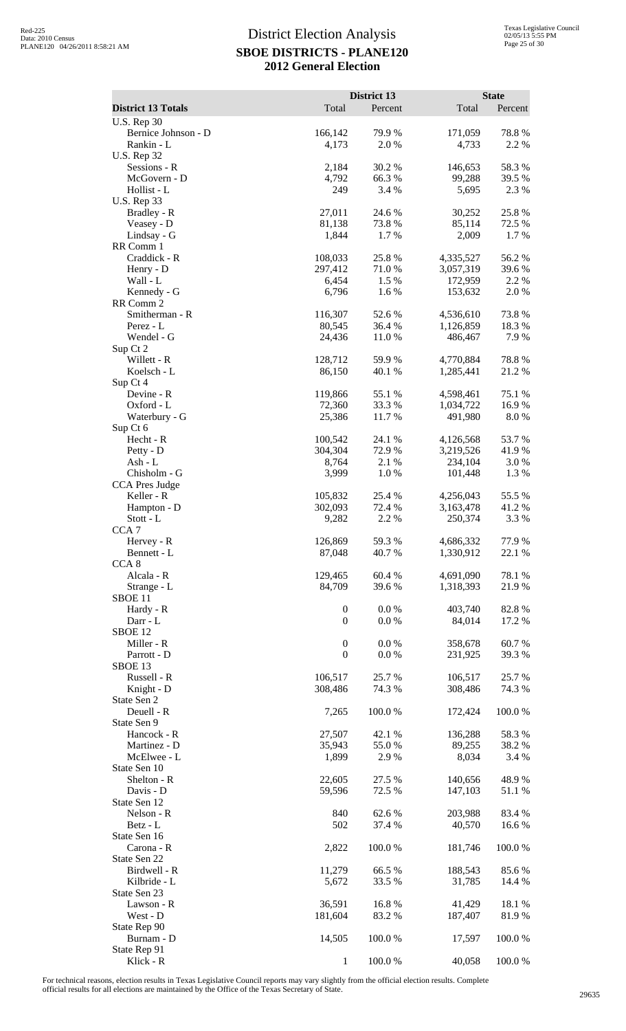# District Election Analysis

## SBOE DISTRICTS - PLANE120

## 2012 General Election

| District 13 Totals | District 13 Total | District 13 Percent | State Total | State Percent |
|---|---|---|---|---|
| U.S. Rep 30 | | | | |
| Bernice Johnson - D | 166,142 | 79.9 % | 171,059 | 78.8 % |
| Rankin - L | 4,173 | 2.0 % | 4,733 | 2.2 % |
| U.S. Rep 32 | | | | |
| Sessions - R | 2,184 | 30.2 % | 146,653 | 58.3 % |
| McGovern - D | 4,792 | 66.3 % | 99,288 | 39.5 % |
| Hollist - L | 249 | 3.4 % | 5,695 | 2.3 % |
| U.S. Rep 33 | | | | |
| Bradley - R | 27,011 | 24.6 % | 30,252 | 25.8 % |
| Veasey - D | 81,138 | 73.8 % | 85,114 | 72.5 % |
| Lindsay - G | 1,844 | 1.7 % | 2,009 | 1.7 % |
| RR Comm 1 | | | | |
| Craddick - R | 108,033 | 25.8 % | 4,335,527 | 56.2 % |
| Henry - D | 297,412 | 71.0 % | 3,057,319 | 39.6 % |
| Wall - L | 6,454 | 1.5 % | 172,959 | 2.2 % |
| Kennedy - G | 6,796 | 1.6 % | 153,632 | 2.0 % |
| RR Comm 2 | | | | |
| Smitherman - R | 116,307 | 52.6 % | 4,536,610 | 73.8 % |
| Perez - L | 80,545 | 36.4 % | 1,126,859 | 18.3 % |
| Wendel - G | 24,436 | 11.0 % | 486,467 | 7.9 % |
| Sup Ct 2 | | | | |
| Willett - R | 128,712 | 59.9 % | 4,770,884 | 78.8 % |
| Koelsch - L | 86,150 | 40.1 % | 1,285,441 | 21.2 % |
| Sup Ct 4 | | | | |
| Devine - R | 119,866 | 55.1 % | 4,598,461 | 75.1 % |
| Oxford - L | 72,360 | 33.3 % | 1,034,722 | 16.9 % |
| Waterbury - G | 25,386 | 11.7 % | 491,980 | 8.0 % |
| Sup Ct 6 | | | | |
| Hecht - R | 100,542 | 24.1 % | 4,126,568 | 53.7 % |
| Petty - D | 304,304 | 72.9 % | 3,219,526 | 41.9 % |
| Ash - L | 8,764 | 2.1 % | 234,104 | 3.0 % |
| Chisholm - G | 3,999 | 1.0 % | 101,448 | 1.3 % |
| CCA Pres Judge | | | | |
| Keller - R | 105,832 | 25.4 % | 4,256,043 | 55.5 % |
| Hampton - D | 302,093 | 72.4 % | 3,163,478 | 41.2 % |
| Stott - L | 9,282 | 2.2 % | 250,374 | 3.3 % |
| CCA 7 | | | | |
| Hervey - R | 126,869 | 59.3 % | 4,686,332 | 77.9 % |
| Bennett - L | 87,048 | 40.7 % | 1,330,912 | 22.1 % |
| CCA 8 | | | | |
| Alcala - R | 129,465 | 60.4 % | 4,691,090 | 78.1 % |
| Strange - L | 84,709 | 39.6 % | 1,318,393 | 21.9 % |
| SBOE 11 | | | | |
| Hardy - R | 0 | 0.0 % | 403,740 | 82.8 % |
| Darr - L | 0 | 0.0 % | 84,014 | 17.2 % |
| SBOE 12 | | | | |
| Miller - R | 0 | 0.0 % | 358,678 | 60.7 % |
| Parrott - D | 0 | 0.0 % | 231,925 | 39.3 % |
| SBOE 13 | | | | |
| Russell - R | 106,517 | 25.7 % | 106,517 | 25.7 % |
| Knight - D | 308,486 | 74.3 % | 308,486 | 74.3 % |
| State Sen 2 | | | | |
| Deuell - R | 7,265 | 100.0 % | 172,424 | 100.0 % |
| State Sen 9 | | | | |
| Hancock - R | 27,507 | 42.1 % | 136,288 | 58.3 % |
| Martinez - D | 35,943 | 55.0 % | 89,255 | 38.2 % |
| McElwee - L | 1,899 | 2.9 % | 8,034 | 3.4 % |
| State Sen 10 | | | | |
| Shelton - R | 22,605 | 27.5 % | 140,656 | 48.9 % |
| Davis - D | 59,596 | 72.5 % | 147,103 | 51.1 % |
| State Sen 12 | | | | |
| Nelson - R | 840 | 62.6 % | 203,988 | 83.4 % |
| Betz - L | 502 | 37.4 % | 40,570 | 16.6 % |
| State Sen 16 | | | | |
| Carona - R | 2,822 | 100.0 % | 181,746 | 100.0 % |
| State Sen 22 | | | | |
| Birdwell - R | 11,279 | 66.5 % | 188,543 | 85.6 % |
| Kilbride - L | 5,672 | 33.5 % | 31,785 | 14.4 % |
| State Sen 23 | | | | |
| Lawson - R | 36,591 | 16.8 % | 41,429 | 18.1 % |
| West - D | 181,604 | 83.2 % | 187,407 | 81.9 % |
| State Rep 90 | | | | |
| Burnam - D | 14,505 | 100.0 % | 17,597 | 100.0 % |
| State Rep 91 | | | | |
| Klick - R | 1 | 100.0 % | 40,058 | 100.0 % |

For technical reasons, election results in Texas Legislative Council reports may vary slightly from the official election results. Complete official results for all elections are maintained by the Office of the Texas Secretary of State.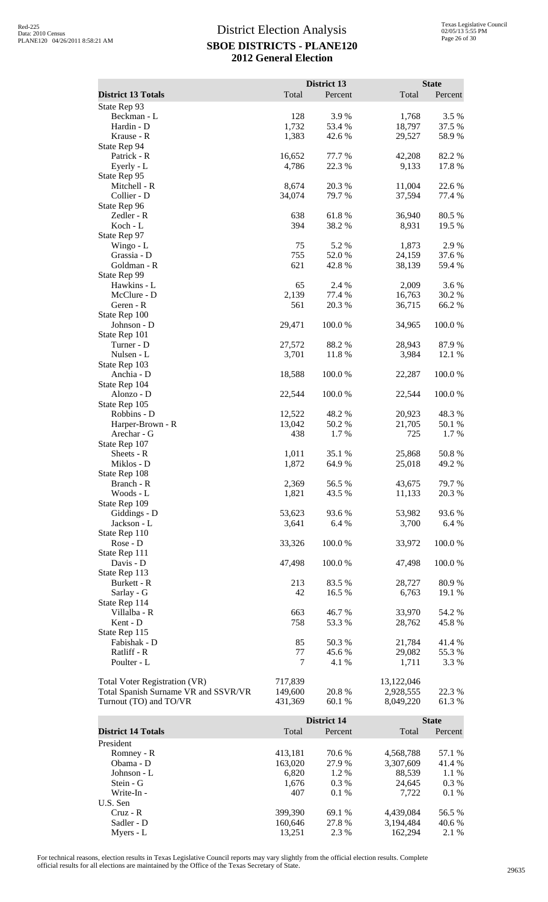# District Election Analysis
## SBOE DISTRICTS - PLANE120
## 2012 General Election

| District 13 Totals | District 13 Total | District 13 Percent | State Total | State Percent |
|---|---|---|---|---|
| State Rep 93 | | | | |
| Beckman - L | 128 | 3.9 % | 1,768 | 3.5 % |
| Hardin - D | 1,732 | 53.4 % | 18,797 | 37.5 % |
| Krause - R | 1,383 | 42.6 % | 29,527 | 58.9 % |
| State Rep 94 | | | | |
| Patrick - R | 16,652 | 77.7 % | 42,208 | 82.2 % |
| Eyerly - L | 4,786 | 22.3 % | 9,133 | 17.8 % |
| State Rep 95 | | | | |
| Mitchell - R | 8,674 | 20.3 % | 11,004 | 22.6 % |
| Collier - D | 34,074 | 79.7 % | 37,594 | 77.4 % |
| State Rep 96 | | | | |
| Zedler - R | 638 | 61.8 % | 36,940 | 80.5 % |
| Koch - L | 394 | 38.2 % | 8,931 | 19.5 % |
| State Rep 97 | | | | |
| Wingo - L | 75 | 5.2 % | 1,873 | 2.9 % |
| Grassia - D | 755 | 52.0 % | 24,159 | 37.6 % |
| Goldman - R | 621 | 42.8 % | 38,139 | 59.4 % |
| State Rep 99 | | | | |
| Hawkins - L | 65 | 2.4 % | 2,009 | 3.6 % |
| McClure - D | 2,139 | 77.4 % | 16,763 | 30.2 % |
| Geren - R | 561 | 20.3 % | 36,715 | 66.2 % |
| State Rep 100 | | | | |
| Johnson - D | 29,471 | 100.0 % | 34,965 | 100.0 % |
| State Rep 101 | | | | |
| Turner - D | 27,572 | 88.2 % | 28,943 | 87.9 % |
| Nulsen - L | 3,701 | 11.8 % | 3,984 | 12.1 % |
| State Rep 103 | | | | |
| Anchia - D | 18,588 | 100.0 % | 22,287 | 100.0 % |
| State Rep 104 | | | | |
| Alonzo - D | 22,544 | 100.0 % | 22,544 | 100.0 % |
| State Rep 105 | | | | |
| Robbins - D | 12,522 | 48.2 % | 20,923 | 48.3 % |
| Harper-Brown - R | 13,042 | 50.2 % | 21,705 | 50.1 % |
| Arechar - G | 438 | 1.7 % | 725 | 1.7 % |
| State Rep 107 | | | | |
| Sheets - R | 1,011 | 35.1 % | 25,868 | 50.8 % |
| Miklos - D | 1,872 | 64.9 % | 25,018 | 49.2 % |
| State Rep 108 | | | | |
| Branch - R | 2,369 | 56.5 % | 43,675 | 79.7 % |
| Woods - L | 1,821 | 43.5 % | 11,133 | 20.3 % |
| State Rep 109 | | | | |
| Giddings - D | 53,623 | 93.6 % | 53,982 | 93.6 % |
| Jackson - L | 3,641 | 6.4 % | 3,700 | 6.4 % |
| State Rep 110 | | | | |
| Rose - D | 33,326 | 100.0 % | 33,972 | 100.0 % |
| State Rep 111 | | | | |
| Davis - D | 47,498 | 100.0 % | 47,498 | 100.0 % |
| State Rep 113 | | | | |
| Burkett - R | 213 | 83.5 % | 28,727 | 80.9 % |
| Sarlay - G | 42 | 16.5 % | 6,763 | 19.1 % |
| State Rep 114 | | | | |
| Villalba - R | 663 | 46.7 % | 33,970 | 54.2 % |
| Kent - D | 758 | 53.3 % | 28,762 | 45.8 % |
| State Rep 115 | | | | |
| Fabishak - D | 85 | 50.3 % | 21,784 | 41.4 % |
| Ratliff - R | 77 | 45.6 % | 29,082 | 55.3 % |
| Poulter - L | 7 | 4.1 % | 1,711 | 3.3 % |
| Total Voter Registration (VR) | 717,839 | | 13,122,046 | |
| Total Spanish Surname VR and SSVR/VR | 149,600 | 20.8 % | 2,928,555 | 22.3 % |
| Turnout (TO) and TO/VR | 431,369 | 60.1 % | 8,049,220 | 61.3 % |

| District 14 Totals | District 14 Total | District 14 Percent | State Total | State Percent |
|---|---|---|---|---|
| President | | | | |
| Romney - R | 413,181 | 70.6 % | 4,568,788 | 57.1 % |
| Obama - D | 163,020 | 27.9 % | 3,307,609 | 41.4 % |
| Johnson - L | 6,820 | 1.2 % | 88,539 | 1.1 % |
| Stein - G | 1,676 | 0.3 % | 24,645 | 0.3 % |
| Write-In - | 407 | 0.1 % | 7,722 | 0.1 % |
| U.S. Sen | | | | |
| Cruz - R | 399,390 | 69.1 % | 4,439,084 | 56.5 % |
| Sadler - D | 160,646 | 27.8 % | 3,194,484 | 40.6 % |
| Myers - L | 13,251 | 2.3 % | 162,294 | 2.1 % |

For technical reasons, election results in Texas Legislative Council reports may vary slightly from the official election results. Complete official results for all elections are maintained by the Office of the Texas Secretary of State.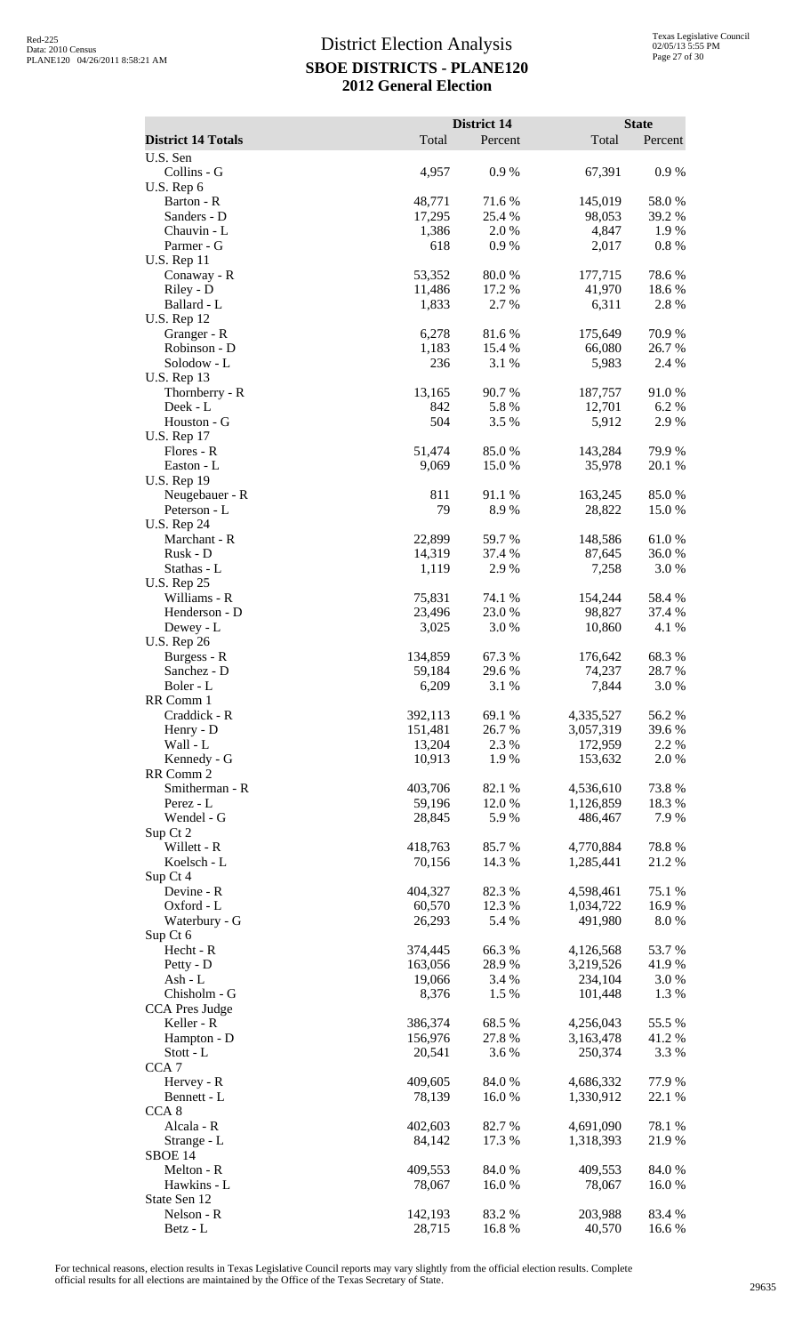# District Election Analysis

## SBOE DISTRICTS - PLANE120

## 2012 General Election

| District 14 Totals | District 14 Total | District 14 Percent | State Total | State Percent |
|---|---|---|---|---|
| U.S. Sen | | | | |
| Collins - G | 4,957 | 0.9 % | 67,391 | 0.9 % |
| U.S. Rep 6 | | | | |
| Barton - R | 48,771 | 71.6 % | 145,019 | 58.0 % |
| Sanders - D | 17,295 | 25.4 % | 98,053 | 39.2 % |
| Chauvin - L | 1,386 | 2.0 % | 4,847 | 1.9 % |
| Parmer - G | 618 | 0.9 % | 2,017 | 0.8 % |
| U.S. Rep 11 | | | | |
| Conaway - R | 53,352 | 80.0 % | 177,715 | 78.6 % |
| Riley - D | 11,486 | 17.2 % | 41,970 | 18.6 % |
| Ballard - L | 1,833 | 2.7 % | 6,311 | 2.8 % |
| U.S. Rep 12 | | | | |
| Granger - R | 6,278 | 81.6 % | 175,649 | 70.9 % |
| Robinson - D | 1,183 | 15.4 % | 66,080 | 26.7 % |
| Solodow - L | 236 | 3.1 % | 5,983 | 2.4 % |
| U.S. Rep 13 | | | | |
| Thornberry - R | 13,165 | 90.7 % | 187,757 | 91.0 % |
| Deek - L | 842 | 5.8 % | 12,701 | 6.2 % |
| Houston - G | 504 | 3.5 % | 5,912 | 2.9 % |
| U.S. Rep 17 | | | | |
| Flores - R | 51,474 | 85.0 % | 143,284 | 79.9 % |
| Easton - L | 9,069 | 15.0 % | 35,978 | 20.1 % |
| U.S. Rep 19 | | | | |
| Neugebauer - R | 811 | 91.1 % | 163,245 | 85.0 % |
| Peterson - L | 79 | 8.9 % | 28,822 | 15.0 % |
| U.S. Rep 24 | | | | |
| Marchant - R | 22,899 | 59.7 % | 148,586 | 61.0 % |
| Rusk - D | 14,319 | 37.4 % | 87,645 | 36.0 % |
| Stathas - L | 1,119 | 2.9 % | 7,258 | 3.0 % |
| U.S. Rep 25 | | | | |
| Williams - R | 75,831 | 74.1 % | 154,244 | 58.4 % |
| Henderson - D | 23,496 | 23.0 % | 98,827 | 37.4 % |
| Dewey - L | 3,025 | 3.0 % | 10,860 | 4.1 % |
| U.S. Rep 26 | | | | |
| Burgess - R | 134,859 | 67.3 % | 176,642 | 68.3 % |
| Sanchez - D | 59,184 | 29.6 % | 74,237 | 28.7 % |
| Boler - L | 6,209 | 3.1 % | 7,844 | 3.0 % |
| RR Comm 1 | | | | |
| Craddick - R | 392,113 | 69.1 % | 4,335,527 | 56.2 % |
| Henry - D | 151,481 | 26.7 % | 3,057,319 | 39.6 % |
| Wall - L | 13,204 | 2.3 % | 172,959 | 2.2 % |
| Kennedy - G | 10,913 | 1.9 % | 153,632 | 2.0 % |
| RR Comm 2 | | | | |
| Smitherman - R | 403,706 | 82.1 % | 4,536,610 | 73.8 % |
| Perez - L | 59,196 | 12.0 % | 1,126,859 | 18.3 % |
| Wendel - G | 28,845 | 5.9 % | 486,467 | 7.9 % |
| Sup Ct 2 | | | | |
| Willett - R | 418,763 | 85.7 % | 4,770,884 | 78.8 % |
| Koelsch - L | 70,156 | 14.3 % | 1,285,441 | 21.2 % |
| Sup Ct 4 | | | | |
| Devine - R | 404,327 | 82.3 % | 4,598,461 | 75.1 % |
| Oxford - L | 60,570 | 12.3 % | 1,034,722 | 16.9 % |
| Waterbury - G | 26,293 | 5.4 % | 491,980 | 8.0 % |
| Sup Ct 6 | | | | |
| Hecht - R | 374,445 | 66.3 % | 4,126,568 | 53.7 % |
| Petty - D | 163,056 | 28.9 % | 3,219,526 | 41.9 % |
| Ash - L | 19,066 | 3.4 % | 234,104 | 3.0 % |
| Chisholm - G | 8,376 | 1.5 % | 101,448 | 1.3 % |
| CCA Pres Judge | | | | |
| Keller - R | 386,374 | 68.5 % | 4,256,043 | 55.5 % |
| Hampton - D | 156,976 | 27.8 % | 3,163,478 | 41.2 % |
| Stott - L | 20,541 | 3.6 % | 250,374 | 3.3 % |
| CCA 7 | | | | |
| Hervey - R | 409,605 | 84.0 % | 4,686,332 | 77.9 % |
| Bennett - L | 78,139 | 16.0 % | 1,330,912 | 22.1 % |
| CCA 8 | | | | |
| Alcala - R | 402,603 | 82.7 % | 4,691,090 | 78.1 % |
| Strange - L | 84,142 | 17.3 % | 1,318,393 | 21.9 % |
| SBOE 14 | | | | |
| Melton - R | 409,553 | 84.0 % | 409,553 | 84.0 % |
| Hawkins - L | 78,067 | 16.0 % | 78,067 | 16.0 % |
| State Sen 12 | | | | |
| Nelson - R | 142,193 | 83.2 % | 203,988 | 83.4 % |
| Betz - L | 28,715 | 16.8 % | 40,570 | 16.6 % |

For technical reasons, election results in Texas Legislative Council reports may vary slightly from the official election results. Complete official results for all elections are maintained by the Office of the Texas Secretary of State.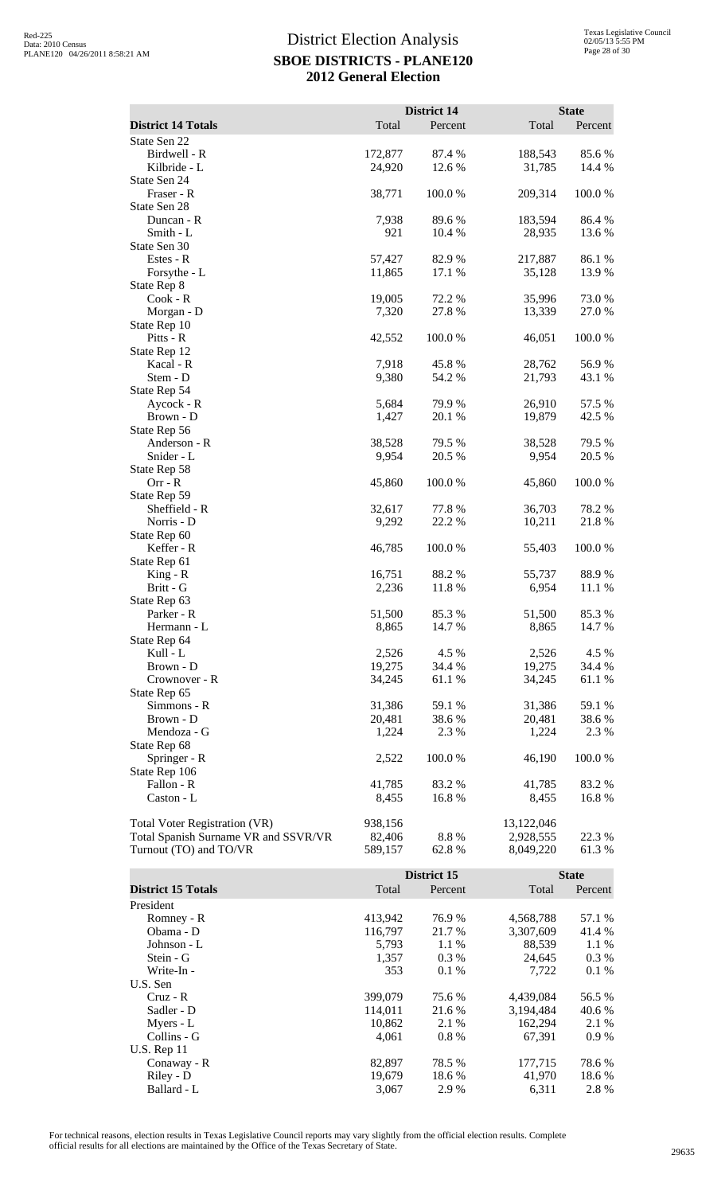# District Election Analysis

## SBOE DISTRICTS - PLANE120

## 2012 General Election

Red-225
Data: 2010 Census
PLANE120 04/26/2011 8:58:21 AM

Texas Legislative Council
02/05/13 5:55 PM

| District 14 Totals | District 14 Total | District 14 Percent | State Total | State Percent |
|---|---|---|---|---|
| State Sen 22 | | | | |
| Birdwell - R | 172,877 | 87.4 % | 188,543 | 85.6 % |
| Kilbride - L | 24,920 | 12.6 % | 31,785 | 14.4 % |
| State Sen 24 | | | | |
| Fraser - R | 38,771 | 100.0 % | 209,314 | 100.0 % |
| State Sen 28 | | | | |
| Duncan - R | 7,938 | 89.6 % | 183,594 | 86.4 % |
| Smith - L | 921 | 10.4 % | 28,935 | 13.6 % |
| State Sen 30 | | | | |
| Estes - R | 57,427 | 82.9 % | 217,887 | 86.1 % |
| Forsythe - L | 11,865 | 17.1 % | 35,128 | 13.9 % |
| State Rep 8 | | | | |
| Cook - R | 19,005 | 72.2 % | 35,996 | 73.0 % |
| Morgan - D | 7,320 | 27.8 % | 13,339 | 27.0 % |
| State Rep 10 | | | | |
| Pitts - R | 42,552 | 100.0 % | 46,051 | 100.0 % |
| State Rep 12 | | | | |
| Kacal - R | 7,918 | 45.8 % | 28,762 | 56.9 % |
| Stem - D | 9,380 | 54.2 % | 21,793 | 43.1 % |
| State Rep 54 | | | | |
| Aycock - R | 5,684 | 79.9 % | 26,910 | 57.5 % |
| Brown - D | 1,427 | 20.1 % | 19,879 | 42.5 % |
| State Rep 56 | | | | |
| Anderson - R | 38,528 | 79.5 % | 38,528 | 79.5 % |
| Snider - L | 9,954 | 20.5 % | 9,954 | 20.5 % |
| State Rep 58 | | | | |
| Orr - R | 45,860 | 100.0 % | 45,860 | 100.0 % |
| State Rep 59 | | | | |
| Sheffield - R | 32,617 | 77.8 % | 36,703 | 78.2 % |
| Norris - D | 9,292 | 22.2 % | 10,211 | 21.8 % |
| State Rep 60 | | | | |
| Keffer - R | 46,785 | 100.0 % | 55,403 | 100.0 % |
| State Rep 61 | | | | |
| King - R | 16,751 | 88.2 % | 55,737 | 88.9 % |
| Britt - G | 2,236 | 11.8 % | 6,954 | 11.1 % |
| State Rep 63 | | | | |
| Parker - R | 51,500 | 85.3 % | 51,500 | 85.3 % |
| Hermann - L | 8,865 | 14.7 % | 8,865 | 14.7 % |
| State Rep 64 | | | | |
| Kull - L | 2,526 | 4.5 % | 2,526 | 4.5 % |
| Brown - D | 19,275 | 34.4 % | 19,275 | 34.4 % |
| Crownover - R | 34,245 | 61.1 % | 34,245 | 61.1 % |
| State Rep 65 | | | | |
| Simmons - R | 31,386 | 59.1 % | 31,386 | 59.1 % |
| Brown - D | 20,481 | 38.6 % | 20,481 | 38.6 % |
| Mendoza - G | 1,224 | 2.3 % | 1,224 | 2.3 % |
| State Rep 68 | | | | |
| Springer - R | 2,522 | 100.0 % | 46,190 | 100.0 % |
| State Rep 106 | | | | |
| Fallon - R | 41,785 | 83.2 % | 41,785 | 83.2 % |
| Caston - L | 8,455 | 16.8 % | 8,455 | 16.8 % |
| Total Voter Registration (VR) | 938,156 | | 13,122,046 | |
| Total Spanish Surname VR and SSVR/VR | 82,406 | 8.8 % | 2,928,555 | 22.3 % |
| Turnout (TO) and TO/VR | 589,157 | 62.8 % | 8,049,220 | 61.3 % |

| District 15 Totals | District 15 Total | District 15 Percent | State Total | State Percent |
|---|---|---|---|---|
| President | | | | |
| Romney - R | 413,942 | 76.9 % | 4,568,788 | 57.1 % |
| Obama - D | 116,797 | 21.7 % | 3,307,609 | 41.4 % |
| Johnson - L | 5,793 | 1.1 % | 88,539 | 1.1 % |
| Stein - G | 1,357 | 0.3 % | 24,645 | 0.3 % |
| Write-In - | 353 | 0.1 % | 7,722 | 0.1 % |
| U.S. Sen | | | | |
| Cruz - R | 399,079 | 75.6 % | 4,439,084 | 56.5 % |
| Sadler - D | 114,011 | 21.6 % | 3,194,484 | 40.6 % |
| Myers - L | 10,862 | 2.1 % | 162,294 | 2.1 % |
| Collins - G | 4,061 | 0.8 % | 67,391 | 0.9 % |
| U.S. Rep 11 | | | | |
| Conaway - R | 82,897 | 78.5 % | 177,715 | 78.6 % |
| Riley - D | 19,679 | 18.6 % | 41,970 | 18.6 % |
| Ballard - L | 3,067 | 2.9 % | 6,311 | 2.8 % |

For technical reasons, election results in Texas Legislative Council reports may vary slightly from the official election results. Complete official results for all elections are maintained by the Office of the Texas Secretary of State.

29635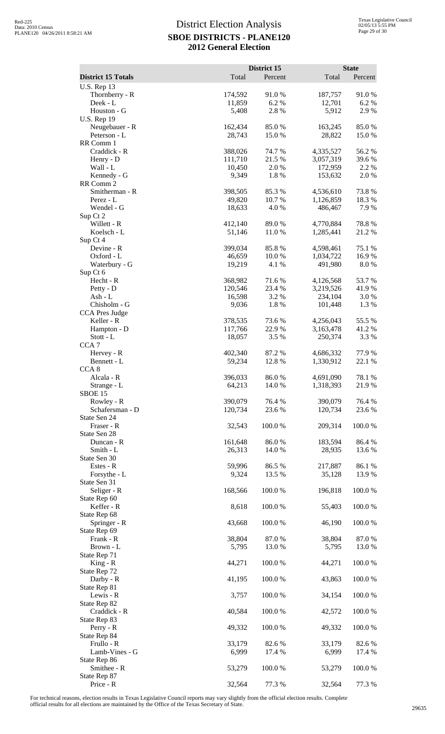# District Election Analysis

## SBOE DISTRICTS - PLANE120

## 2012 General Election

| District 15 Totals | District 15 Total | District 15 Percent | State Total | State Percent |
|---|---|---|---|---|
| U.S. Rep 13 | | | | |
| Thornberry - R | 174,592 | 91.0 % | 187,757 | 91.0 % |
| Deek - L | 11,859 | 6.2 % | 12,701 | 6.2 % |
| Houston - G | 5,408 | 2.8 % | 5,912 | 2.9 % |
| U.S. Rep 19 | | | | |
| Neugebauer - R | 162,434 | 85.0 % | 163,245 | 85.0 % |
| Peterson - L | 28,743 | 15.0 % | 28,822 | 15.0 % |
| RR Comm 1 | | | | |
| Craddick - R | 388,026 | 74.7 % | 4,335,527 | 56.2 % |
| Henry - D | 111,710 | 21.5 % | 3,057,319 | 39.6 % |
| Wall - L | 10,450 | 2.0 % | 172,959 | 2.2 % |
| Kennedy - G | 9,349 | 1.8 % | 153,632 | 2.0 % |
| RR Comm 2 | | | | |
| Smitherman - R | 398,505 | 85.3 % | 4,536,610 | 73.8 % |
| Perez - L | 49,820 | 10.7 % | 1,126,859 | 18.3 % |
| Wendel - G | 18,633 | 4.0 % | 486,467 | 7.9 % |
| Sup Ct 2 | | | | |
| Willett - R | 412,140 | 89.0 % | 4,770,884 | 78.8 % |
| Koelsch - L | 51,146 | 11.0 % | 1,285,441 | 21.2 % |
| Sup Ct 4 | | | | |
| Devine - R | 399,034 | 85.8 % | 4,598,461 | 75.1 % |
| Oxford - L | 46,659 | 10.0 % | 1,034,722 | 16.9 % |
| Waterbury - G | 19,219 | 4.1 % | 491,980 | 8.0 % |
| Sup Ct 6 | | | | |
| Hecht - R | 368,982 | 71.6 % | 4,126,568 | 53.7 % |
| Petty - D | 120,546 | 23.4 % | 3,219,526 | 41.9 % |
| Ash - L | 16,598 | 3.2 % | 234,104 | 3.0 % |
| Chisholm - G | 9,036 | 1.8 % | 101,448 | 1.3 % |
| CCA Pres Judge | | | | |
| Keller - R | 378,535 | 73.6 % | 4,256,043 | 55.5 % |
| Hampton - D | 117,766 | 22.9 % | 3,163,478 | 41.2 % |
| Stott - L | 18,057 | 3.5 % | 250,374 | 3.3 % |
| CCA 7 | | | | |
| Hervey - R | 402,340 | 87.2 % | 4,686,332 | 77.9 % |
| Bennett - L | 59,234 | 12.8 % | 1,330,912 | 22.1 % |
| CCA 8 | | | | |
| Alcala - R | 396,033 | 86.0 % | 4,691,090 | 78.1 % |
| Strange - L | 64,213 | 14.0 % | 1,318,393 | 21.9 % |
| SBOE 15 | | | | |
| Rowley - R | 390,079 | 76.4 % | 390,079 | 76.4 % |
| Schafersman - D | 120,734 | 23.6 % | 120,734 | 23.6 % |
| State Sen 24 | | | | |
| Fraser - R | 32,543 | 100.0 % | 209,314 | 100.0 % |
| State Sen 28 | | | | |
| Duncan - R | 161,648 | 86.0 % | 183,594 | 86.4 % |
| Smith - L | 26,313 | 14.0 % | 28,935 | 13.6 % |
| State Sen 30 | | | | |
| Estes - R | 59,996 | 86.5 % | 217,887 | 86.1 % |
| Forsythe - L | 9,324 | 13.5 % | 35,128 | 13.9 % |
| State Sen 31 | | | | |
| Seliger - R | 168,566 | 100.0 % | 196,818 | 100.0 % |
| State Rep 60 | | | | |
| Keffer - R | 8,618 | 100.0 % | 55,403 | 100.0 % |
| State Rep 68 | | | | |
| Springer - R | 43,668 | 100.0 % | 46,190 | 100.0 % |
| State Rep 69 | | | | |
| Frank - R | 38,804 | 87.0 % | 38,804 | 87.0 % |
| Brown - L | 5,795 | 13.0 % | 5,795 | 13.0 % |
| State Rep 71 | | | | |
| King - R | 44,271 | 100.0 % | 44,271 | 100.0 % |
| State Rep 72 | | | | |
| Darby - R | 41,195 | 100.0 % | 43,863 | 100.0 % |
| State Rep 81 | | | | |
| Lewis - R | 3,757 | 100.0 % | 34,154 | 100.0 % |
| State Rep 82 | | | | |
| Craddick - R | 40,584 | 100.0 % | 42,572 | 100.0 % |
| State Rep 83 | | | | |
| Perry - R | 49,332 | 100.0 % | 49,332 | 100.0 % |
| State Rep 84 | | | | |
| Frullo - R | 33,179 | 82.6 % | 33,179 | 82.6 % |
| Lamb-Vines - G | 6,999 | 17.4 % | 6,999 | 17.4 % |
| State Rep 86 | | | | |
| Smithee - R | 53,279 | 100.0 % | 53,279 | 100.0 % |
| State Rep 87 | | | | |
| Price - R | 32,564 | 77.3 % | 32,564 | 77.3 % |

For technical reasons, election results in Texas Legislative Council reports may vary slightly from the official election results. Complete official results for all elections are maintained by the Office of the Texas Secretary of State.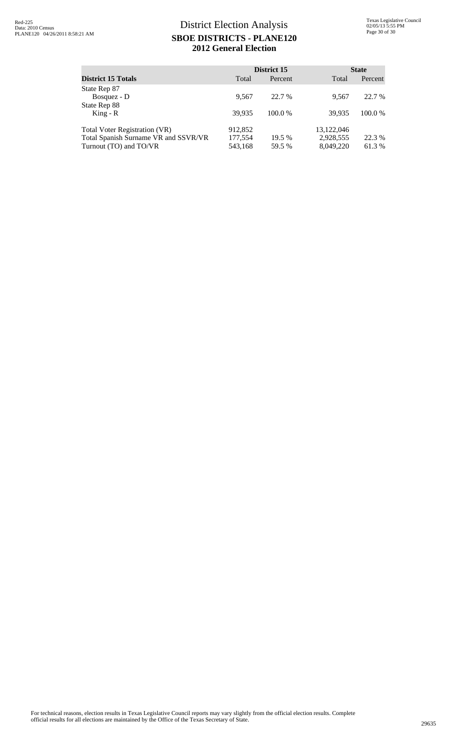# District Election Analysis

## SBOE DISTRICTS - PLANE120

## 2012 General Election

| | District 15 | | State | |
|---|---|---|---|---|
| **District 15 Totals** | Total | Percent | Total | Percent |
| State Rep 87 | | | | |
| Bosquez - D | 9,567 | 22.7 % | 9,567 | 22.7 % |
| State Rep 88 | | | | |
| King - R | 39,935 | 100.0 % | 39,935 | 100.0 % |
| Total Voter Registration (VR) | 912,852 | | 13,122,046 | |
| Total Spanish Surname VR and SSVR/VR | 177,554 | 19.5 % | 2,928,555 | 22.3 % |
| Turnout (TO) and TO/VR | 543,168 | 59.5 % | 8,049,220 | 61.3 % |

For technical reasons, election results in Texas Legislative Council reports may vary slightly from the official election results. Complete official results for all elections are maintained by the Office of the Texas Secretary of State.